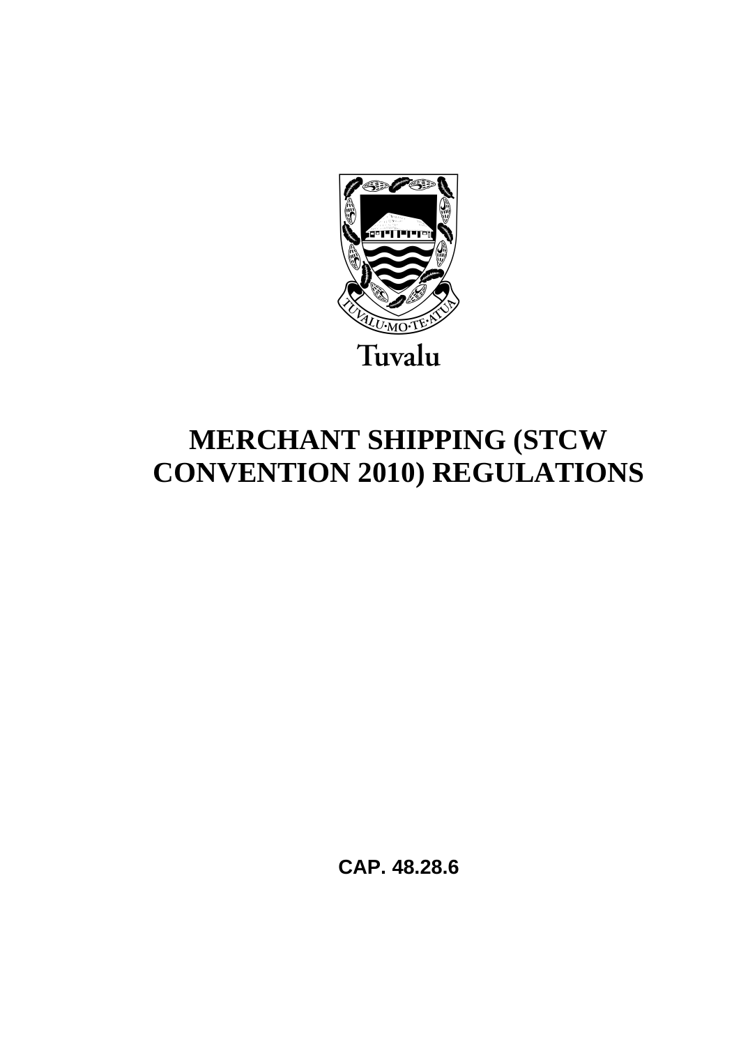Tuvalu

# MERCHANT SHIPPING (STCW CONVENTION 2010) REGULATIONS

**CAP. 48.28.6**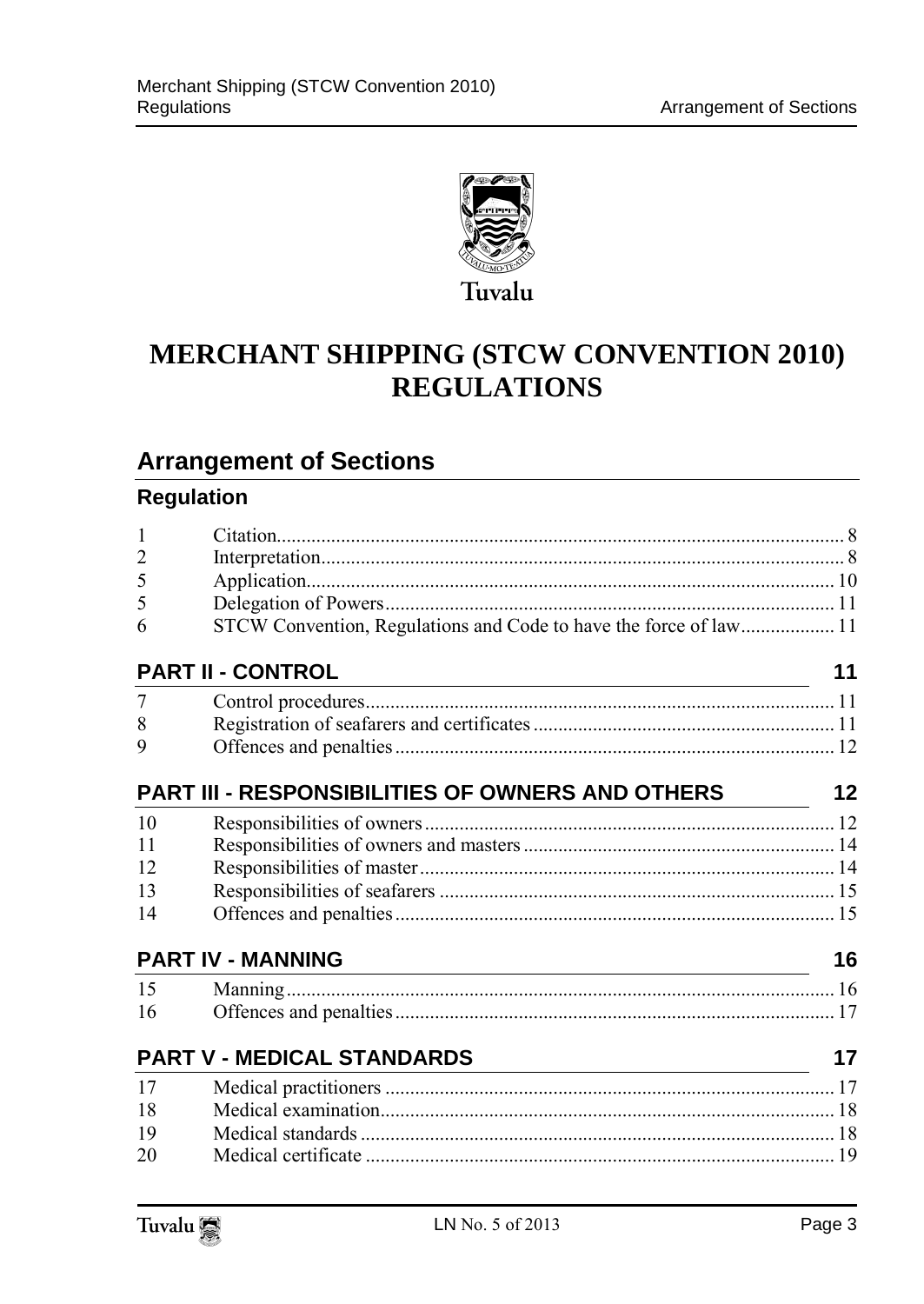Tuvalu

# MERCHANT SHIPPING (STCW CONVENTION 2010) REGULATIONS

## Arrangement of Sections

### Regulation

| | | |
|---|---|---|
| 1 | Citation | 8 |
| 2 | Interpretation | 8 |
| 5 | Application | 10 |
| 5 | Delegation of Powers | 11 |
| 6 | STCW Convention, Regulations and Code to have the force of law | 11 |

### PART II - CONTROL — 11

| | | |
|---|---|---|
| 7 | Control procedures | 11 |
| 8 | Registration of seafarers and certificates | 11 |
| 9 | Offences and penalties | 12 |

### PART III - RESPONSIBILITIES OF OWNERS AND OTHERS — 12

| | | |
|---|---|---|
| 10 | Responsibilities of owners | 12 |
| 11 | Responsibilities of owners and masters | 14 |
| 12 | Responsibilities of master | 14 |
| 13 | Responsibilities of seafarers | 15 |
| 14 | Offences and penalties | 15 |

### PART IV - MANNING — 16

| | | |
|---|---|---|
| 15 | Manning | 16 |
| 16 | Offences and penalties | 17 |

### PART V - MEDICAL STANDARDS — 17

| | | |
|---|---|---|
| 17 | Medical practitioners | 17 |
| 18 | Medical examination | 18 |
| 19 | Medical standards | 18 |
| 20 | Medical certificate | 19 |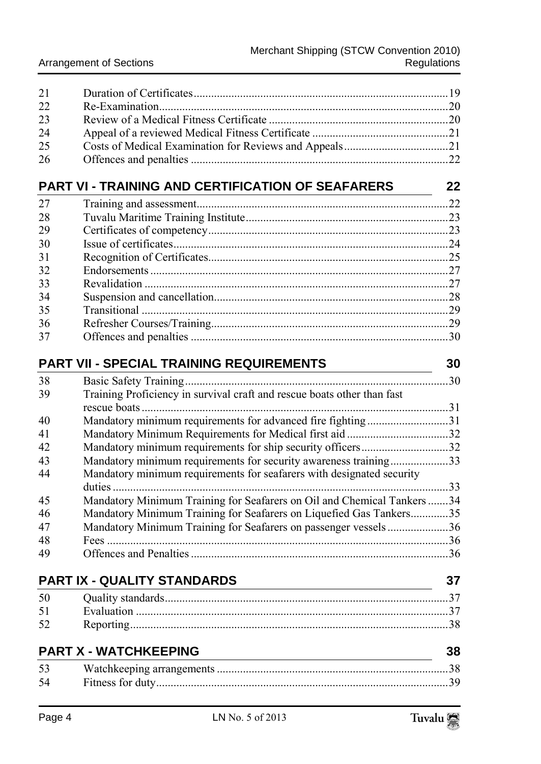| | | |
|---|---|---|
| 21 | Duration of Certificates | 19 |
| 22 | Re-Examination | 20 |
| 23 | Review of a Medical Fitness Certificate | 20 |
| 24 | Appeal of a reviewed Medical Fitness Certificate | 21 |
| 25 | Costs of Medical Examination for Reviews and Appeals | 21 |
| 26 | Offences and penalties | 22 |

## PART VI - TRAINING AND CERTIFICATION OF SEAFARERS — 22

| | | |
|---|---|---|
| 27 | Training and assessment | 22 |
| 28 | Tuvalu Maritime Training Institute | 23 |
| 29 | Certificates of competency | 23 |
| 30 | Issue of certificates | 24 |
| 31 | Recognition of Certificates | 25 |
| 32 | Endorsements | 27 |
| 33 | Revalidation | 27 |
| 34 | Suspension and cancellation | 28 |
| 35 | Transitional | 29 |
| 36 | Refresher Courses/Training | 29 |
| 37 | Offences and penalties | 30 |

## PART VII - SPECIAL TRAINING REQUIREMENTS — 30

| | | |
|---|---|---|
| 38 | Basic Safety Training | 30 |
| 39 | Training Proficiency in survival craft and rescue boats other than fast rescue boats | 31 |
| 40 | Mandatory minimum requirements for advanced fire fighting | 31 |
| 41 | Mandatory Minimum Requirements for Medical first aid | 32 |
| 42 | Mandatory minimum requirements for ship security officers | 32 |
| 43 | Mandatory minimum requirements for security awareness training | 33 |
| 44 | Mandatory minimum requirements for seafarers with designated security duties | 33 |
| 45 | Mandatory Minimum Training for Seafarers on Oil and Chemical Tankers | 34 |
| 46 | Mandatory Minimum Training for Seafarers on Liquefied Gas Tankers | 35 |
| 47 | Mandatory Minimum Training for Seafarers on passenger vessels | 36 |
| 48 | Fees | 36 |
| 49 | Offences and Penalties | 36 |

## PART IX - QUALITY STANDARDS — 37

| | | |
|---|---|---|
| 50 | Quality standards | 37 |
| 51 | Evaluation | 37 |
| 52 | Reporting | 38 |

## PART X - WATCHKEEPING — 38

| | | |
|---|---|---|
| 53 | Watchkeeping arrangements | 38 |
| 54 | Fitness for duty | 39 |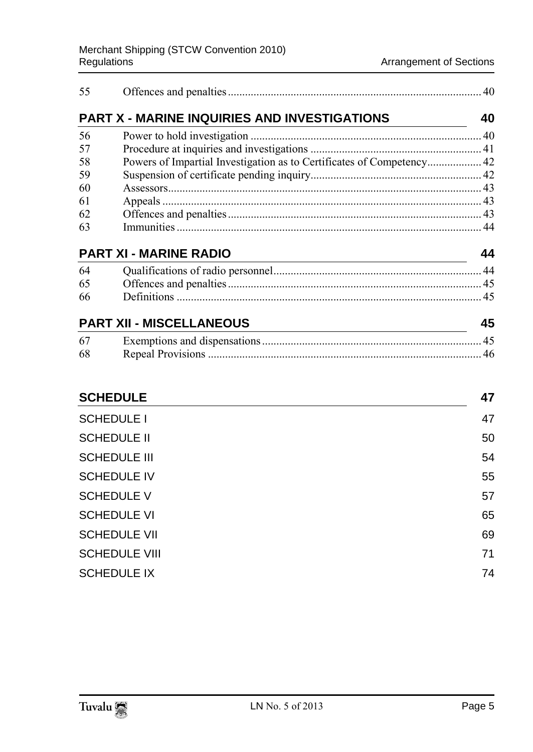55 Offences and penalties ..... 40

## PART X - MARINE INQUIRIES AND INVESTIGATIONS 40

56 Power to hold investigation ..... 40
57 Procedure at inquiries and investigations ..... 41
58 Powers of Impartial Investigation as to Certificates of Competency ..... 42
59 Suspension of certificate pending inquiry ..... 42
60 Assessors ..... 43
61 Appeals ..... 43
62 Offences and penalties ..... 43
63 Immunities ..... 44

## PART XI - MARINE RADIO 44

64 Qualifications of radio personnel ..... 44
65 Offences and penalties ..... 45
66 Definitions ..... 45

## PART XII - MISCELLANEOUS 45

67 Exemptions and dispensations ..... 45
68 Repeal Provisions ..... 46

## SCHEDULE 47

SCHEDULE I 47
SCHEDULE II 50
SCHEDULE III 54
SCHEDULE IV 55
SCHEDULE V 57
SCHEDULE VI 65
SCHEDULE VII 69
SCHEDULE VIII 71
SCHEDULE IX 74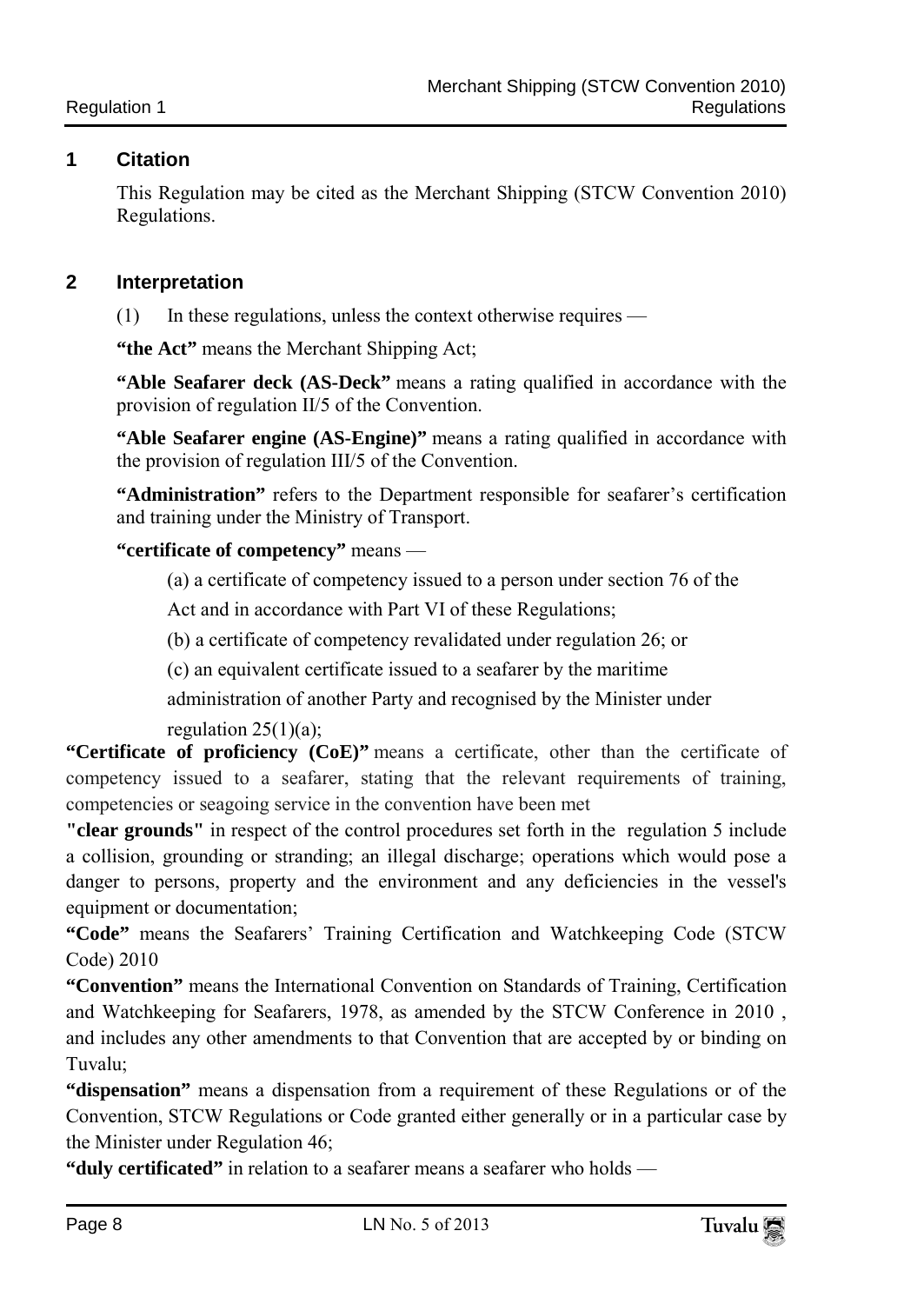## 1 Citation

This Regulation may be cited as the Merchant Shipping (STCW Convention 2010) Regulations.

## 2 Interpretation

(1) In these regulations, unless the context otherwise requires —

**"the Act"** means the Merchant Shipping Act;

**"Able Seafarer deck (AS-Deck"** means a rating qualified in accordance with the provision of regulation II/5 of the Convention.

**"Able Seafarer engine (AS-Engine)"** means a rating qualified in accordance with the provision of regulation III/5 of the Convention.

**"Administration"** refers to the Department responsible for seafarer's certification and training under the Ministry of Transport.

**"certificate of competency"** means —

(a) a certificate of competency issued to a person under section 76 of the Act and in accordance with Part VI of these Regulations;

(b) a certificate of competency revalidated under regulation 26; or

(c) an equivalent certificate issued to a seafarer by the maritime administration of another Party and recognised by the Minister under regulation 25(1)(a);

**"Certificate of proficiency (CoE)"** means a certificate, other than the certificate of competency issued to a seafarer, stating that the relevant requirements of training, competencies or seagoing service in the convention have been met

**"clear grounds"** in respect of the control procedures set forth in the regulation 5 include a collision, grounding or stranding; an illegal discharge; operations which would pose a danger to persons, property and the environment and any deficiencies in the vessel's equipment or documentation;

**"Code"** means the Seafarers' Training Certification and Watchkeeping Code (STCW Code) 2010

**"Convention"** means the International Convention on Standards of Training, Certification and Watchkeeping for Seafarers, 1978, as amended by the STCW Conference in 2010 , and includes any other amendments to that Convention that are accepted by or binding on Tuvalu;

**"dispensation"** means a dispensation from a requirement of these Regulations or of the Convention, STCW Regulations or Code granted either generally or in a particular case by the Minister under Regulation 46;

**"duly certificated"** in relation to a seafarer means a seafarer who holds —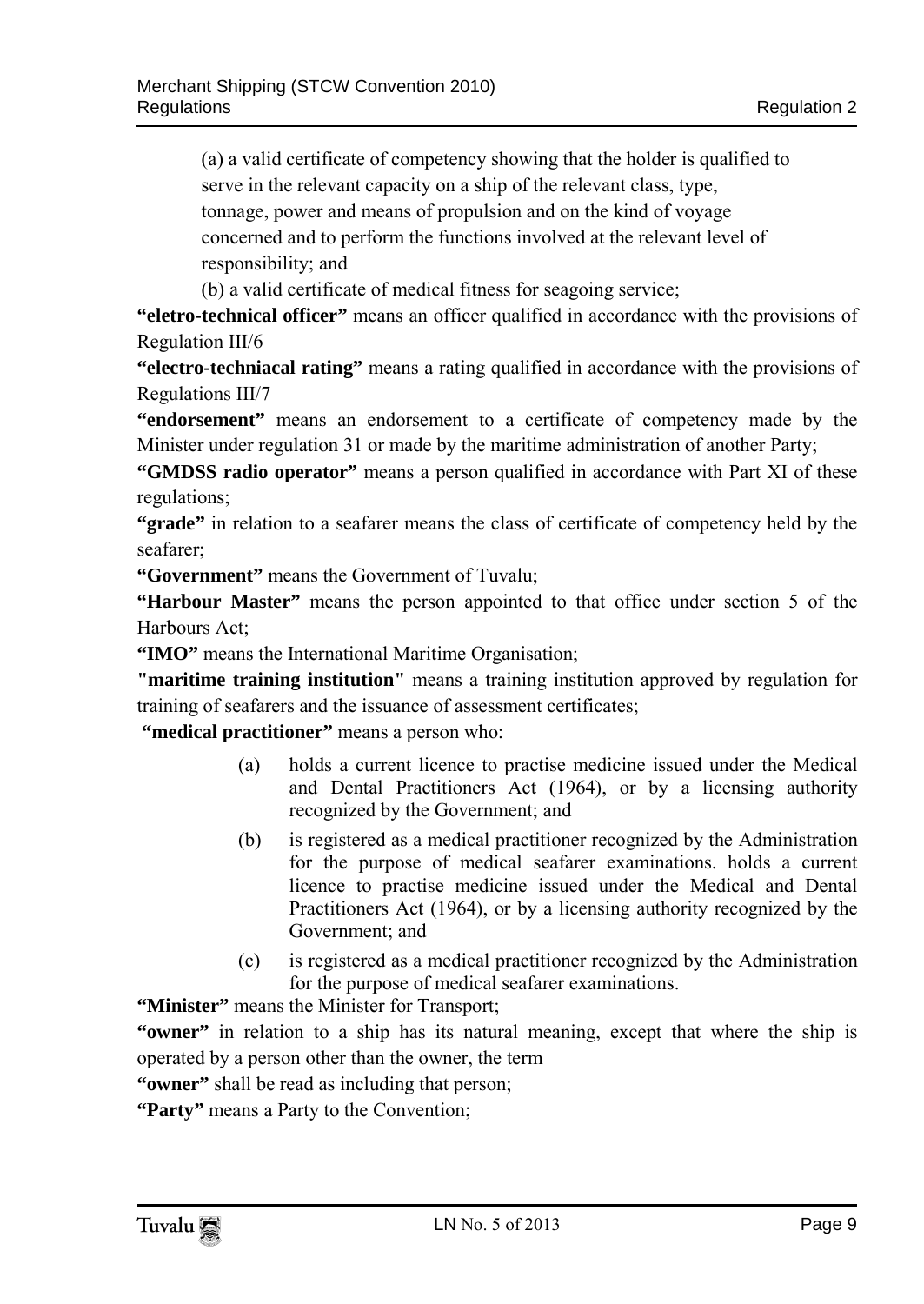(a) a valid certificate of competency showing that the holder is qualified to serve in the relevant capacity on a ship of the relevant class, type, tonnage, power and means of propulsion and on the kind of voyage concerned and to perform the functions involved at the relevant level of responsibility; and

(b) a valid certificate of medical fitness for seagoing service;

**"eletro-technical officer"** means an officer qualified in accordance with the provisions of Regulation III/6

**"electro-techniacal rating"** means a rating qualified in accordance with the provisions of Regulations III/7

**"endorsement"** means an endorsement to a certificate of competency made by the Minister under regulation 31 or made by the maritime administration of another Party;

**"GMDSS radio operator"** means a person qualified in accordance with Part XI of these regulations;

**"grade"** in relation to a seafarer means the class of certificate of competency held by the seafarer;

**"Government"** means the Government of Tuvalu;

**"Harbour Master"** means the person appointed to that office under section 5 of the Harbours Act;

**"IMO"** means the International Maritime Organisation;

**"maritime training institution"** means a training institution approved by regulation for training of seafarers and the issuance of assessment certificates;

**"medical practitioner"** means a person who:

(a) holds a current licence to practise medicine issued under the Medical and Dental Practitioners Act (1964), or by a licensing authority recognized by the Government; and

(b) is registered as a medical practitioner recognized by the Administration for the purpose of medical seafarer examinations. holds a current licence to practise medicine issued under the Medical and Dental Practitioners Act (1964), or by a licensing authority recognized by the Government; and

(c) is registered as a medical practitioner recognized by the Administration for the purpose of medical seafarer examinations.

**"Minister"** means the Minister for Transport;

**"owner"** in relation to a ship has its natural meaning, except that where the ship is operated by a person other than the owner, the term

**"owner"** shall be read as including that person;

**"Party"** means a Party to the Convention;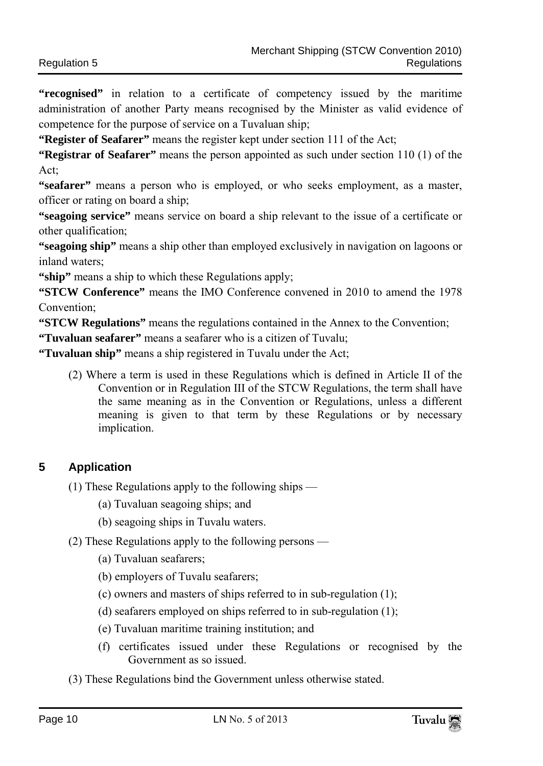**"recognised"** in relation to a certificate of competency issued by the maritime administration of another Party means recognised by the Minister as valid evidence of competence for the purpose of service on a Tuvaluan ship;

**"Register of Seafarer"** means the register kept under section 111 of the Act;

**"Registrar of Seafarer"** means the person appointed as such under section 110 (1) of the Act;

**"seafarer"** means a person who is employed, or who seeks employment, as a master, officer or rating on board a ship;

**"seagoing service"** means service on board a ship relevant to the issue of a certificate or other qualification;

**"seagoing ship"** means a ship other than employed exclusively in navigation on lagoons or inland waters;

**"ship"** means a ship to which these Regulations apply;

**"STCW Conference"** means the IMO Conference convened in 2010 to amend the 1978 Convention;

**"STCW Regulations"** means the regulations contained in the Annex to the Convention;

**"Tuvaluan seafarer"** means a seafarer who is a citizen of Tuvalu;

**"Tuvaluan ship"** means a ship registered in Tuvalu under the Act;

(2) Where a term is used in these Regulations which is defined in Article II of the Convention or in Regulation III of the STCW Regulations, the term shall have the same meaning as in the Convention or Regulations, unless a different meaning is given to that term by these Regulations or by necessary implication.

## 5 Application

(1) These Regulations apply to the following ships —

(a) Tuvaluan seagoing ships; and

(b) seagoing ships in Tuvalu waters.

(2) These Regulations apply to the following persons —

(a) Tuvaluan seafarers;

(b) employers of Tuvalu seafarers;

(c) owners and masters of ships referred to in sub-regulation (1);

(d) seafarers employed on ships referred to in sub-regulation (1);

(e) Tuvaluan maritime training institution; and

(f) certificates issued under these Regulations or recognised by the Government as so issued.

(3) These Regulations bind the Government unless otherwise stated.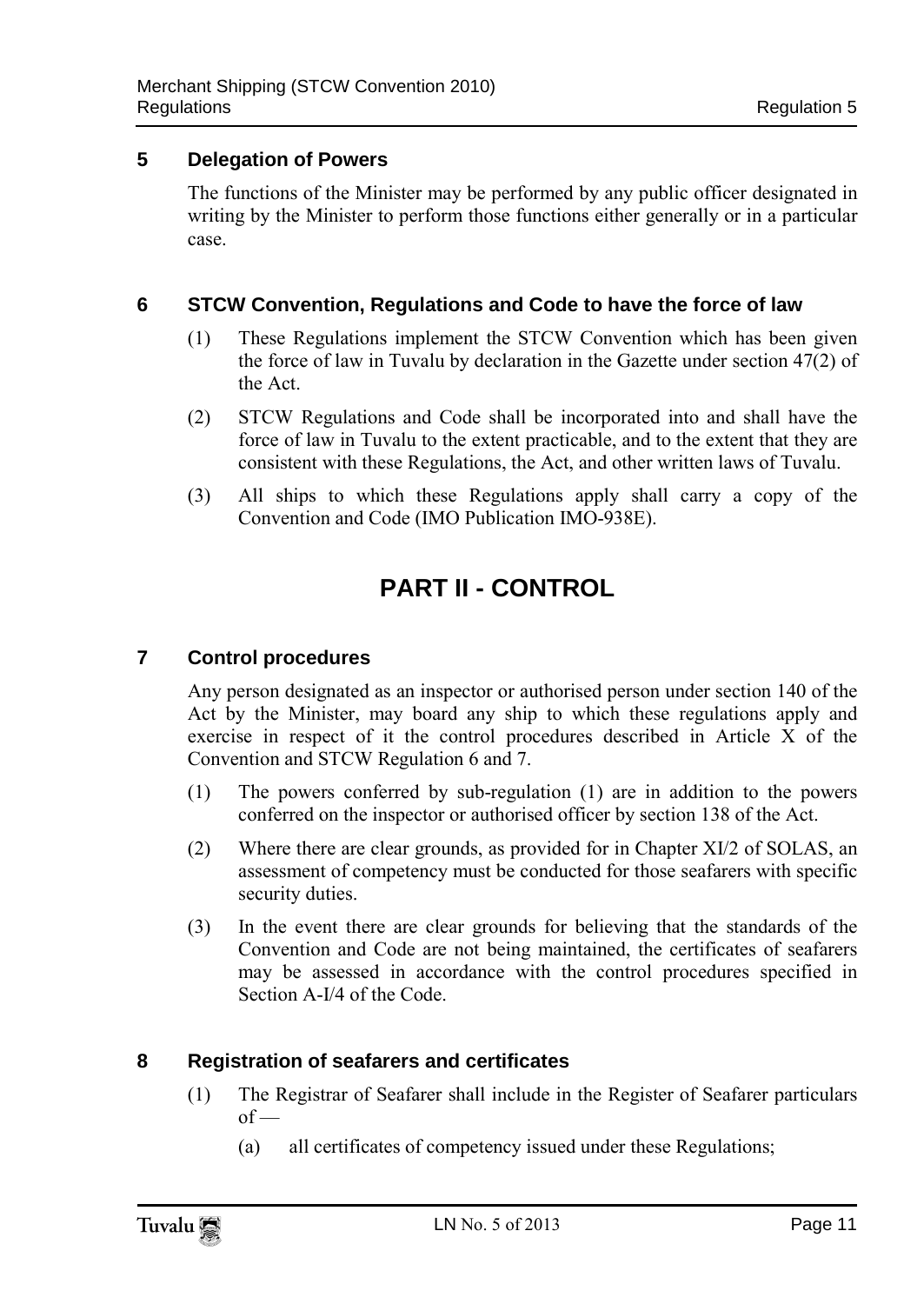### 5 Delegation of Powers

The functions of the Minister may be performed by any public officer designated in writing by the Minister to perform those functions either generally or in a particular case.

### 6 STCW Convention, Regulations and Code to have the force of law

(1) These Regulations implement the STCW Convention which has been given the force of law in Tuvalu by declaration in the Gazette under section 47(2) of the Act.

(2) STCW Regulations and Code shall be incorporated into and shall have the force of law in Tuvalu to the extent practicable, and to the extent that they are consistent with these Regulations, the Act, and other written laws of Tuvalu.

(3) All ships to which these Regulations apply shall carry a copy of the Convention and Code (IMO Publication IMO-938E).

## PART II - CONTROL

### 7 Control procedures

Any person designated as an inspector or authorised person under section 140 of the Act by the Minister, may board any ship to which these regulations apply and exercise in respect of it the control procedures described in Article X of the Convention and STCW Regulation 6 and 7.

(1) The powers conferred by sub-regulation (1) are in addition to the powers conferred on the inspector or authorised officer by section 138 of the Act.

(2) Where there are clear grounds, as provided for in Chapter XI/2 of SOLAS, an assessment of competency must be conducted for those seafarers with specific security duties.

(3) In the event there are clear grounds for believing that the standards of the Convention and Code are not being maintained, the certificates of seafarers may be assessed in accordance with the control procedures specified in Section A-I/4 of the Code.

### 8 Registration of seafarers and certificates

(1) The Registrar of Seafarer shall include in the Register of Seafarer particulars of —

(a) all certificates of competency issued under these Regulations;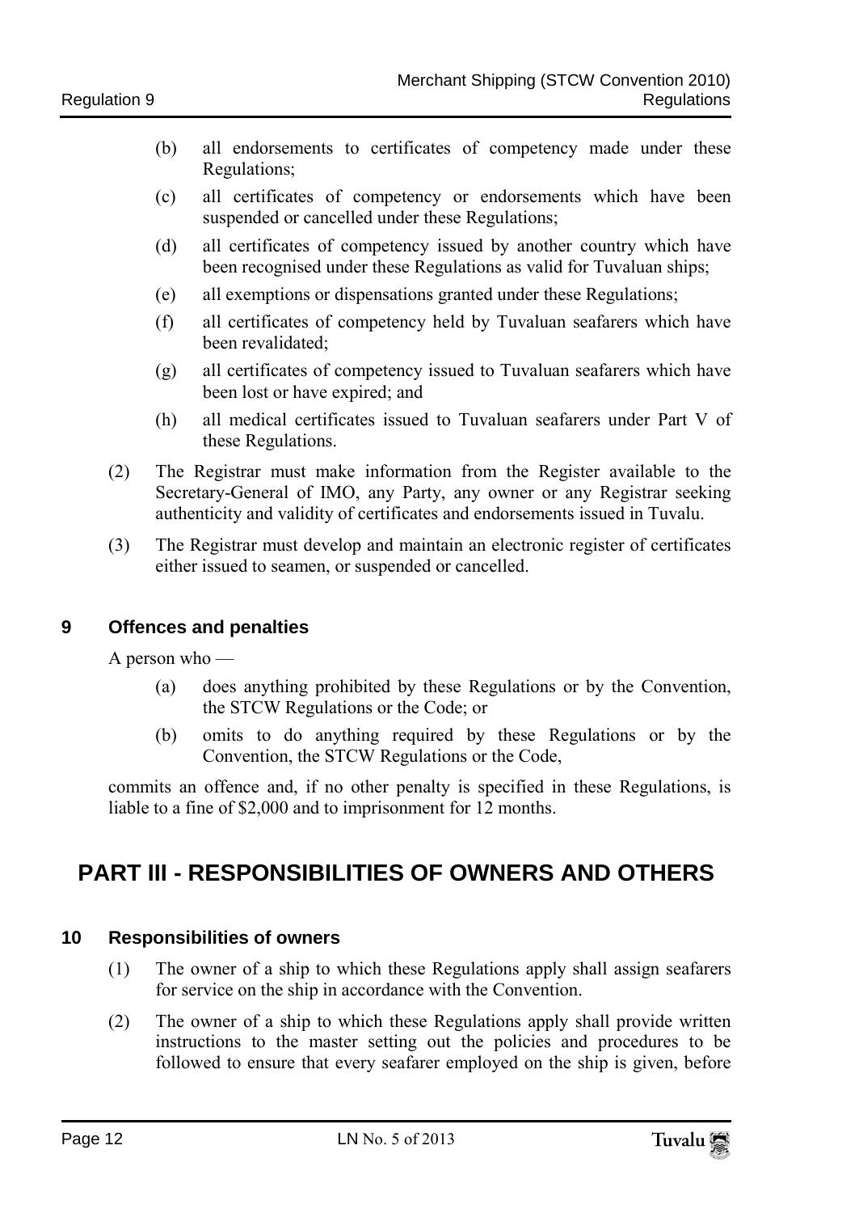(b) all endorsements to certificates of competency made under these Regulations;

(c) all certificates of competency or endorsements which have been suspended or cancelled under these Regulations;

(d) all certificates of competency issued by another country which have been recognised under these Regulations as valid for Tuvaluan ships;

(e) all exemptions or dispensations granted under these Regulations;

(f) all certificates of competency held by Tuvaluan seafarers which have been revalidated;

(g) all certificates of competency issued to Tuvaluan seafarers which have been lost or have expired; and

(h) all medical certificates issued to Tuvaluan seafarers under Part V of these Regulations.

(2) The Registrar must make information from the Register available to the Secretary-General of IMO, any Party, any owner or any Registrar seeking authenticity and validity of certificates and endorsements issued in Tuvalu.

(3) The Registrar must develop and maintain an electronic register of certificates either issued to seamen, or suspended or cancelled.

### 9 Offences and penalties

A person who —

(a) does anything prohibited by these Regulations or by the Convention, the STCW Regulations or the Code; or

(b) omits to do anything required by these Regulations or by the Convention, the STCW Regulations or the Code,

commits an offence and, if no other penalty is specified in these Regulations, is liable to a fine of $2,000 and to imprisonment for 12 months.

## PART III - RESPONSIBILITIES OF OWNERS AND OTHERS

### 10 Responsibilities of owners

(1) The owner of a ship to which these Regulations apply shall assign seafarers for service on the ship in accordance with the Convention.

(2) The owner of a ship to which these Regulations apply shall provide written instructions to the master setting out the policies and procedures to be followed to ensure that every seafarer employed on the ship is given, before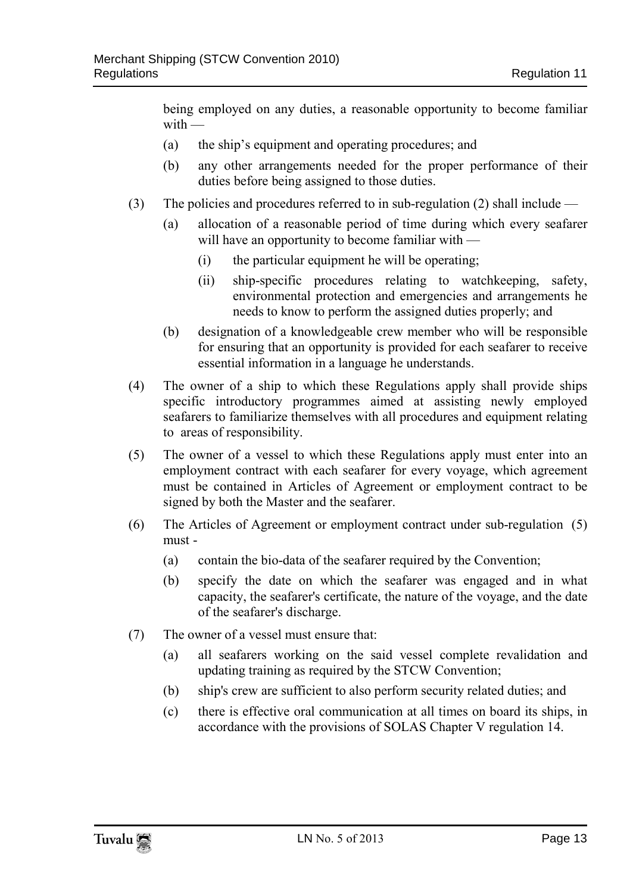being employed on any duties, a reasonable opportunity to become familiar with —

(a) the ship's equipment and operating procedures; and

(b) any other arrangements needed for the proper performance of their duties before being assigned to those duties.

(3) The policies and procedures referred to in sub-regulation (2) shall include —

(a) allocation of a reasonable period of time during which every seafarer will have an opportunity to become familiar with —

(i) the particular equipment he will be operating;

(ii) ship-specific procedures relating to watchkeeping, safety, environmental protection and emergencies and arrangements he needs to know to perform the assigned duties properly; and

(b) designation of a knowledgeable crew member who will be responsible for ensuring that an opportunity is provided for each seafarer to receive essential information in a language he understands.

(4) The owner of a ship to which these Regulations apply shall provide ships specific introductory programmes aimed at assisting newly employed seafarers to familiarize themselves with all procedures and equipment relating to areas of responsibility.

(5) The owner of a vessel to which these Regulations apply must enter into an employment contract with each seafarer for every voyage, which agreement must be contained in Articles of Agreement or employment contract to be signed by both the Master and the seafarer.

(6) The Articles of Agreement or employment contract under sub-regulation (5) must -

(a) contain the bio-data of the seafarer required by the Convention;

(b) specify the date on which the seafarer was engaged and in what capacity, the seafarer's certificate, the nature of the voyage, and the date of the seafarer's discharge.

(7) The owner of a vessel must ensure that:

(a) all seafarers working on the said vessel complete revalidation and updating training as required by the STCW Convention;

(b) ship's crew are sufficient to also perform security related duties; and

(c) there is effective oral communication at all times on board its ships, in accordance with the provisions of SOLAS Chapter V regulation 14.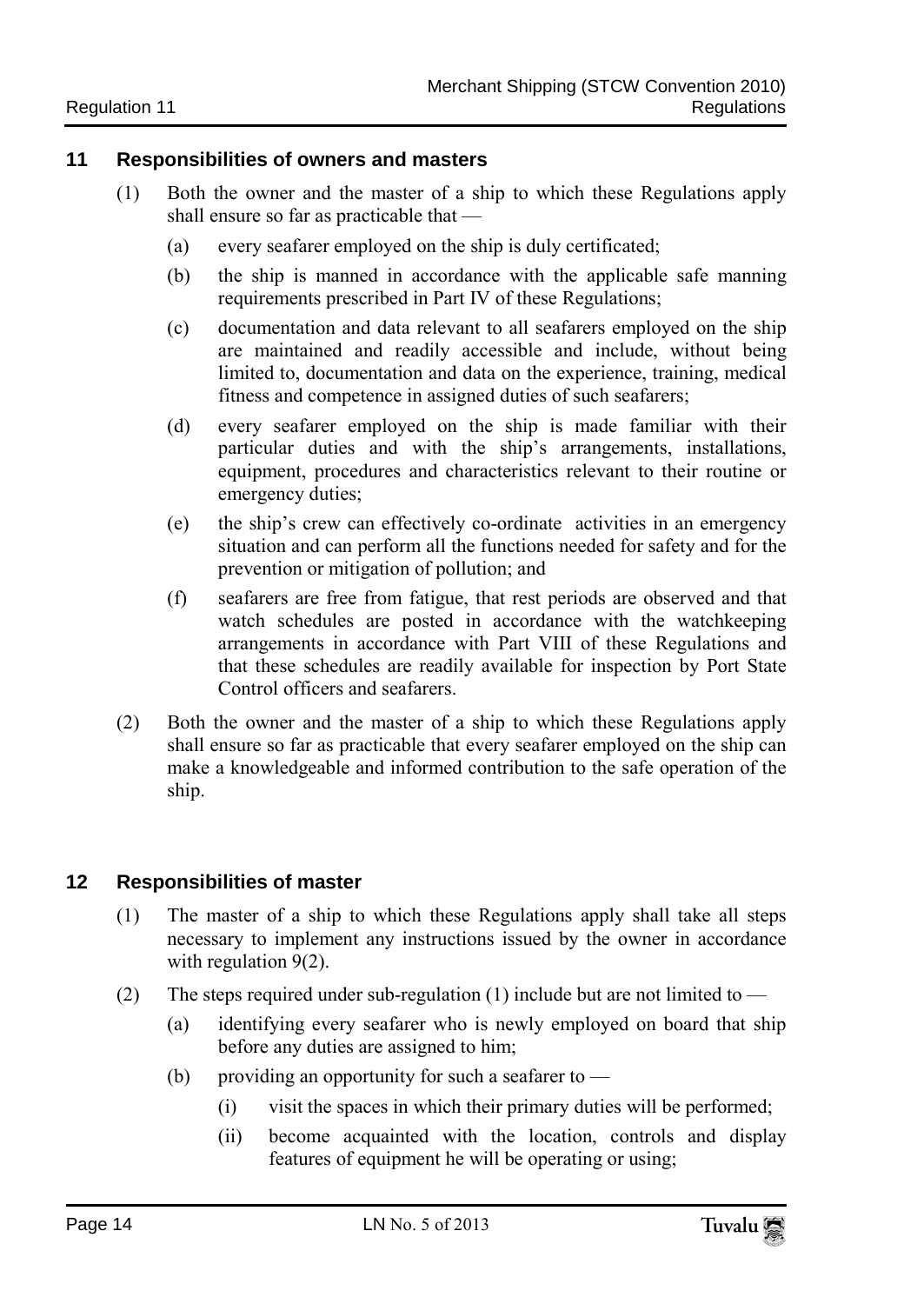## 11 Responsibilities of owners and masters

(1) Both the owner and the master of a ship to which these Regulations apply shall ensure so far as practicable that —

(a) every seafarer employed on the ship is duly certificated;

(b) the ship is manned in accordance with the applicable safe manning requirements prescribed in Part IV of these Regulations;

(c) documentation and data relevant to all seafarers employed on the ship are maintained and readily accessible and include, without being limited to, documentation and data on the experience, training, medical fitness and competence in assigned duties of such seafarers;

(d) every seafarer employed on the ship is made familiar with their particular duties and with the ship's arrangements, installations, equipment, procedures and characteristics relevant to their routine or emergency duties;

(e) the ship's crew can effectively co-ordinate activities in an emergency situation and can perform all the functions needed for safety and for the prevention or mitigation of pollution; and

(f) seafarers are free from fatigue, that rest periods are observed and that watch schedules are posted in accordance with the watchkeeping arrangements in accordance with Part VIII of these Regulations and that these schedules are readily available for inspection by Port State Control officers and seafarers.

(2) Both the owner and the master of a ship to which these Regulations apply shall ensure so far as practicable that every seafarer employed on the ship can make a knowledgeable and informed contribution to the safe operation of the ship.

## 12 Responsibilities of master

(1) The master of a ship to which these Regulations apply shall take all steps necessary to implement any instructions issued by the owner in accordance with regulation 9(2).

(2) The steps required under sub-regulation (1) include but are not limited to —

(a) identifying every seafarer who is newly employed on board that ship before any duties are assigned to him;

(b) providing an opportunity for such a seafarer to —

(i) visit the spaces in which their primary duties will be performed;

(ii) become acquainted with the location, controls and display features of equipment he will be operating or using;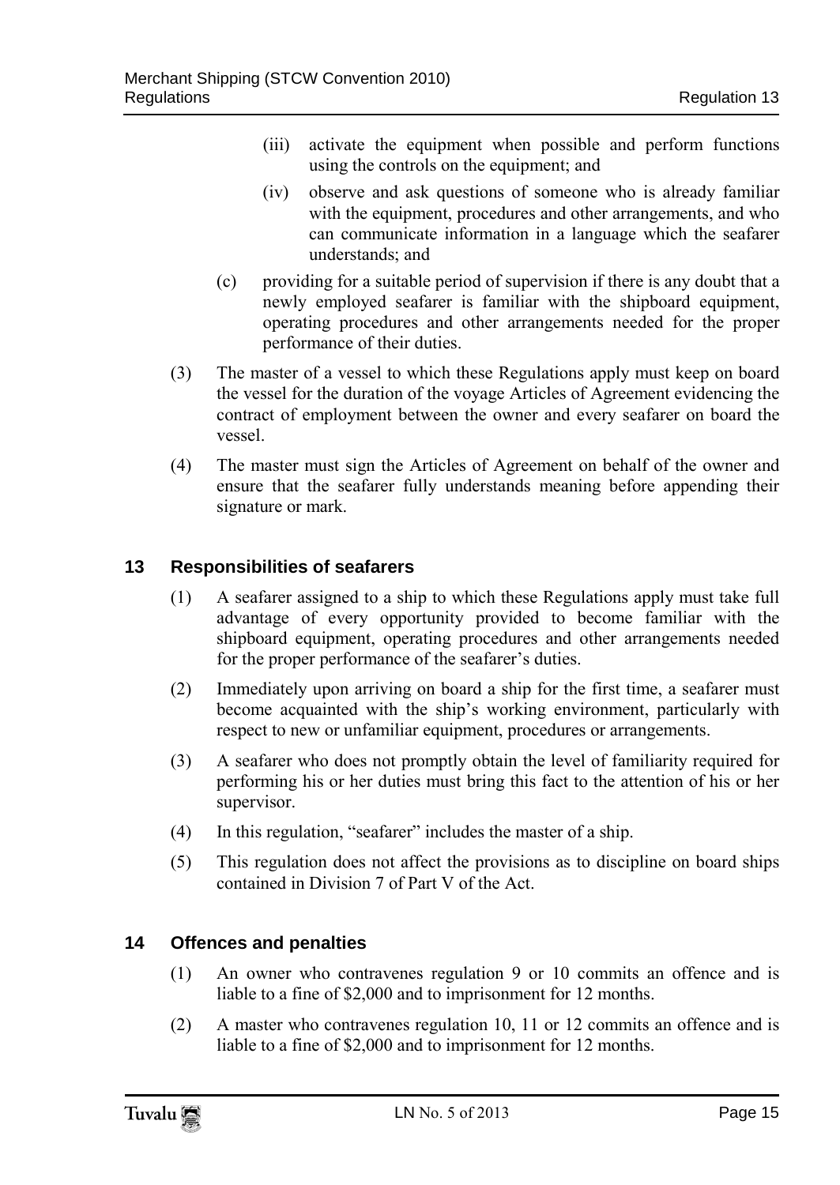(iii) activate the equipment when possible and perform functions using the controls on the equipment; and

(iv) observe and ask questions of someone who is already familiar with the equipment, procedures and other arrangements, and who can communicate information in a language which the seafarer understands; and

(c) providing for a suitable period of supervision if there is any doubt that a newly employed seafarer is familiar with the shipboard equipment, operating procedures and other arrangements needed for the proper performance of their duties.

(3) The master of a vessel to which these Regulations apply must keep on board the vessel for the duration of the voyage Articles of Agreement evidencing the contract of employment between the owner and every seafarer on board the vessel.

(4) The master must sign the Articles of Agreement on behalf of the owner and ensure that the seafarer fully understands meaning before appending their signature or mark.

## 13 Responsibilities of seafarers

(1) A seafarer assigned to a ship to which these Regulations apply must take full advantage of every opportunity provided to become familiar with the shipboard equipment, operating procedures and other arrangements needed for the proper performance of the seafarer's duties.

(2) Immediately upon arriving on board a ship for the first time, a seafarer must become acquainted with the ship's working environment, particularly with respect to new or unfamiliar equipment, procedures or arrangements.

(3) A seafarer who does not promptly obtain the level of familiarity required for performing his or her duties must bring this fact to the attention of his or her supervisor.

(4) In this regulation, "seafarer" includes the master of a ship.

(5) This regulation does not affect the provisions as to discipline on board ships contained in Division 7 of Part V of the Act.

## 14 Offences and penalties

(1) An owner who contravenes regulation 9 or 10 commits an offence and is liable to a fine of $2,000 and to imprisonment for 12 months.

(2) A master who contravenes regulation 10, 11 or 12 commits an offence and is liable to a fine of $2,000 and to imprisonment for 12 months.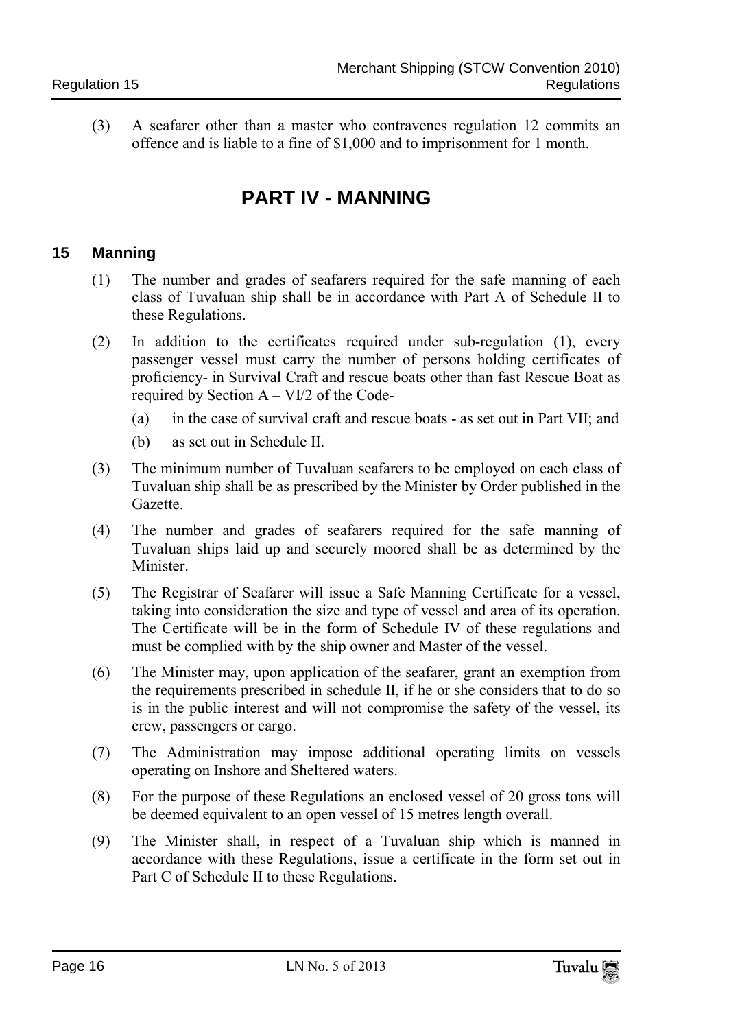(3) A seafarer other than a master who contravenes regulation 12 commits an offence and is liable to a fine of $1,000 and to imprisonment for 1 month.

# PART IV - MANNING

## 15 Manning

(1) The number and grades of seafarers required for the safe manning of each class of Tuvaluan ship shall be in accordance with Part A of Schedule II to these Regulations.

(2) In addition to the certificates required under sub-regulation (1), every passenger vessel must carry the number of persons holding certificates of proficiency- in Survival Craft and rescue boats other than fast Rescue Boat as required by Section A – VI/2 of the Code-

(a) in the case of survival craft and rescue boats - as set out in Part VII; and

(b) as set out in Schedule II.

(3) The minimum number of Tuvaluan seafarers to be employed on each class of Tuvaluan ship shall be as prescribed by the Minister by Order published in the Gazette.

(4) The number and grades of seafarers required for the safe manning of Tuvaluan ships laid up and securely moored shall be as determined by the Minister.

(5) The Registrar of Seafarer will issue a Safe Manning Certificate for a vessel, taking into consideration the size and type of vessel and area of its operation. The Certificate will be in the form of Schedule IV of these regulations and must be complied with by the ship owner and Master of the vessel.

(6) The Minister may, upon application of the seafarer, grant an exemption from the requirements prescribed in schedule II, if he or she considers that to do so is in the public interest and will not compromise the safety of the vessel, its crew, passengers or cargo.

(7) The Administration may impose additional operating limits on vessels operating on Inshore and Sheltered waters.

(8) For the purpose of these Regulations an enclosed vessel of 20 gross tons will be deemed equivalent to an open vessel of 15 metres length overall.

(9) The Minister shall, in respect of a Tuvaluan ship which is manned in accordance with these Regulations, issue a certificate in the form set out in Part C of Schedule II to these Regulations.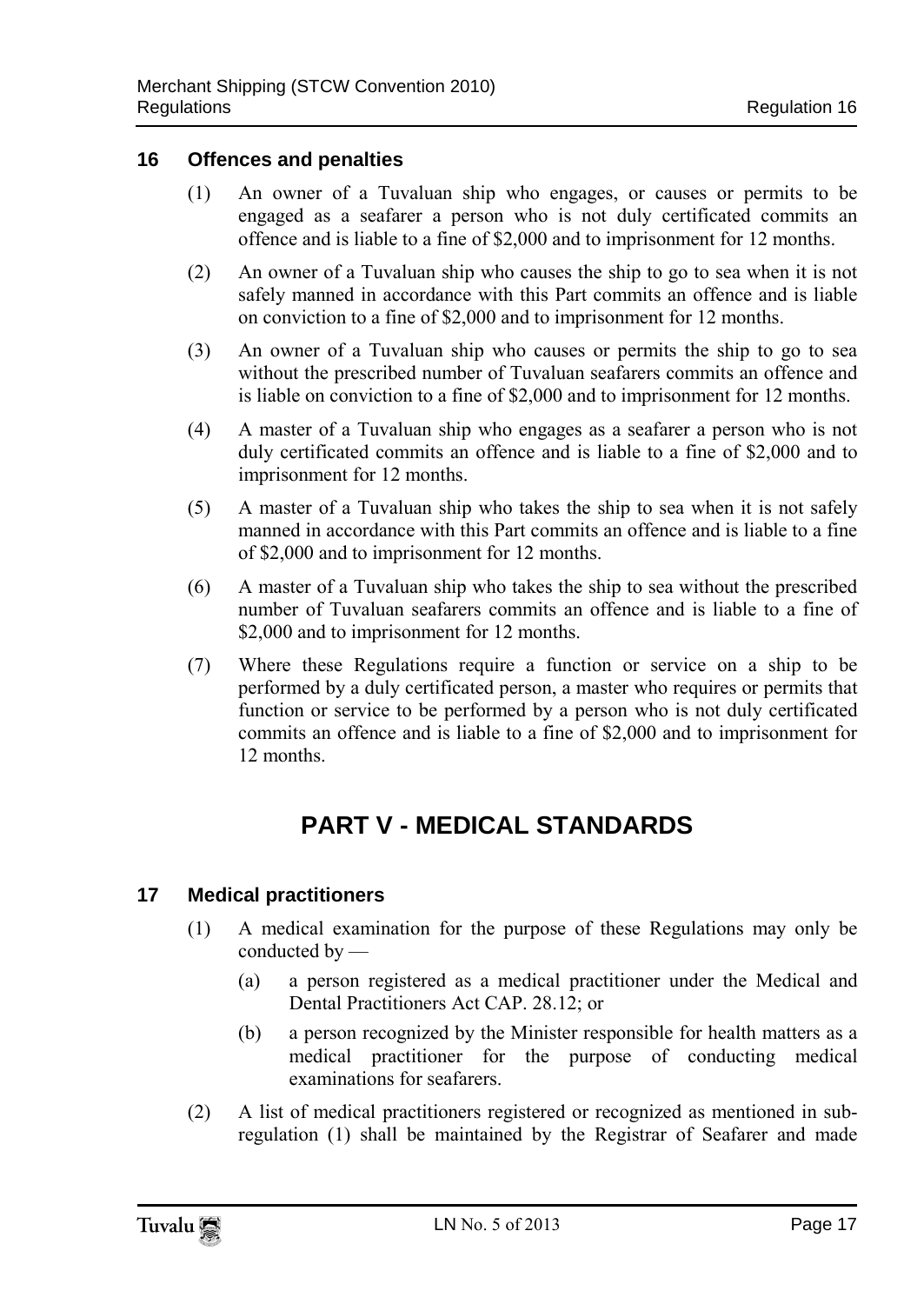### 16 Offences and penalties

(1) An owner of a Tuvaluan ship who engages, or causes or permits to be engaged as a seafarer a person who is not duly certificated commits an offence and is liable to a fine of $2,000 and to imprisonment for 12 months.

(2) An owner of a Tuvaluan ship who causes the ship to go to sea when it is not safely manned in accordance with this Part commits an offence and is liable on conviction to a fine of $2,000 and to imprisonment for 12 months.

(3) An owner of a Tuvaluan ship who causes or permits the ship to go to sea without the prescribed number of Tuvaluan seafarers commits an offence and is liable on conviction to a fine of $2,000 and to imprisonment for 12 months.

(4) A master of a Tuvaluan ship who engages as a seafarer a person who is not duly certificated commits an offence and is liable to a fine of $2,000 and to imprisonment for 12 months.

(5) A master of a Tuvaluan ship who takes the ship to sea when it is not safely manned in accordance with this Part commits an offence and is liable to a fine of $2,000 and to imprisonment for 12 months.

(6) A master of a Tuvaluan ship who takes the ship to sea without the prescribed number of Tuvaluan seafarers commits an offence and is liable to a fine of $2,000 and to imprisonment for 12 months.

(7) Where these Regulations require a function or service on a ship to be performed by a duly certificated person, a master who requires or permits that function or service to be performed by a person who is not duly certificated commits an offence and is liable to a fine of $2,000 and to imprisonment for 12 months.

## PART V - MEDICAL STANDARDS

### 17 Medical practitioners

(1) A medical examination for the purpose of these Regulations may only be conducted by —

(a) a person registered as a medical practitioner under the Medical and Dental Practitioners Act CAP. 28.12; or

(b) a person recognized by the Minister responsible for health matters as a medical practitioner for the purpose of conducting medical examinations for seafarers.

(2) A list of medical practitioners registered or recognized as mentioned in sub-regulation (1) shall be maintained by the Registrar of Seafarer and made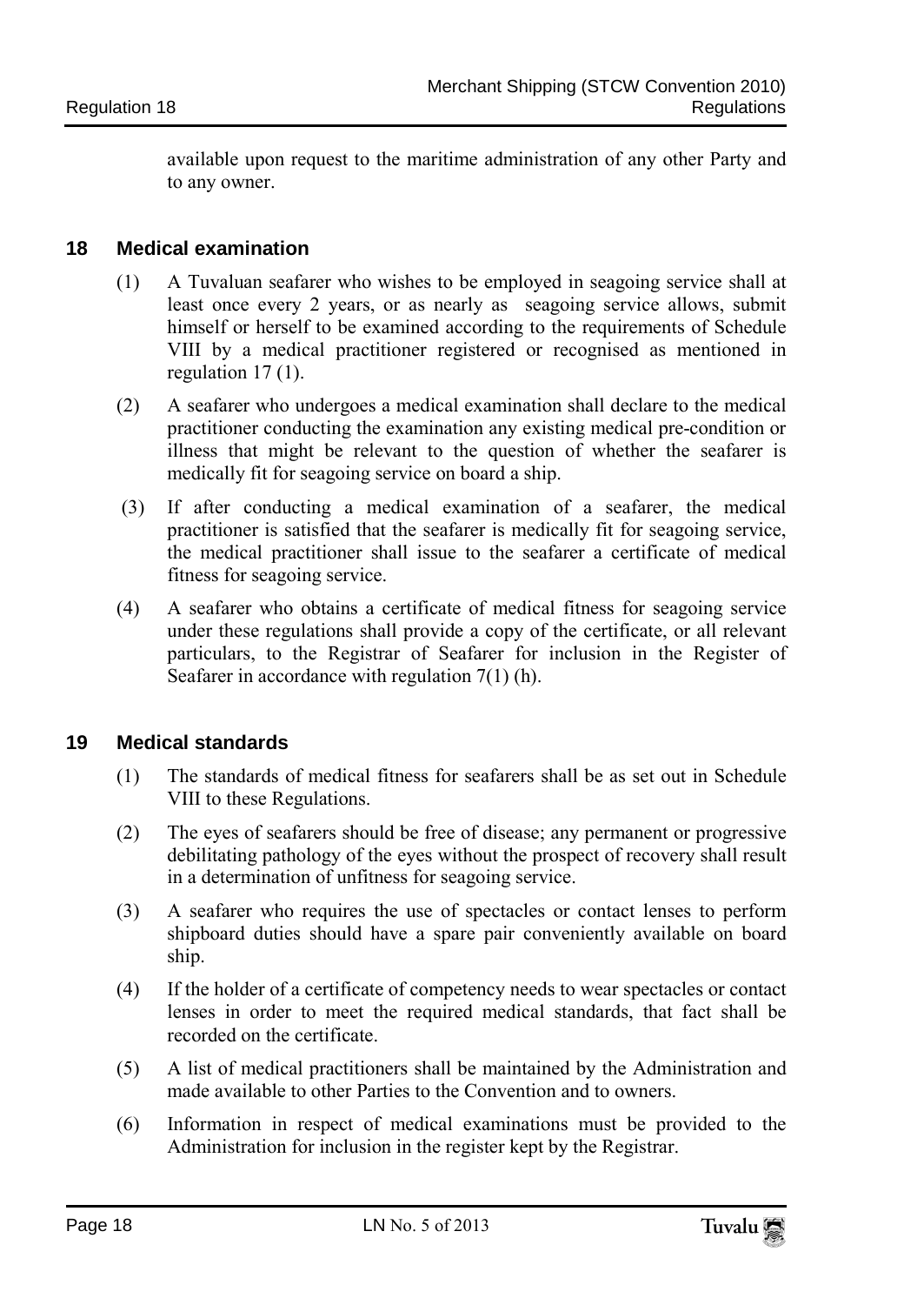available upon request to the maritime administration of any other Party and to any owner.

## 18 Medical examination

(1) A Tuvaluan seafarer who wishes to be employed in seagoing service shall at least once every 2 years, or as nearly as seagoing service allows, submit himself or herself to be examined according to the requirements of Schedule VIII by a medical practitioner registered or recognised as mentioned in regulation 17 (1).

(2) A seafarer who undergoes a medical examination shall declare to the medical practitioner conducting the examination any existing medical pre-condition or illness that might be relevant to the question of whether the seafarer is medically fit for seagoing service on board a ship.

(3) If after conducting a medical examination of a seafarer, the medical practitioner is satisfied that the seafarer is medically fit for seagoing service, the medical practitioner shall issue to the seafarer a certificate of medical fitness for seagoing service.

(4) A seafarer who obtains a certificate of medical fitness for seagoing service under these regulations shall provide a copy of the certificate, or all relevant particulars, to the Registrar of Seafarer for inclusion in the Register of Seafarer in accordance with regulation 7(1) (h).

## 19 Medical standards

(1) The standards of medical fitness for seafarers shall be as set out in Schedule VIII to these Regulations.

(2) The eyes of seafarers should be free of disease; any permanent or progressive debilitating pathology of the eyes without the prospect of recovery shall result in a determination of unfitness for seagoing service.

(3) A seafarer who requires the use of spectacles or contact lenses to perform shipboard duties should have a spare pair conveniently available on board ship.

(4) If the holder of a certificate of competency needs to wear spectacles or contact lenses in order to meet the required medical standards, that fact shall be recorded on the certificate.

(5) A list of medical practitioners shall be maintained by the Administration and made available to other Parties to the Convention and to owners.

(6) Information in respect of medical examinations must be provided to the Administration for inclusion in the register kept by the Registrar.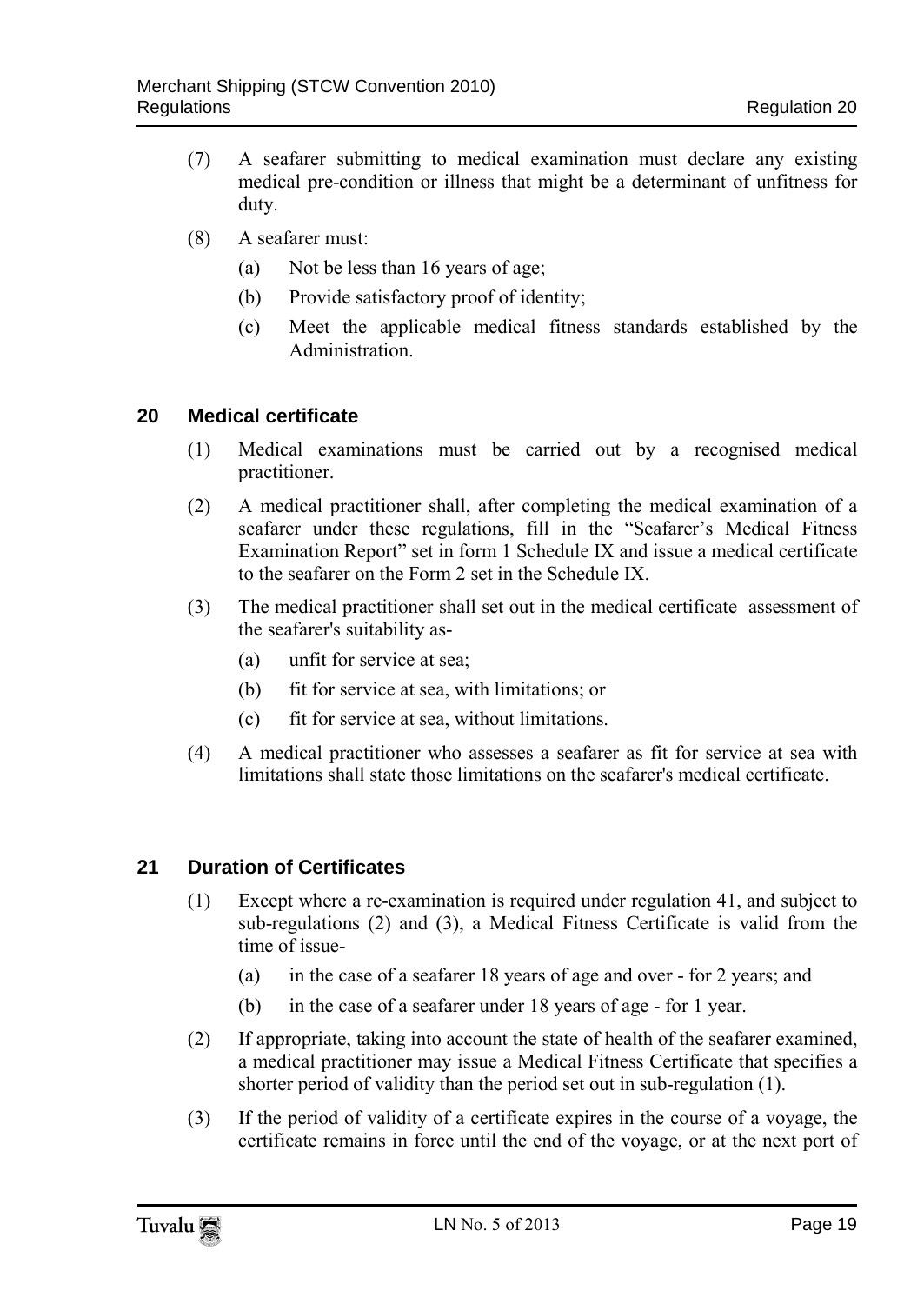(7) A seafarer submitting to medical examination must declare any existing medical pre-condition or illness that might be a determinant of unfitness for duty.

(8) A seafarer must:

(a) Not be less than 16 years of age;

(b) Provide satisfactory proof of identity;

(c) Meet the applicable medical fitness standards established by the Administration.

## 20 Medical certificate

(1) Medical examinations must be carried out by a recognised medical practitioner.

(2) A medical practitioner shall, after completing the medical examination of a seafarer under these regulations, fill in the "Seafarer's Medical Fitness Examination Report" set in form 1 Schedule IX and issue a medical certificate to the seafarer on the Form 2 set in the Schedule IX.

(3) The medical practitioner shall set out in the medical certificate assessment of the seafarer's suitability as-

(a) unfit for service at sea;

(b) fit for service at sea, with limitations; or

(c) fit for service at sea, without limitations.

(4) A medical practitioner who assesses a seafarer as fit for service at sea with limitations shall state those limitations on the seafarer's medical certificate.

## 21 Duration of Certificates

(1) Except where a re-examination is required under regulation 41, and subject to sub-regulations (2) and (3), a Medical Fitness Certificate is valid from the time of issue-

(a) in the case of a seafarer 18 years of age and over - for 2 years; and

(b) in the case of a seafarer under 18 years of age - for 1 year.

(2) If appropriate, taking into account the state of health of the seafarer examined, a medical practitioner may issue a Medical Fitness Certificate that specifies a shorter period of validity than the period set out in sub-regulation (1).

(3) If the period of validity of a certificate expires in the course of a voyage, the certificate remains in force until the end of the voyage, or at the next port of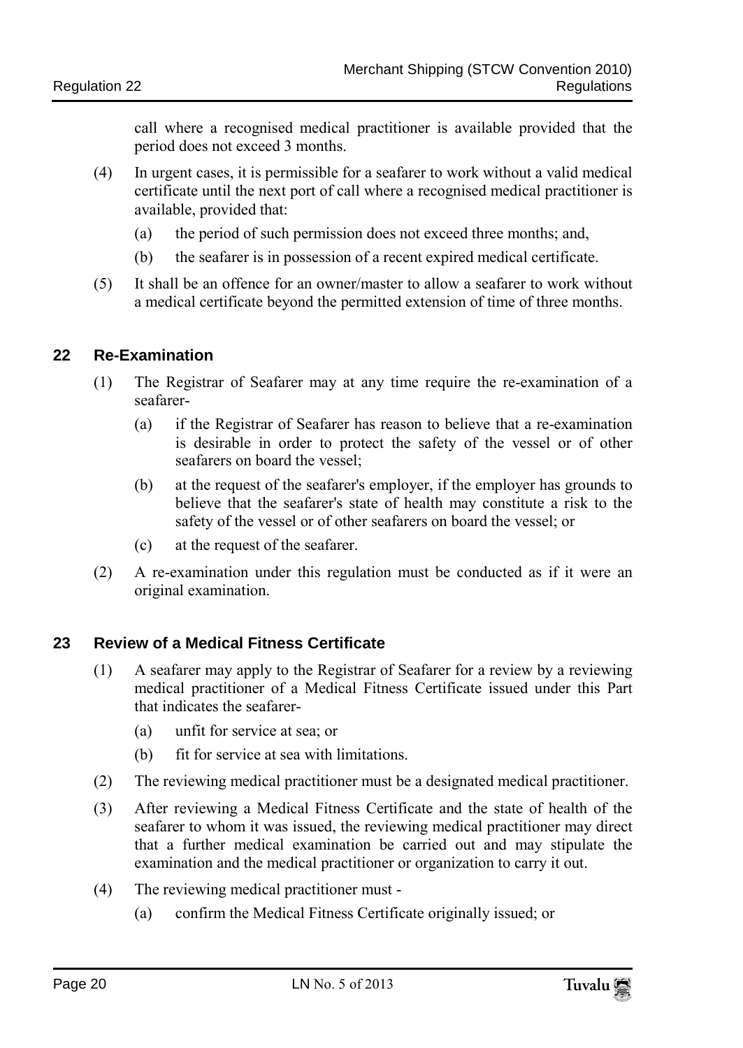call where a recognised medical practitioner is available provided that the period does not exceed 3 months.

(4) In urgent cases, it is permissible for a seafarer to work without a valid medical certificate until the next port of call where a recognised medical practitioner is available, provided that:

(a) the period of such permission does not exceed three months; and,

(b) the seafarer is in possession of a recent expired medical certificate.

(5) It shall be an offence for an owner/master to allow a seafarer to work without a medical certificate beyond the permitted extension of time of three months.

## 22 Re-Examination

(1) The Registrar of Seafarer may at any time require the re-examination of a seafarer-

(a) if the Registrar of Seafarer has reason to believe that a re-examination is desirable in order to protect the safety of the vessel or of other seafarers on board the vessel;

(b) at the request of the seafarer's employer, if the employer has grounds to believe that the seafarer's state of health may constitute a risk to the safety of the vessel or of other seafarers on board the vessel; or

(c) at the request of the seafarer.

(2) A re-examination under this regulation must be conducted as if it were an original examination.

## 23 Review of a Medical Fitness Certificate

(1) A seafarer may apply to the Registrar of Seafarer for a review by a reviewing medical practitioner of a Medical Fitness Certificate issued under this Part that indicates the seafarer-

(a) unfit for service at sea; or

(b) fit for service at sea with limitations.

(2) The reviewing medical practitioner must be a designated medical practitioner.

(3) After reviewing a Medical Fitness Certificate and the state of health of the seafarer to whom it was issued, the reviewing medical practitioner may direct that a further medical examination be carried out and may stipulate the examination and the medical practitioner or organization to carry it out.

(4) The reviewing medical practitioner must -

(a) confirm the Medical Fitness Certificate originally issued; or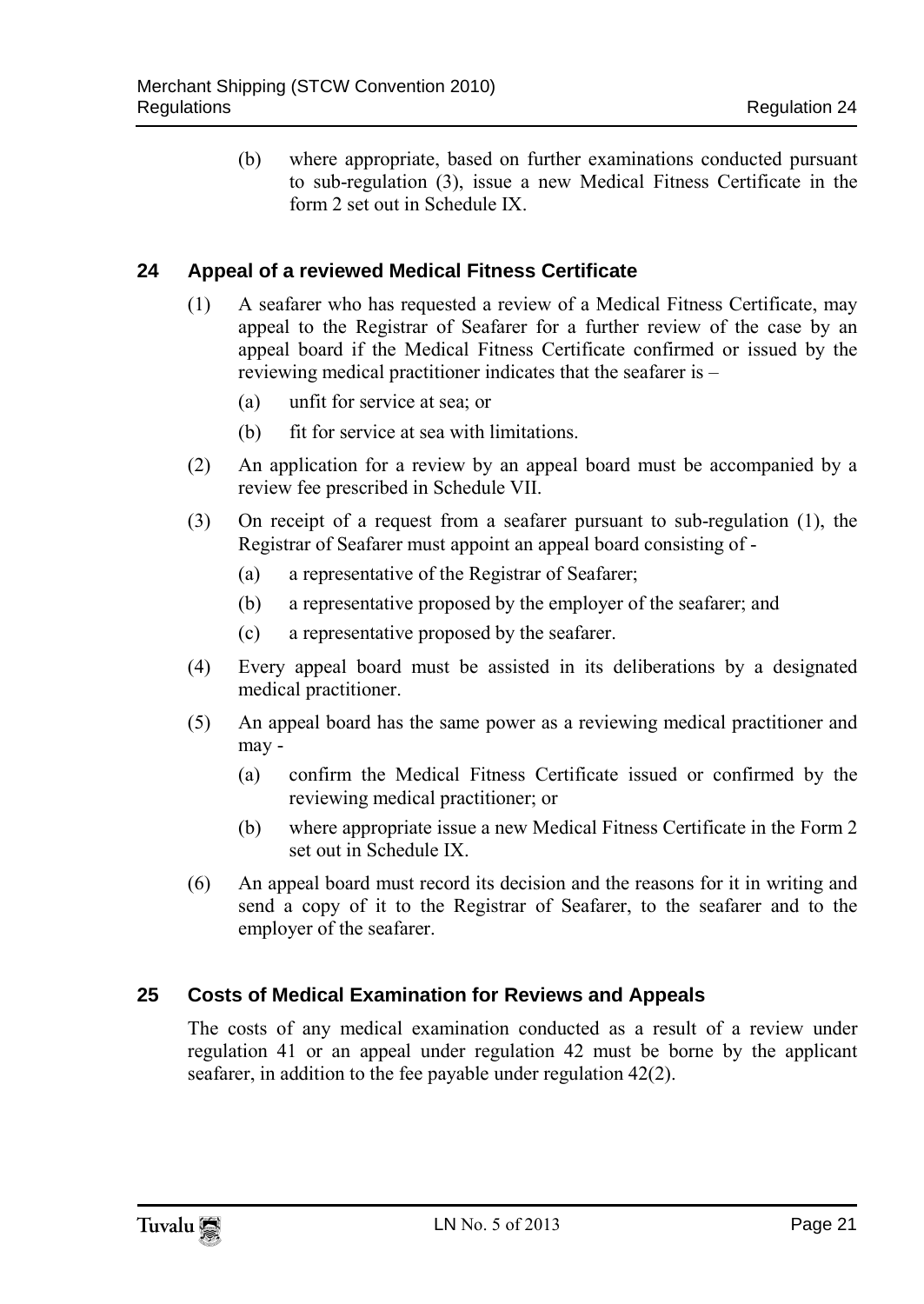(b) where appropriate, based on further examinations conducted pursuant to sub-regulation (3), issue a new Medical Fitness Certificate in the form 2 set out in Schedule IX.

## 24 Appeal of a reviewed Medical Fitness Certificate

(1) A seafarer who has requested a review of a Medical Fitness Certificate, may appeal to the Registrar of Seafarer for a further review of the case by an appeal board if the Medical Fitness Certificate confirmed or issued by the reviewing medical practitioner indicates that the seafarer is –

(a) unfit for service at sea; or

(b) fit for service at sea with limitations.

(2) An application for a review by an appeal board must be accompanied by a review fee prescribed in Schedule VII.

(3) On receipt of a request from a seafarer pursuant to sub-regulation (1), the Registrar of Seafarer must appoint an appeal board consisting of -

(a) a representative of the Registrar of Seafarer;

(b) a representative proposed by the employer of the seafarer; and

(c) a representative proposed by the seafarer.

(4) Every appeal board must be assisted in its deliberations by a designated medical practitioner.

(5) An appeal board has the same power as a reviewing medical practitioner and may -

(a) confirm the Medical Fitness Certificate issued or confirmed by the reviewing medical practitioner; or

(b) where appropriate issue a new Medical Fitness Certificate in the Form 2 set out in Schedule IX.

(6) An appeal board must record its decision and the reasons for it in writing and send a copy of it to the Registrar of Seafarer, to the seafarer and to the employer of the seafarer.

## 25 Costs of Medical Examination for Reviews and Appeals

The costs of any medical examination conducted as a result of a review under regulation 41 or an appeal under regulation 42 must be borne by the applicant seafarer, in addition to the fee payable under regulation 42(2).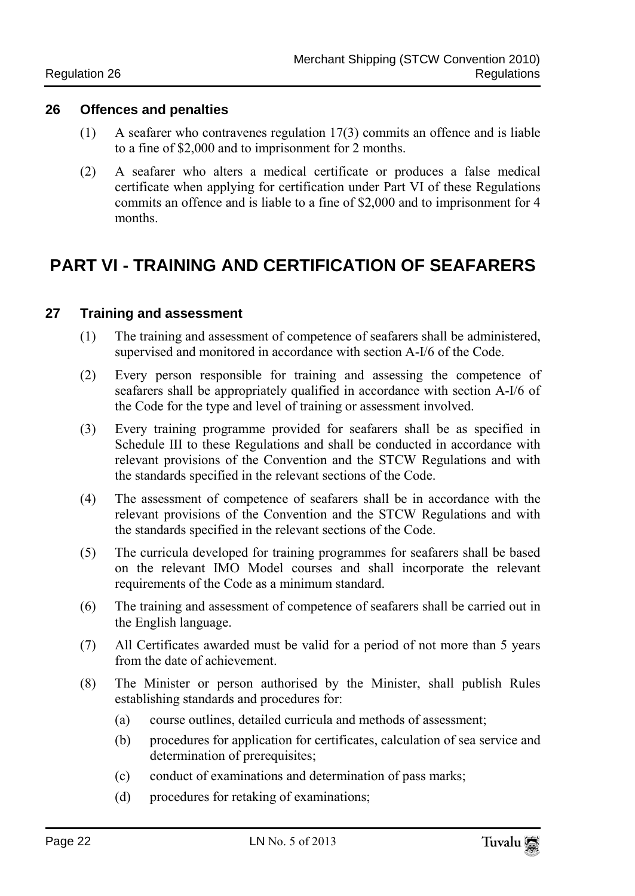### 26 Offences and penalties

(1) A seafarer who contravenes regulation 17(3) commits an offence and is liable to a fine of $2,000 and to imprisonment for 2 months.

(2) A seafarer who alters a medical certificate or produces a false medical certificate when applying for certification under Part VI of these Regulations commits an offence and is liable to a fine of $2,000 and to imprisonment for 4 months.

## PART VI - TRAINING AND CERTIFICATION OF SEAFARERS

### 27 Training and assessment

(1) The training and assessment of competence of seafarers shall be administered, supervised and monitored in accordance with section A-I/6 of the Code.

(2) Every person responsible for training and assessing the competence of seafarers shall be appropriately qualified in accordance with section A-I/6 of the Code for the type and level of training or assessment involved.

(3) Every training programme provided for seafarers shall be as specified in Schedule III to these Regulations and shall be conducted in accordance with relevant provisions of the Convention and the STCW Regulations and with the standards specified in the relevant sections of the Code.

(4) The assessment of competence of seafarers shall be in accordance with the relevant provisions of the Convention and the STCW Regulations and with the standards specified in the relevant sections of the Code.

(5) The curricula developed for training programmes for seafarers shall be based on the relevant IMO Model courses and shall incorporate the relevant requirements of the Code as a minimum standard.

(6) The training and assessment of competence of seafarers shall be carried out in the English language.

(7) All Certificates awarded must be valid for a period of not more than 5 years from the date of achievement.

(8) The Minister or person authorised by the Minister, shall publish Rules establishing standards and procedures for:

- (a) course outlines, detailed curricula and methods of assessment;
- (b) procedures for application for certificates, calculation of sea service and determination of prerequisites;
- (c) conduct of examinations and determination of pass marks;
- (d) procedures for retaking of examinations;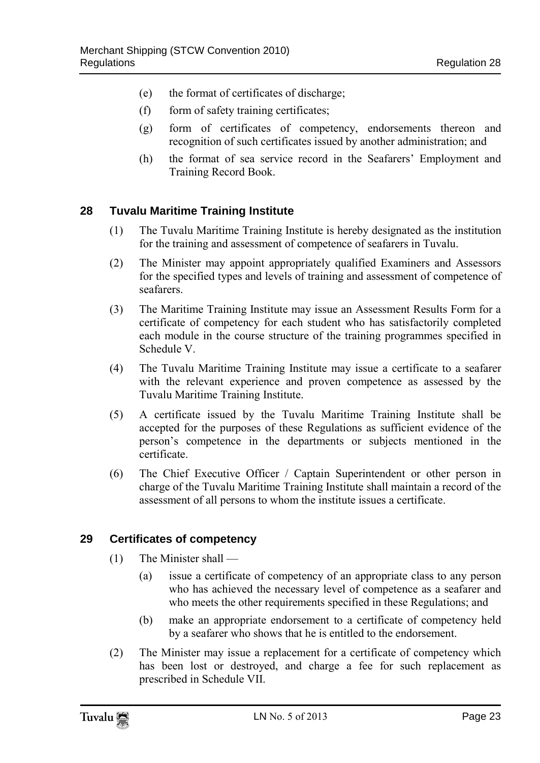(e) the format of certificates of discharge;

(f) form of safety training certificates;

(g) form of certificates of competency, endorsements thereon and recognition of such certificates issued by another administration; and

(h) the format of sea service record in the Seafarers' Employment and Training Record Book.

## 28 Tuvalu Maritime Training Institute

(1) The Tuvalu Maritime Training Institute is hereby designated as the institution for the training and assessment of competence of seafarers in Tuvalu.

(2) The Minister may appoint appropriately qualified Examiners and Assessors for the specified types and levels of training and assessment of competence of seafarers.

(3) The Maritime Training Institute may issue an Assessment Results Form for a certificate of competency for each student who has satisfactorily completed each module in the course structure of the training programmes specified in Schedule V.

(4) The Tuvalu Maritime Training Institute may issue a certificate to a seafarer with the relevant experience and proven competence as assessed by the Tuvalu Maritime Training Institute.

(5) A certificate issued by the Tuvalu Maritime Training Institute shall be accepted for the purposes of these Regulations as sufficient evidence of the person's competence in the departments or subjects mentioned in the certificate.

(6) The Chief Executive Officer / Captain Superintendent or other person in charge of the Tuvalu Maritime Training Institute shall maintain a record of the assessment of all persons to whom the institute issues a certificate.

## 29 Certificates of competency

(1) The Minister shall —

(a) issue a certificate of competency of an appropriate class to any person who has achieved the necessary level of competence as a seafarer and who meets the other requirements specified in these Regulations; and

(b) make an appropriate endorsement to a certificate of competency held by a seafarer who shows that he is entitled to the endorsement.

(2) The Minister may issue a replacement for a certificate of competency which has been lost or destroyed, and charge a fee for such replacement as prescribed in Schedule VII.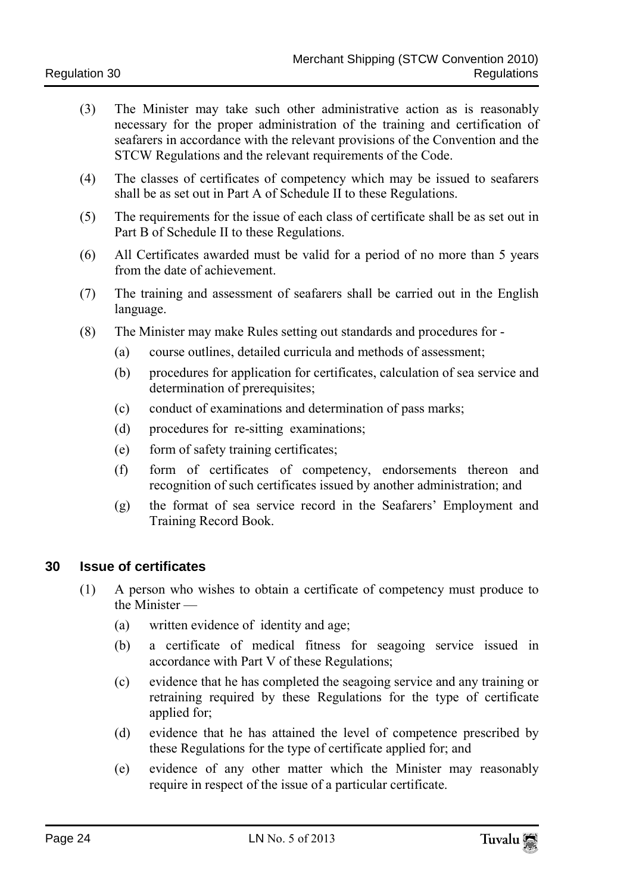(3) The Minister may take such other administrative action as is reasonably necessary for the proper administration of the training and certification of seafarers in accordance with the relevant provisions of the Convention and the STCW Regulations and the relevant requirements of the Code.

(4) The classes of certificates of competency which may be issued to seafarers shall be as set out in Part A of Schedule II to these Regulations.

(5) The requirements for the issue of each class of certificate shall be as set out in Part B of Schedule II to these Regulations.

(6) All Certificates awarded must be valid for a period of no more than 5 years from the date of achievement.

(7) The training and assessment of seafarers shall be carried out in the English language.

(8) The Minister may make Rules setting out standards and procedures for -

(a) course outlines, detailed curricula and methods of assessment;

(b) procedures for application for certificates, calculation of sea service and determination of prerequisites;

(c) conduct of examinations and determination of pass marks;

(d) procedures for re-sitting examinations;

(e) form of safety training certificates;

(f) form of certificates of competency, endorsements thereon and recognition of such certificates issued by another administration; and

(g) the format of sea service record in the Seafarers' Employment and Training Record Book.

## 30 Issue of certificates

(1) A person who wishes to obtain a certificate of competency must produce to the Minister —

(a) written evidence of identity and age;

(b) a certificate of medical fitness for seagoing service issued in accordance with Part V of these Regulations;

(c) evidence that he has completed the seagoing service and any training or retraining required by these Regulations for the type of certificate applied for;

(d) evidence that he has attained the level of competence prescribed by these Regulations for the type of certificate applied for; and

(e) evidence of any other matter which the Minister may reasonably require in respect of the issue of a particular certificate.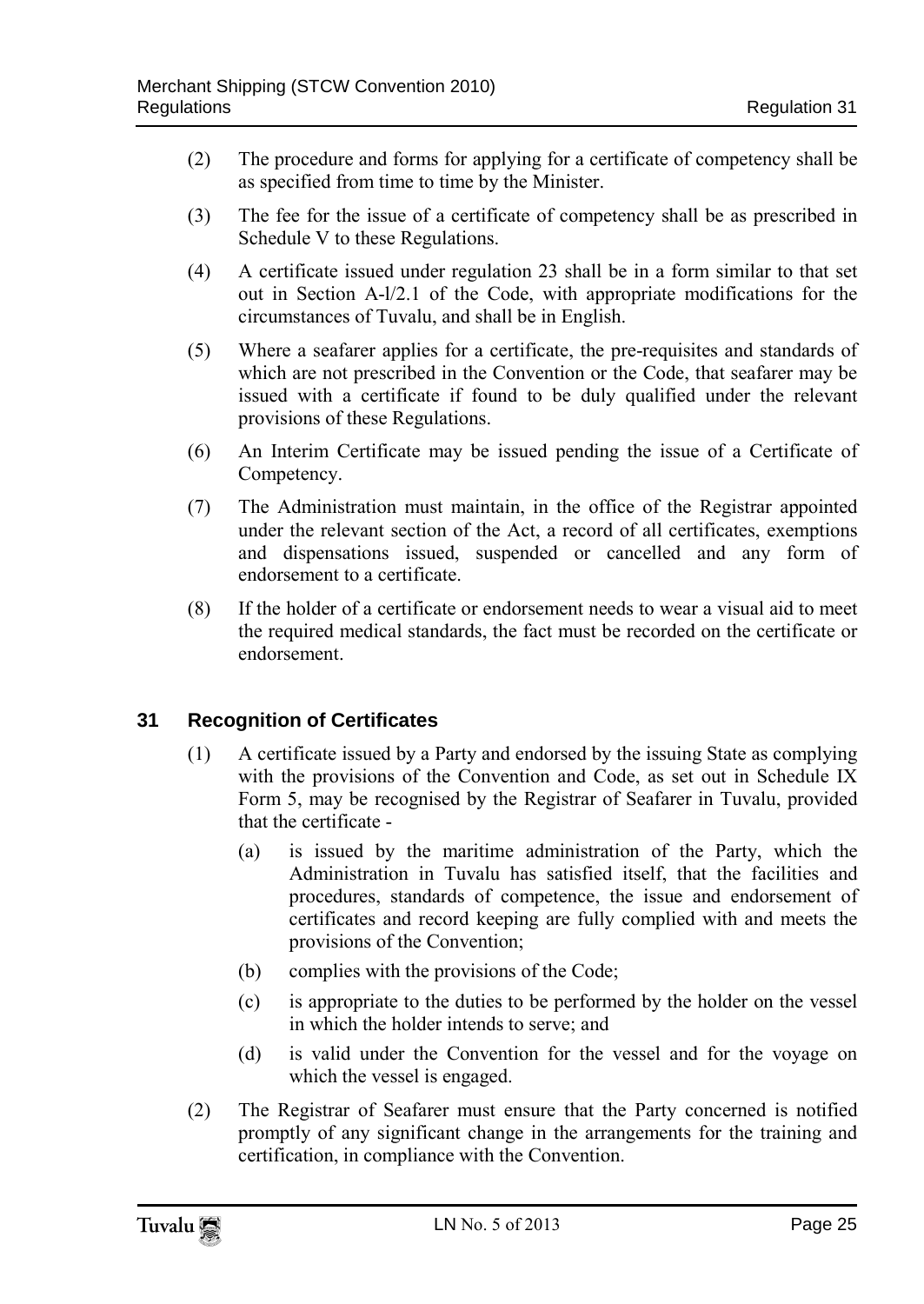(2) The procedure and forms for applying for a certificate of competency shall be as specified from time to time by the Minister.

(3) The fee for the issue of a certificate of competency shall be as prescribed in Schedule V to these Regulations.

(4) A certificate issued under regulation 23 shall be in a form similar to that set out in Section A-l/2.1 of the Code, with appropriate modifications for the circumstances of Tuvalu, and shall be in English.

(5) Where a seafarer applies for a certificate, the pre-requisites and standards of which are not prescribed in the Convention or the Code, that seafarer may be issued with a certificate if found to be duly qualified under the relevant provisions of these Regulations.

(6) An Interim Certificate may be issued pending the issue of a Certificate of Competency.

(7) The Administration must maintain, in the office of the Registrar appointed under the relevant section of the Act, a record of all certificates, exemptions and dispensations issued, suspended or cancelled and any form of endorsement to a certificate.

(8) If the holder of a certificate or endorsement needs to wear a visual aid to meet the required medical standards, the fact must be recorded on the certificate or endorsement.

## 31 Recognition of Certificates

(1) A certificate issued by a Party and endorsed by the issuing State as complying with the provisions of the Convention and Code, as set out in Schedule IX Form 5, may be recognised by the Registrar of Seafarer in Tuvalu, provided that the certificate -

(a) is issued by the maritime administration of the Party, which the Administration in Tuvalu has satisfied itself, that the facilities and procedures, standards of competence, the issue and endorsement of certificates and record keeping are fully complied with and meets the provisions of the Convention;

(b) complies with the provisions of the Code;

(c) is appropriate to the duties to be performed by the holder on the vessel in which the holder intends to serve; and

(d) is valid under the Convention for the vessel and for the voyage on which the vessel is engaged.

(2) The Registrar of Seafarer must ensure that the Party concerned is notified promptly of any significant change in the arrangements for the training and certification, in compliance with the Convention.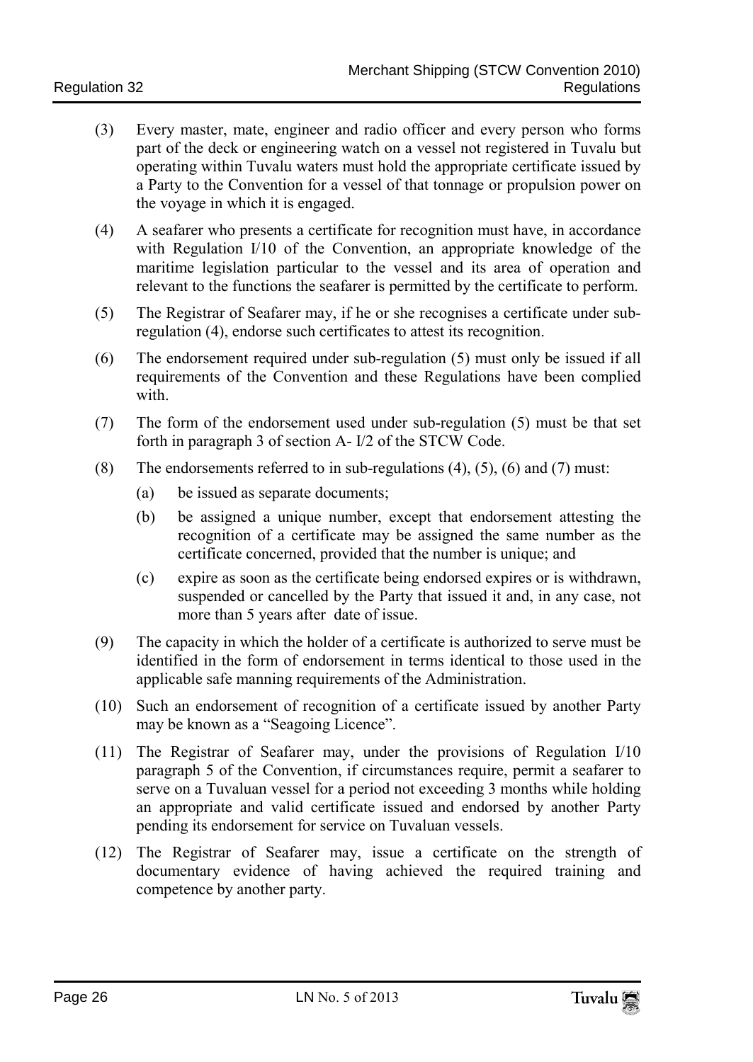(3) Every master, mate, engineer and radio officer and every person who forms part of the deck or engineering watch on a vessel not registered in Tuvalu but operating within Tuvalu waters must hold the appropriate certificate issued by a Party to the Convention for a vessel of that tonnage or propulsion power on the voyage in which it is engaged.

(4) A seafarer who presents a certificate for recognition must have, in accordance with Regulation I/10 of the Convention, an appropriate knowledge of the maritime legislation particular to the vessel and its area of operation and relevant to the functions the seafarer is permitted by the certificate to perform.

(5) The Registrar of Seafarer may, if he or she recognises a certificate under sub-regulation (4), endorse such certificates to attest its recognition.

(6) The endorsement required under sub-regulation (5) must only be issued if all requirements of the Convention and these Regulations have been complied with.

(7) The form of the endorsement used under sub-regulation (5) must be that set forth in paragraph 3 of section A- I/2 of the STCW Code.

(8) The endorsements referred to in sub-regulations (4), (5), (6) and (7) must:

  (a) be issued as separate documents;

  (b) be assigned a unique number, except that endorsement attesting the recognition of a certificate may be assigned the same number as the certificate concerned, provided that the number is unique; and

  (c) expire as soon as the certificate being endorsed expires or is withdrawn, suspended or cancelled by the Party that issued it and, in any case, not more than 5 years after date of issue.

(9) The capacity in which the holder of a certificate is authorized to serve must be identified in the form of endorsement in terms identical to those used in the applicable safe manning requirements of the Administration.

(10) Such an endorsement of recognition of a certificate issued by another Party may be known as a "Seagoing Licence".

(11) The Registrar of Seafarer may, under the provisions of Regulation I/10 paragraph 5 of the Convention, if circumstances require, permit a seafarer to serve on a Tuvaluan vessel for a period not exceeding 3 months while holding an appropriate and valid certificate issued and endorsed by another Party pending its endorsement for service on Tuvaluan vessels.

(12) The Registrar of Seafarer may, issue a certificate on the strength of documentary evidence of having achieved the required training and competence by another party.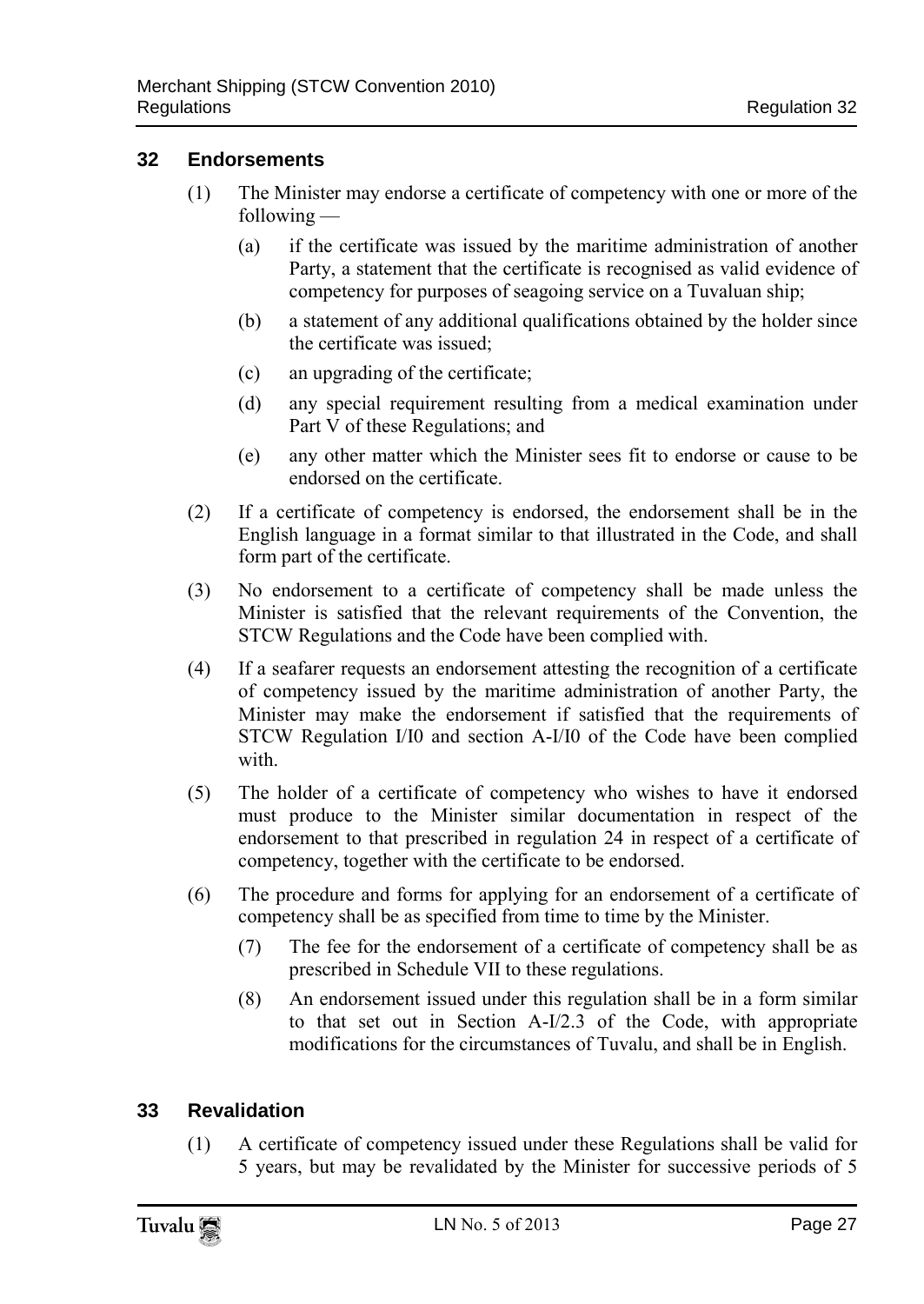## 32 Endorsements

(1) The Minister may endorse a certificate of competency with one or more of the following —

(a) if the certificate was issued by the maritime administration of another Party, a statement that the certificate is recognised as valid evidence of competency for purposes of seagoing service on a Tuvaluan ship;

(b) a statement of any additional qualifications obtained by the holder since the certificate was issued;

(c) an upgrading of the certificate;

(d) any special requirement resulting from a medical examination under Part V of these Regulations; and

(e) any other matter which the Minister sees fit to endorse or cause to be endorsed on the certificate.

(2) If a certificate of competency is endorsed, the endorsement shall be in the English language in a format similar to that illustrated in the Code, and shall form part of the certificate.

(3) No endorsement to a certificate of competency shall be made unless the Minister is satisfied that the relevant requirements of the Convention, the STCW Regulations and the Code have been complied with.

(4) If a seafarer requests an endorsement attesting the recognition of a certificate of competency issued by the maritime administration of another Party, the Minister may make the endorsement if satisfied that the requirements of STCW Regulation I/I0 and section A-I/I0 of the Code have been complied with.

(5) The holder of a certificate of competency who wishes to have it endorsed must produce to the Minister similar documentation in respect of the endorsement to that prescribed in regulation 24 in respect of a certificate of competency, together with the certificate to be endorsed.

(6) The procedure and forms for applying for an endorsement of a certificate of competency shall be as specified from time to time by the Minister.

(7) The fee for the endorsement of a certificate of competency shall be as prescribed in Schedule VII to these regulations.

(8) An endorsement issued under this regulation shall be in a form similar to that set out in Section A-I/2.3 of the Code, with appropriate modifications for the circumstances of Tuvalu, and shall be in English.

## 33 Revalidation

(1) A certificate of competency issued under these Regulations shall be valid for 5 years, but may be revalidated by the Minister for successive periods of 5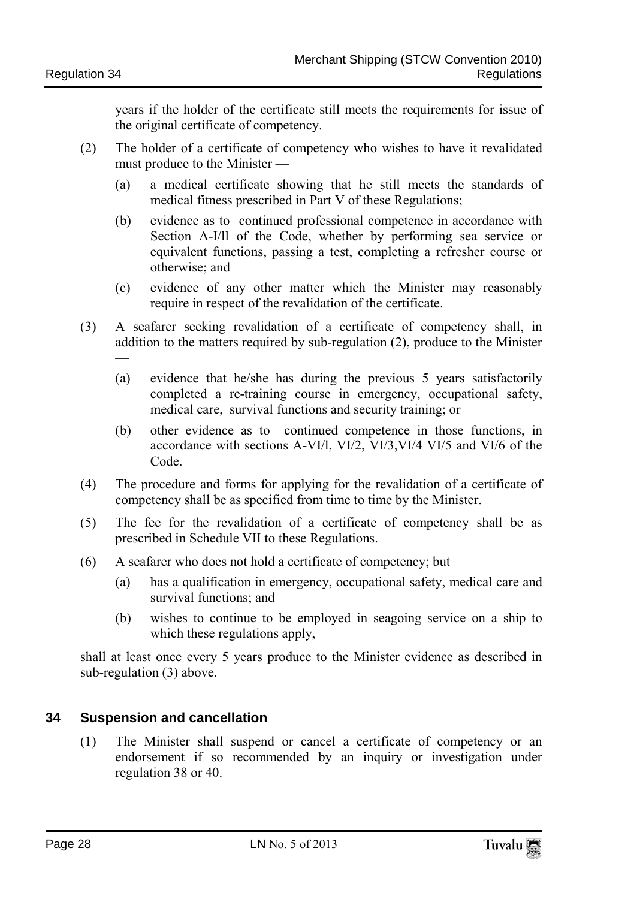years if the holder of the certificate still meets the requirements for issue of the original certificate of competency.

(2) The holder of a certificate of competency who wishes to have it revalidated must produce to the Minister —

(a) a medical certificate showing that he still meets the standards of medical fitness prescribed in Part V of these Regulations;

(b) evidence as to continued professional competence in accordance with Section A-I/ll of the Code, whether by performing sea service or equivalent functions, passing a test, completing a refresher course or otherwise; and

(c) evidence of any other matter which the Minister may reasonably require in respect of the revalidation of the certificate.

(3) A seafarer seeking revalidation of a certificate of competency shall, in addition to the matters required by sub-regulation (2), produce to the Minister —

(a) evidence that he/she has during the previous 5 years satisfactorily completed a re-training course in emergency, occupational safety, medical care, survival functions and security training; or

(b) other evidence as to continued competence in those functions, in accordance with sections A-VI/l, VI/2, VI/3,VI/4 VI/5 and VI/6 of the Code.

(4) The procedure and forms for applying for the revalidation of a certificate of competency shall be as specified from time to time by the Minister.

(5) The fee for the revalidation of a certificate of competency shall be as prescribed in Schedule VII to these Regulations.

(6) A seafarer who does not hold a certificate of competency; but

(a) has a qualification in emergency, occupational safety, medical care and survival functions; and

(b) wishes to continue to be employed in seagoing service on a ship to which these regulations apply,

shall at least once every 5 years produce to the Minister evidence as described in sub-regulation (3) above.

## 34 Suspension and cancellation

(1) The Minister shall suspend or cancel a certificate of competency or an endorsement if so recommended by an inquiry or investigation under regulation 38 or 40.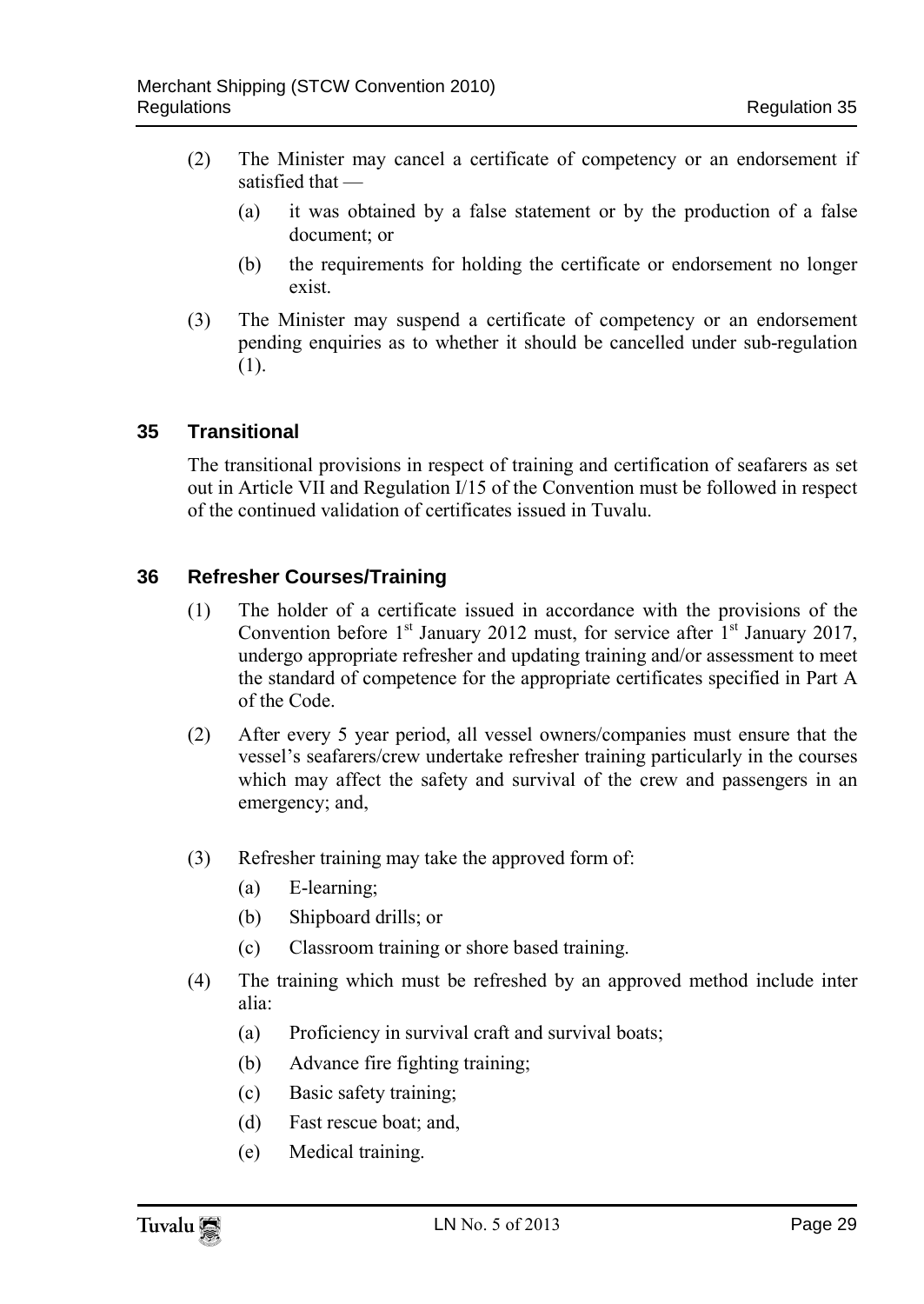(2) The Minister may cancel a certificate of competency or an endorsement if satisfied that —

(a) it was obtained by a false statement or by the production of a false document; or

(b) the requirements for holding the certificate or endorsement no longer exist.

(3) The Minister may suspend a certificate of competency or an endorsement pending enquiries as to whether it should be cancelled under sub-regulation (1).

## 35 Transitional

The transitional provisions in respect of training and certification of seafarers as set out in Article VII and Regulation I/15 of the Convention must be followed in respect of the continued validation of certificates issued in Tuvalu.

## 36 Refresher Courses/Training

(1) The holder of a certificate issued in accordance with the provisions of the Convention before 1st January 2012 must, for service after 1st January 2017, undergo appropriate refresher and updating training and/or assessment to meet the standard of competence for the appropriate certificates specified in Part A of the Code.

(2) After every 5 year period, all vessel owners/companies must ensure that the vessel's seafarers/crew undertake refresher training particularly in the courses which may affect the safety and survival of the crew and passengers in an emergency; and,

(3) Refresher training may take the approved form of:

(a) E-learning;

(b) Shipboard drills; or

(c) Classroom training or shore based training.

(4) The training which must be refreshed by an approved method include inter alia:

(a) Proficiency in survival craft and survival boats;

(b) Advance fire fighting training;

(c) Basic safety training;

(d) Fast rescue boat; and,

(e) Medical training.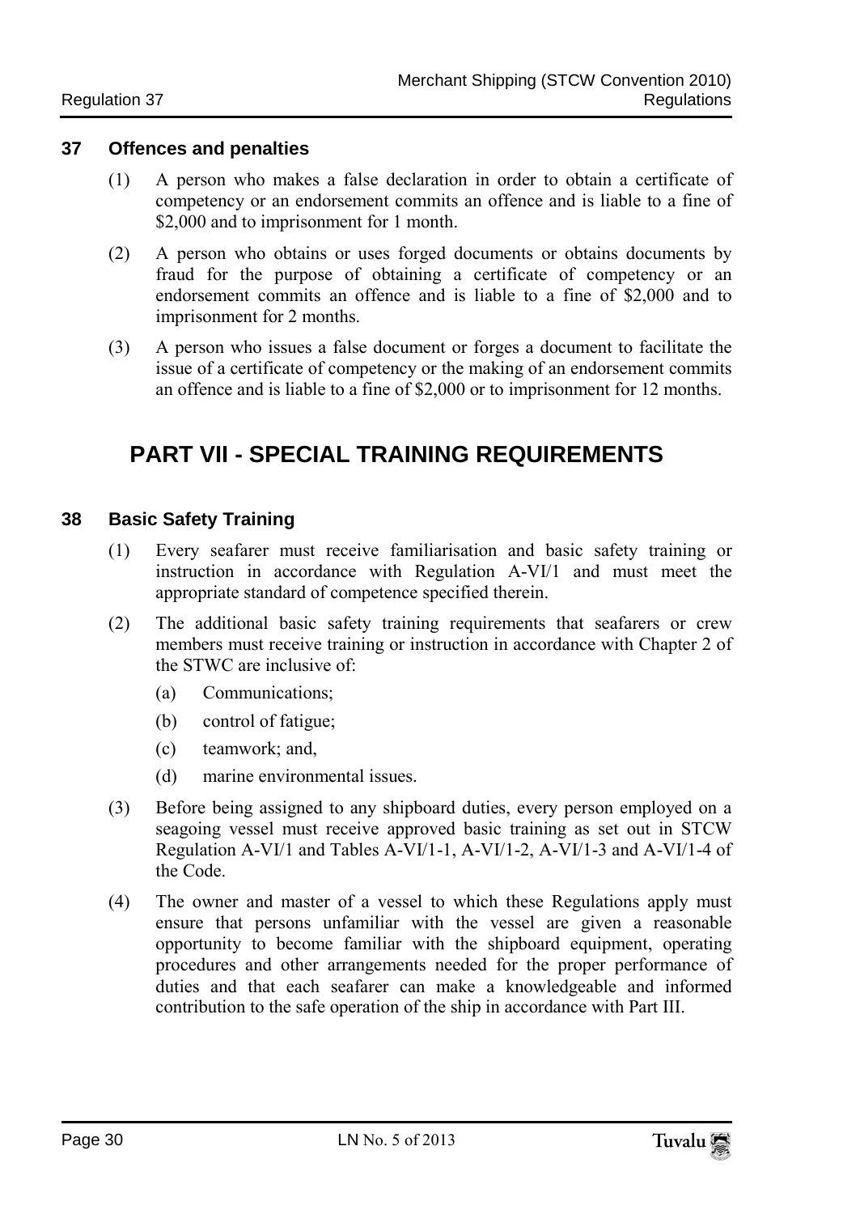### 37 Offences and penalties

(1) A person who makes a false declaration in order to obtain a certificate of competency or an endorsement commits an offence and is liable to a fine of $2,000 and to imprisonment for 1 month.

(2) A person who obtains or uses forged documents or obtains documents by fraud for the purpose of obtaining a certificate of competency or an endorsement commits an offence and is liable to a fine of $2,000 and to imprisonment for 2 months.

(3) A person who issues a false document or forges a document to facilitate the issue of a certificate of competency or the making of an endorsement commits an offence and is liable to a fine of $2,000 or to imprisonment for 12 months.

## PART VII - SPECIAL TRAINING REQUIREMENTS

### 38 Basic Safety Training

(1) Every seafarer must receive familiarisation and basic safety training or instruction in accordance with Regulation A-VI/1 and must meet the appropriate standard of competence specified therein.

(2) The additional basic safety training requirements that seafarers or crew members must receive training or instruction in accordance with Chapter 2 of the STWC are inclusive of:

- (a) Communications;
- (b) control of fatigue;
- (c) teamwork; and,
- (d) marine environmental issues.

(3) Before being assigned to any shipboard duties, every person employed on a seagoing vessel must receive approved basic training as set out in STCW Regulation A-VI/1 and Tables A-VI/1-1, A-VI/1-2, A-VI/1-3 and A-VI/1-4 of the Code.

(4) The owner and master of a vessel to which these Regulations apply must ensure that persons unfamiliar with the vessel are given a reasonable opportunity to become familiar with the shipboard equipment, operating procedures and other arrangements needed for the proper performance of duties and that each seafarer can make a knowledgeable and informed contribution to the safe operation of the ship in accordance with Part III.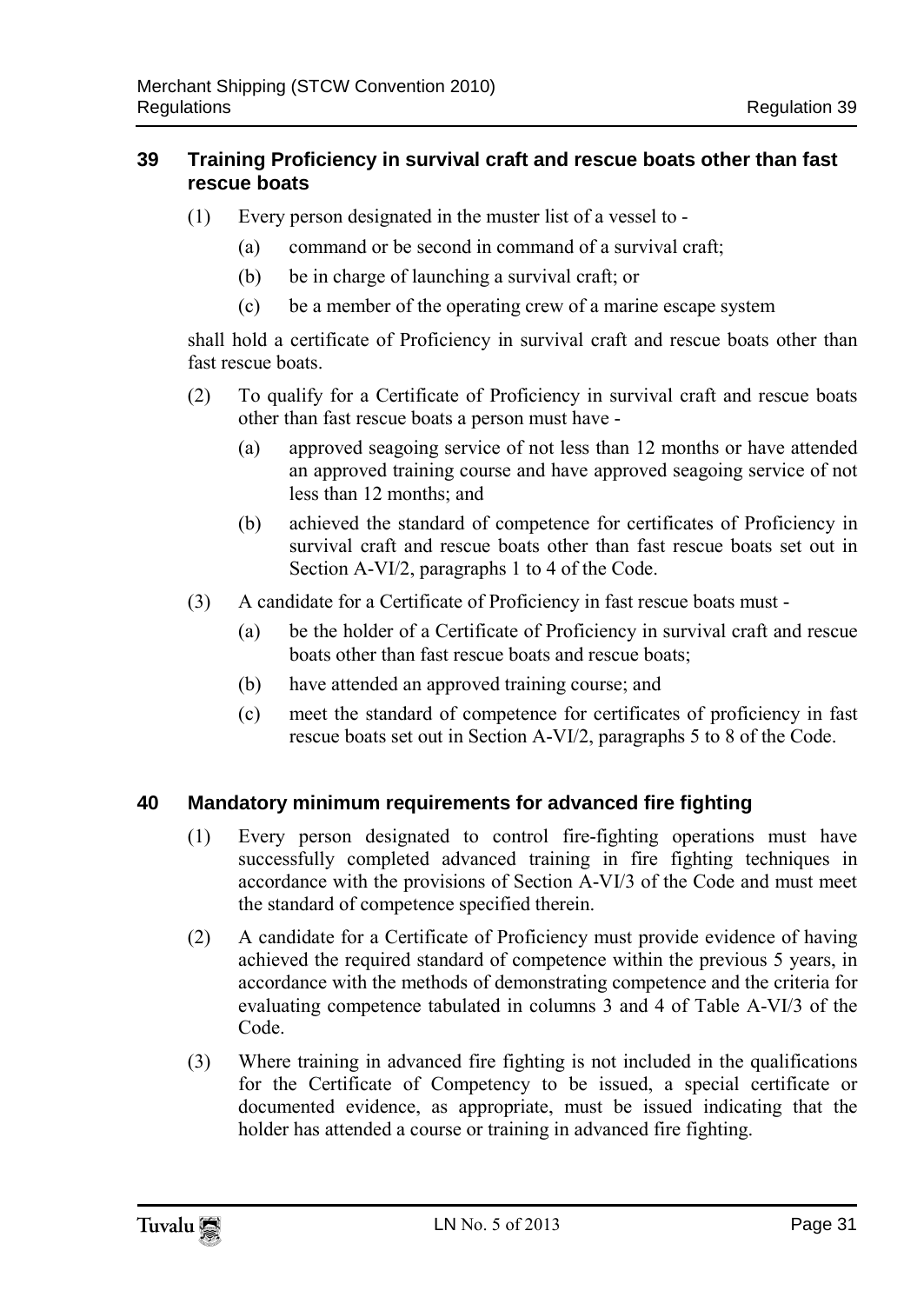## 39 Training Proficiency in survival craft and rescue boats other than fast rescue boats

(1) Every person designated in the muster list of a vessel to -

(a) command or be second in command of a survival craft;

(b) be in charge of launching a survival craft; or

(c) be a member of the operating crew of a marine escape system

shall hold a certificate of Proficiency in survival craft and rescue boats other than fast rescue boats.

(2) To qualify for a Certificate of Proficiency in survival craft and rescue boats other than fast rescue boats a person must have -

(a) approved seagoing service of not less than 12 months or have attended an approved training course and have approved seagoing service of not less than 12 months; and

(b) achieved the standard of competence for certificates of Proficiency in survival craft and rescue boats other than fast rescue boats set out in Section A-VI/2, paragraphs 1 to 4 of the Code.

(3) A candidate for a Certificate of Proficiency in fast rescue boats must -

(a) be the holder of a Certificate of Proficiency in survival craft and rescue boats other than fast rescue boats and rescue boats;

(b) have attended an approved training course; and

(c) meet the standard of competence for certificates of proficiency in fast rescue boats set out in Section A-VI/2, paragraphs 5 to 8 of the Code.

## 40 Mandatory minimum requirements for advanced fire fighting

(1) Every person designated to control fire-fighting operations must have successfully completed advanced training in fire fighting techniques in accordance with the provisions of Section A-VI/3 of the Code and must meet the standard of competence specified therein.

(2) A candidate for a Certificate of Proficiency must provide evidence of having achieved the required standard of competence within the previous 5 years, in accordance with the methods of demonstrating competence and the criteria for evaluating competence tabulated in columns 3 and 4 of Table A-VI/3 of the Code.

(3) Where training in advanced fire fighting is not included in the qualifications for the Certificate of Competency to be issued, a special certificate or documented evidence, as appropriate, must be issued indicating that the holder has attended a course or training in advanced fire fighting.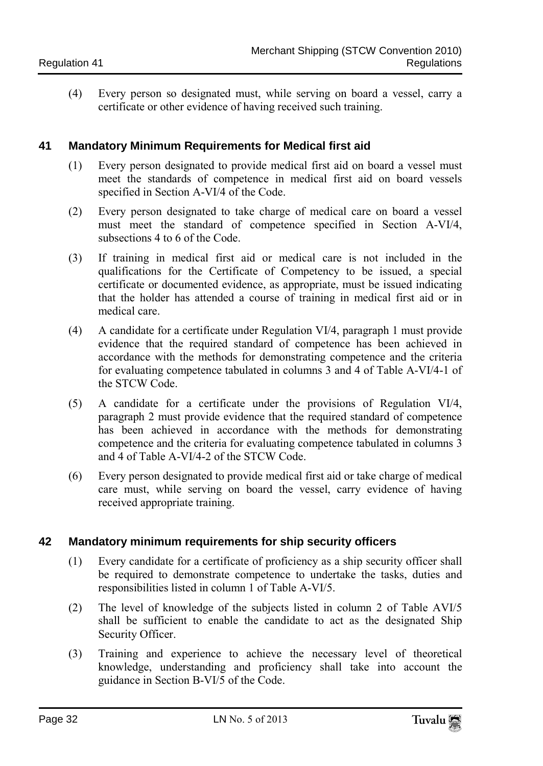(4) Every person so designated must, while serving on board a vessel, carry a certificate or other evidence of having received such training.

## 41 Mandatory Minimum Requirements for Medical first aid

(1) Every person designated to provide medical first aid on board a vessel must meet the standards of competence in medical first aid on board vessels specified in Section A-VI/4 of the Code.

(2) Every person designated to take charge of medical care on board a vessel must meet the standard of competence specified in Section A-VI/4, subsections 4 to 6 of the Code.

(3) If training in medical first aid or medical care is not included in the qualifications for the Certificate of Competency to be issued, a special certificate or documented evidence, as appropriate, must be issued indicating that the holder has attended a course of training in medical first aid or in medical care.

(4) A candidate for a certificate under Regulation VI/4, paragraph 1 must provide evidence that the required standard of competence has been achieved in accordance with the methods for demonstrating competence and the criteria for evaluating competence tabulated in columns 3 and 4 of Table A-VI/4-1 of the STCW Code.

(5) A candidate for a certificate under the provisions of Regulation VI/4, paragraph 2 must provide evidence that the required standard of competence has been achieved in accordance with the methods for demonstrating competence and the criteria for evaluating competence tabulated in columns 3 and 4 of Table A-VI/4-2 of the STCW Code.

(6) Every person designated to provide medical first aid or take charge of medical care must, while serving on board the vessel, carry evidence of having received appropriate training.

## 42 Mandatory minimum requirements for ship security officers

(1) Every candidate for a certificate of proficiency as a ship security officer shall be required to demonstrate competence to undertake the tasks, duties and responsibilities listed in column 1 of Table A-VI/5.

(2) The level of knowledge of the subjects listed in column 2 of Table AVI/5 shall be sufficient to enable the candidate to act as the designated Ship Security Officer.

(3) Training and experience to achieve the necessary level of theoretical knowledge, understanding and proficiency shall take into account the guidance in Section B-VI/5 of the Code.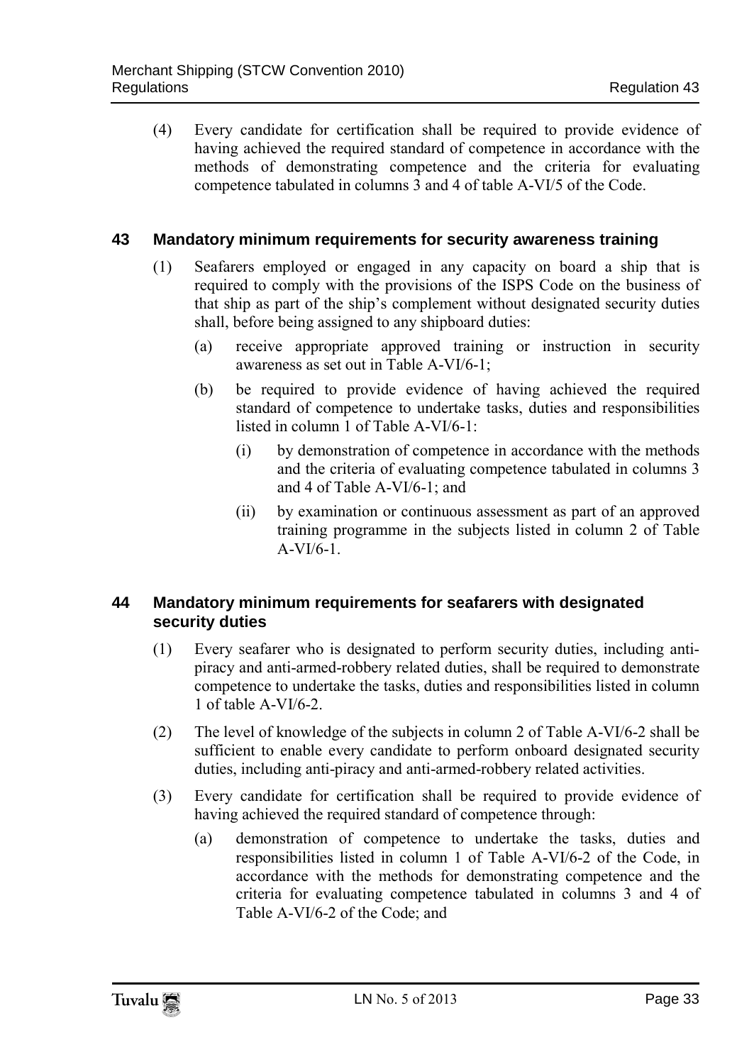(4) Every candidate for certification shall be required to provide evidence of having achieved the required standard of competence in accordance with the methods of demonstrating competence and the criteria for evaluating competence tabulated in columns 3 and 4 of table A-VI/5 of the Code.

## 43 Mandatory minimum requirements for security awareness training

(1) Seafarers employed or engaged in any capacity on board a ship that is required to comply with the provisions of the ISPS Code on the business of that ship as part of the ship's complement without designated security duties shall, before being assigned to any shipboard duties:

- (a) receive appropriate approved training or instruction in security awareness as set out in Table A-VI/6-1;
- (b) be required to provide evidence of having achieved the required standard of competence to undertake tasks, duties and responsibilities listed in column 1 of Table A-VI/6-1:
  - (i) by demonstration of competence in accordance with the methods and the criteria of evaluating competence tabulated in columns 3 and 4 of Table A-VI/6-1; and
  - (ii) by examination or continuous assessment as part of an approved training programme in the subjects listed in column 2 of Table A-VI/6-1.

## 44 Mandatory minimum requirements for seafarers with designated security duties

(1) Every seafarer who is designated to perform security duties, including anti-piracy and anti-armed-robbery related duties, shall be required to demonstrate competence to undertake the tasks, duties and responsibilities listed in column 1 of table A-VI/6-2.

(2) The level of knowledge of the subjects in column 2 of Table A-VI/6-2 shall be sufficient to enable every candidate to perform onboard designated security duties, including anti-piracy and anti-armed-robbery related activities.

(3) Every candidate for certification shall be required to provide evidence of having achieved the required standard of competence through:

- (a) demonstration of competence to undertake the tasks, duties and responsibilities listed in column 1 of Table A-VI/6-2 of the Code, in accordance with the methods for demonstrating competence and the criteria for evaluating competence tabulated in columns 3 and 4 of Table A-VI/6-2 of the Code; and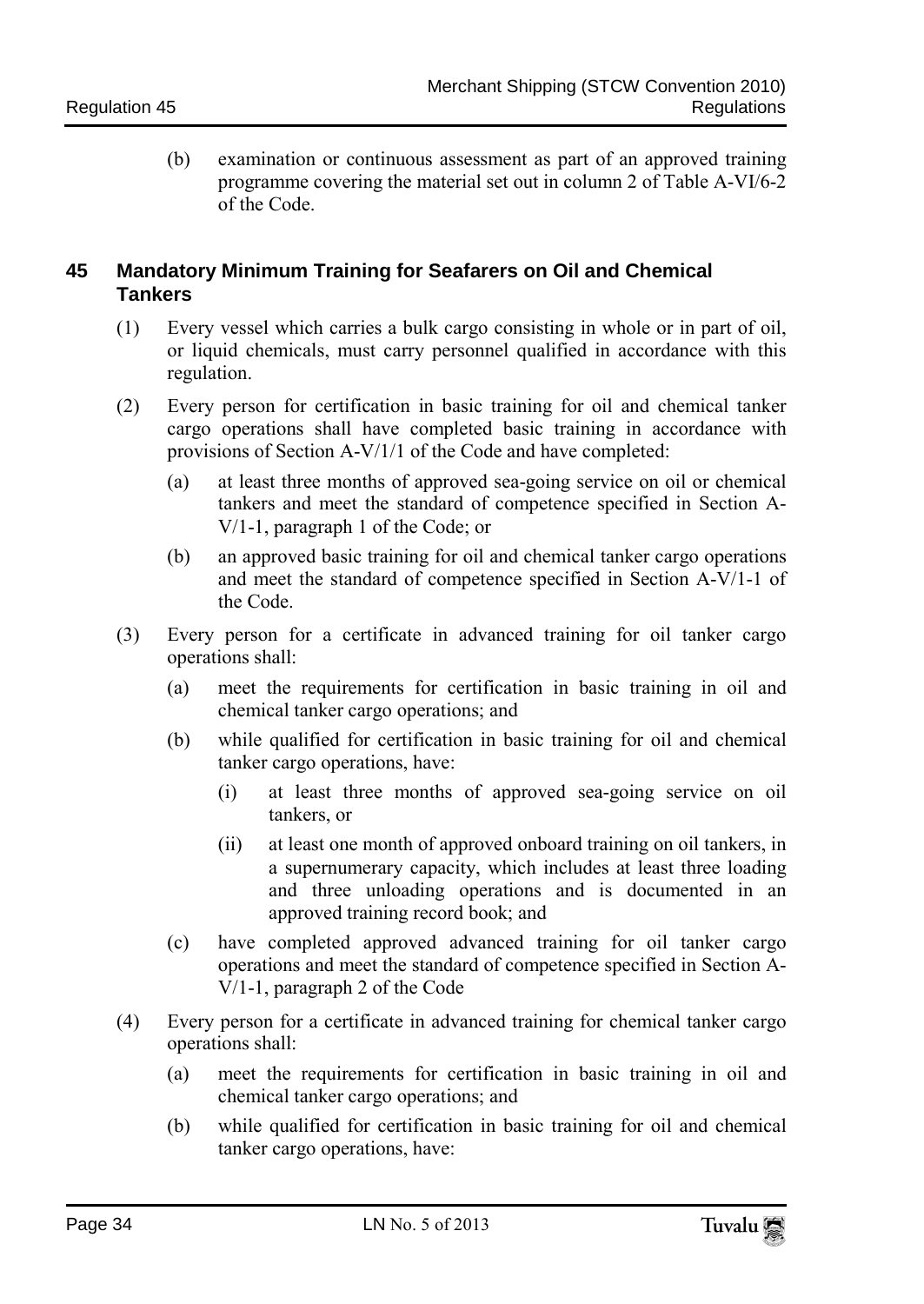(b) examination or continuous assessment as part of an approved training programme covering the material set out in column 2 of Table A-VI/6-2 of the Code.

## 45 Mandatory Minimum Training for Seafarers on Oil and Chemical Tankers

(1) Every vessel which carries a bulk cargo consisting in whole or in part of oil, or liquid chemicals, must carry personnel qualified in accordance with this regulation.

(2) Every person for certification in basic training for oil and chemical tanker cargo operations shall have completed basic training in accordance with provisions of Section A-V/1/1 of the Code and have completed:

- (a) at least three months of approved sea-going service on oil or chemical tankers and meet the standard of competence specified in Section A-V/1-1, paragraph 1 of the Code; or
- (b) an approved basic training for oil and chemical tanker cargo operations and meet the standard of competence specified in Section A-V/1-1 of the Code.

(3) Every person for a certificate in advanced training for oil tanker cargo operations shall:

- (a) meet the requirements for certification in basic training in oil and chemical tanker cargo operations; and
- (b) while qualified for certification in basic training for oil and chemical tanker cargo operations, have:
  - (i) at least three months of approved sea-going service on oil tankers, or
  - (ii) at least one month of approved onboard training on oil tankers, in a supernumerary capacity, which includes at least three loading and three unloading operations and is documented in an approved training record book; and
- (c) have completed approved advanced training for oil tanker cargo operations and meet the standard of competence specified in Section A-V/1-1, paragraph 2 of the Code

(4) Every person for a certificate in advanced training for chemical tanker cargo operations shall:

- (a) meet the requirements for certification in basic training in oil and chemical tanker cargo operations; and
- (b) while qualified for certification in basic training for oil and chemical tanker cargo operations, have: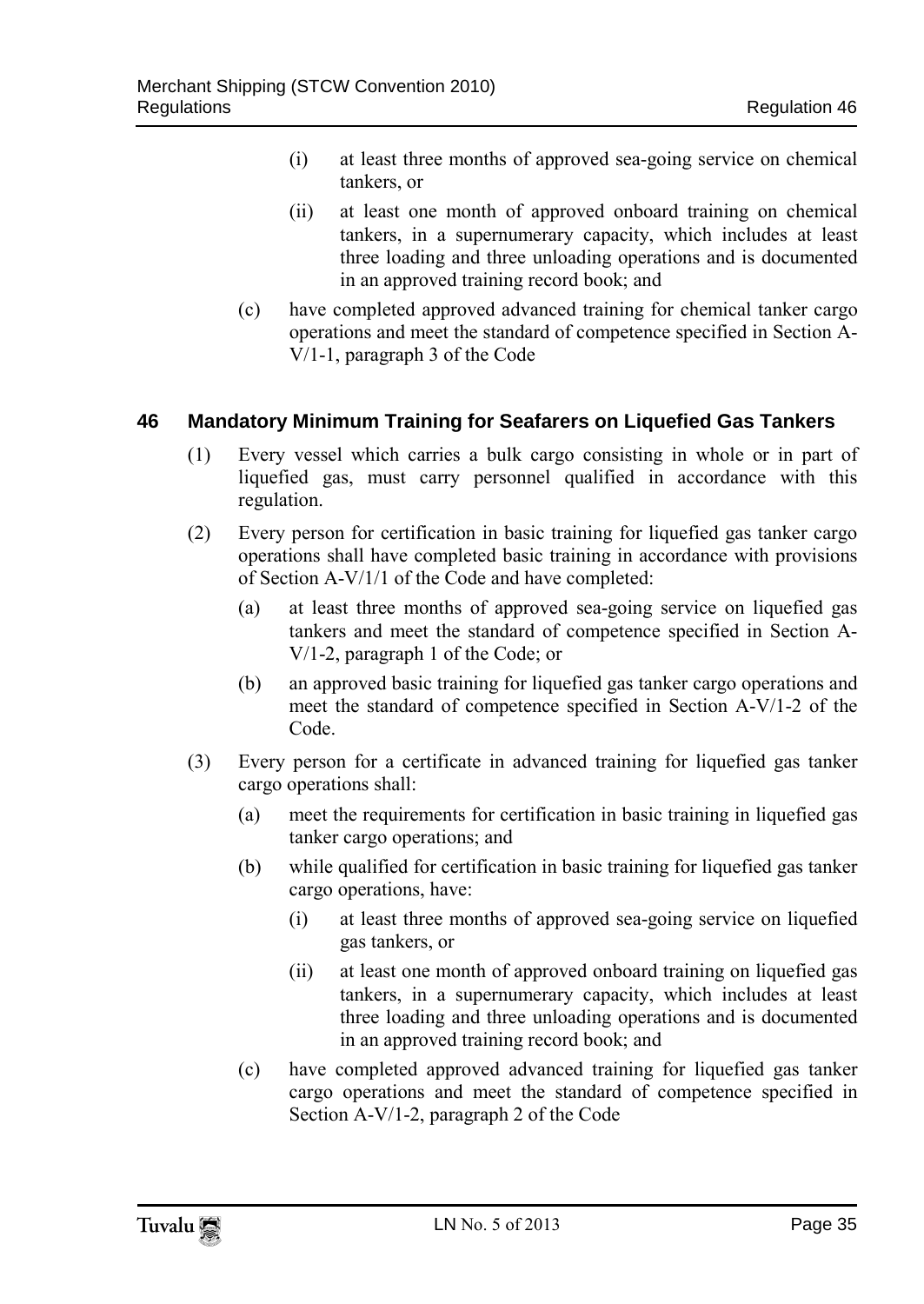(i) at least three months of approved sea-going service on chemical tankers, or

(ii) at least one month of approved onboard training on chemical tankers, in a supernumerary capacity, which includes at least three loading and three unloading operations and is documented in an approved training record book; and

(c) have completed approved advanced training for chemical tanker cargo operations and meet the standard of competence specified in Section A-V/1-1, paragraph 3 of the Code

## 46 Mandatory Minimum Training for Seafarers on Liquefied Gas Tankers

(1) Every vessel which carries a bulk cargo consisting in whole or in part of liquefied gas, must carry personnel qualified in accordance with this regulation.

(2) Every person for certification in basic training for liquefied gas tanker cargo operations shall have completed basic training in accordance with provisions of Section A-V/1/1 of the Code and have completed:

(a) at least three months of approved sea-going service on liquefied gas tankers and meet the standard of competence specified in Section A-V/1-2, paragraph 1 of the Code; or

(b) an approved basic training for liquefied gas tanker cargo operations and meet the standard of competence specified in Section A-V/1-2 of the Code.

(3) Every person for a certificate in advanced training for liquefied gas tanker cargo operations shall:

(a) meet the requirements for certification in basic training in liquefied gas tanker cargo operations; and

(b) while qualified for certification in basic training for liquefied gas tanker cargo operations, have:

(i) at least three months of approved sea-going service on liquefied gas tankers, or

(ii) at least one month of approved onboard training on liquefied gas tankers, in a supernumerary capacity, which includes at least three loading and three unloading operations and is documented in an approved training record book; and

(c) have completed approved advanced training for liquefied gas tanker cargo operations and meet the standard of competence specified in Section A-V/1-2, paragraph 2 of the Code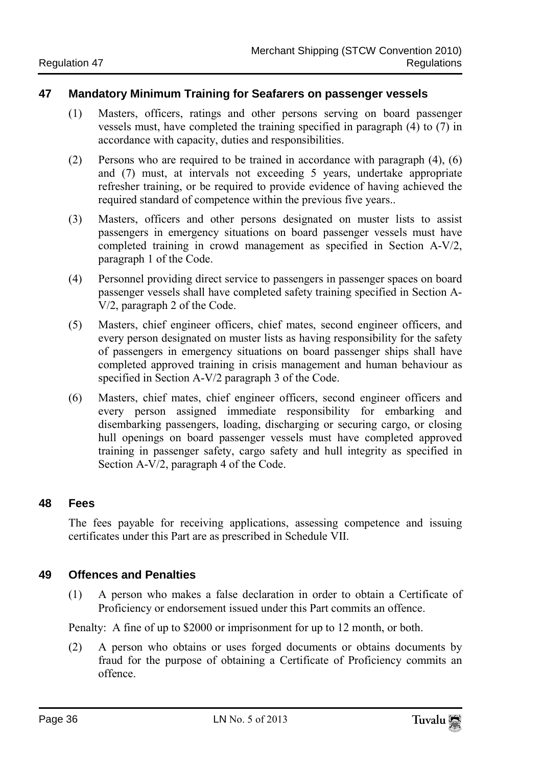## 47 Mandatory Minimum Training for Seafarers on passenger vessels

(1) Masters, officers, ratings and other persons serving on board passenger vessels must, have completed the training specified in paragraph (4) to (7) in accordance with capacity, duties and responsibilities.

(2) Persons who are required to be trained in accordance with paragraph (4), (6) and (7) must, at intervals not exceeding 5 years, undertake appropriate refresher training, or be required to provide evidence of having achieved the required standard of competence within the previous five years..

(3) Masters, officers and other persons designated on muster lists to assist passengers in emergency situations on board passenger vessels must have completed training in crowd management as specified in Section A-V/2, paragraph 1 of the Code.

(4) Personnel providing direct service to passengers in passenger spaces on board passenger vessels shall have completed safety training specified in Section A-V/2, paragraph 2 of the Code.

(5) Masters, chief engineer officers, chief mates, second engineer officers, and every person designated on muster lists as having responsibility for the safety of passengers in emergency situations on board passenger ships shall have completed approved training in crisis management and human behaviour as specified in Section A-V/2 paragraph 3 of the Code.

(6) Masters, chief mates, chief engineer officers, second engineer officers and every person assigned immediate responsibility for embarking and disembarking passengers, loading, discharging or securing cargo, or closing hull openings on board passenger vessels must have completed approved training in passenger safety, cargo safety and hull integrity as specified in Section A-V/2, paragraph 4 of the Code.

## 48 Fees

The fees payable for receiving applications, assessing competence and issuing certificates under this Part are as prescribed in Schedule VII.

## 49 Offences and Penalties

(1) A person who makes a false declaration in order to obtain a Certificate of Proficiency or endorsement issued under this Part commits an offence.

Penalty: A fine of up to $2000 or imprisonment for up to 12 month, or both.

(2) A person who obtains or uses forged documents or obtains documents by fraud for the purpose of obtaining a Certificate of Proficiency commits an offence.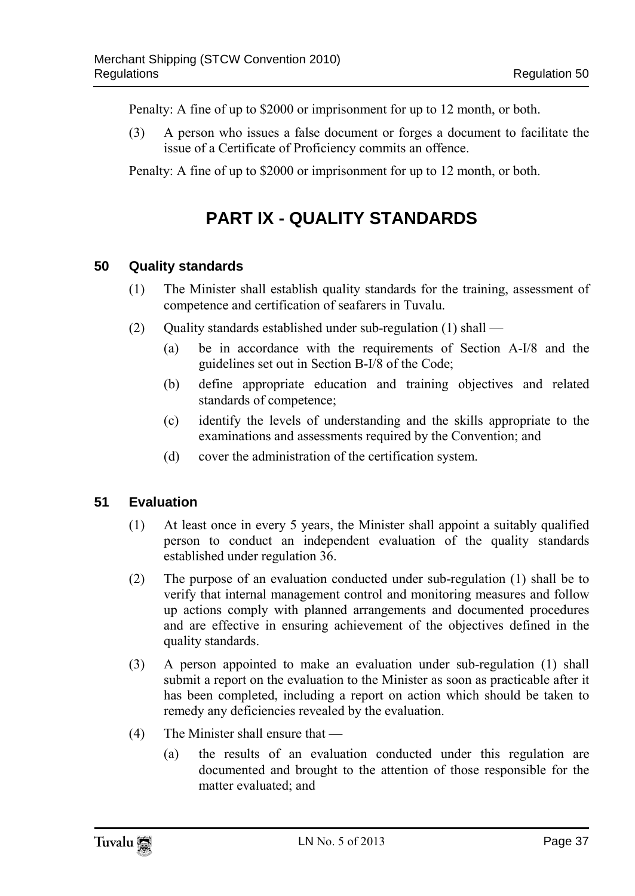Penalty: A fine of up to $2000 or imprisonment for up to 12 month, or both.

(3) A person who issues a false document or forges a document to facilitate the issue of a Certificate of Proficiency commits an offence.

Penalty: A fine of up to $2000 or imprisonment for up to 12 month, or both.

# PART IX - QUALITY STANDARDS

## 50 Quality standards

(1) The Minister shall establish quality standards for the training, assessment of competence and certification of seafarers in Tuvalu.

(2) Quality standards established under sub-regulation (1) shall —

(a) be in accordance with the requirements of Section A-I/8 and the guidelines set out in Section B-I/8 of the Code;

(b) define appropriate education and training objectives and related standards of competence;

(c) identify the levels of understanding and the skills appropriate to the examinations and assessments required by the Convention; and

(d) cover the administration of the certification system.

## 51 Evaluation

(1) At least once in every 5 years, the Minister shall appoint a suitably qualified person to conduct an independent evaluation of the quality standards established under regulation 36.

(2) The purpose of an evaluation conducted under sub-regulation (1) shall be to verify that internal management control and monitoring measures and follow up actions comply with planned arrangements and documented procedures and are effective in ensuring achievement of the objectives defined in the quality standards.

(3) A person appointed to make an evaluation under sub-regulation (1) shall submit a report on the evaluation to the Minister as soon as practicable after it has been completed, including a report on action which should be taken to remedy any deficiencies revealed by the evaluation.

(4) The Minister shall ensure that —

(a) the results of an evaluation conducted under this regulation are documented and brought to the attention of those responsible for the matter evaluated; and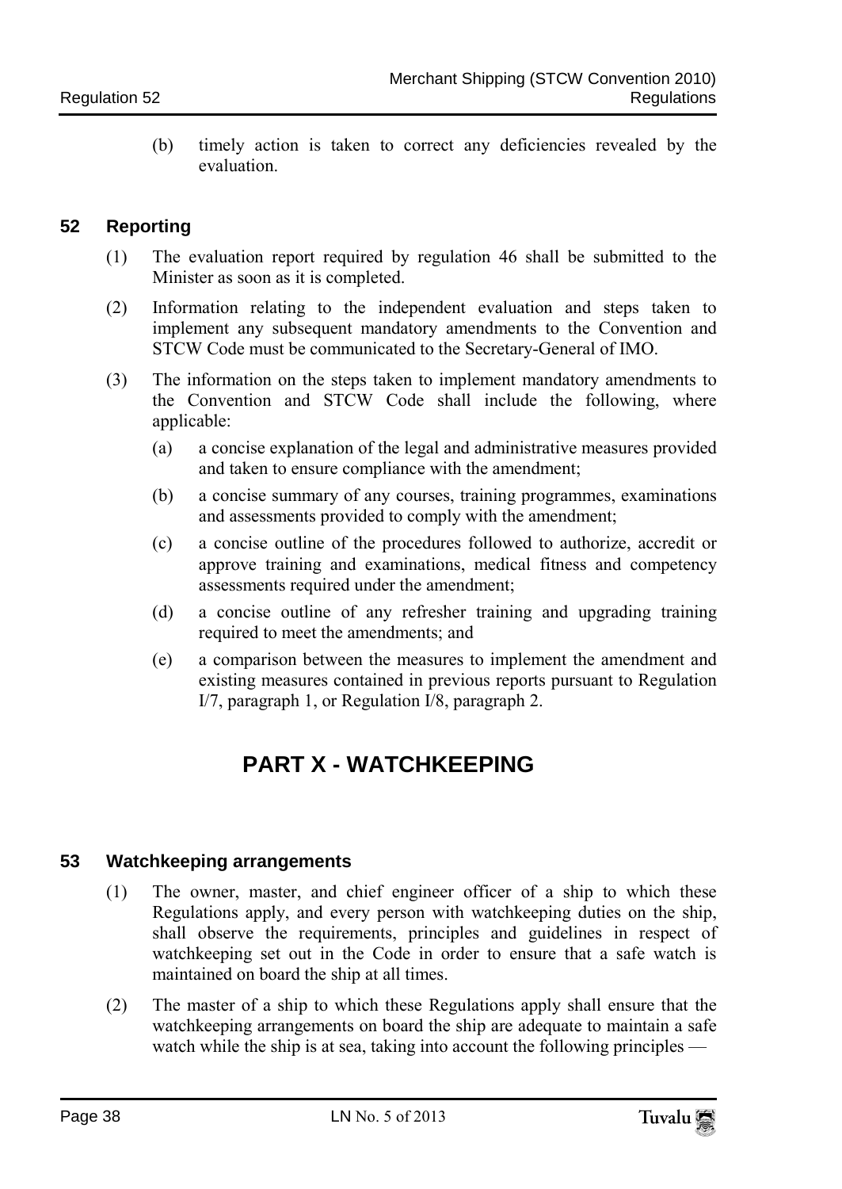(b) timely action is taken to correct any deficiencies revealed by the evaluation.

### 52 Reporting

(1) The evaluation report required by regulation 46 shall be submitted to the Minister as soon as it is completed.

(2) Information relating to the independent evaluation and steps taken to implement any subsequent mandatory amendments to the Convention and STCW Code must be communicated to the Secretary-General of IMO.

(3) The information on the steps taken to implement mandatory amendments to the Convention and STCW Code shall include the following, where applicable:

(a) a concise explanation of the legal and administrative measures provided and taken to ensure compliance with the amendment;

(b) a concise summary of any courses, training programmes, examinations and assessments provided to comply with the amendment;

(c) a concise outline of the procedures followed to authorize, accredit or approve training and examinations, medical fitness and competency assessments required under the amendment;

(d) a concise outline of any refresher training and upgrading training required to meet the amendments; and

(e) a comparison between the measures to implement the amendment and existing measures contained in previous reports pursuant to Regulation I/7, paragraph 1, or Regulation I/8, paragraph 2.

## PART X - WATCHKEEPING

### 53 Watchkeeping arrangements

(1) The owner, master, and chief engineer officer of a ship to which these Regulations apply, and every person with watchkeeping duties on the ship, shall observe the requirements, principles and guidelines in respect of watchkeeping set out in the Code in order to ensure that a safe watch is maintained on board the ship at all times.

(2) The master of a ship to which these Regulations apply shall ensure that the watchkeeping arrangements on board the ship are adequate to maintain a safe watch while the ship is at sea, taking into account the following principles —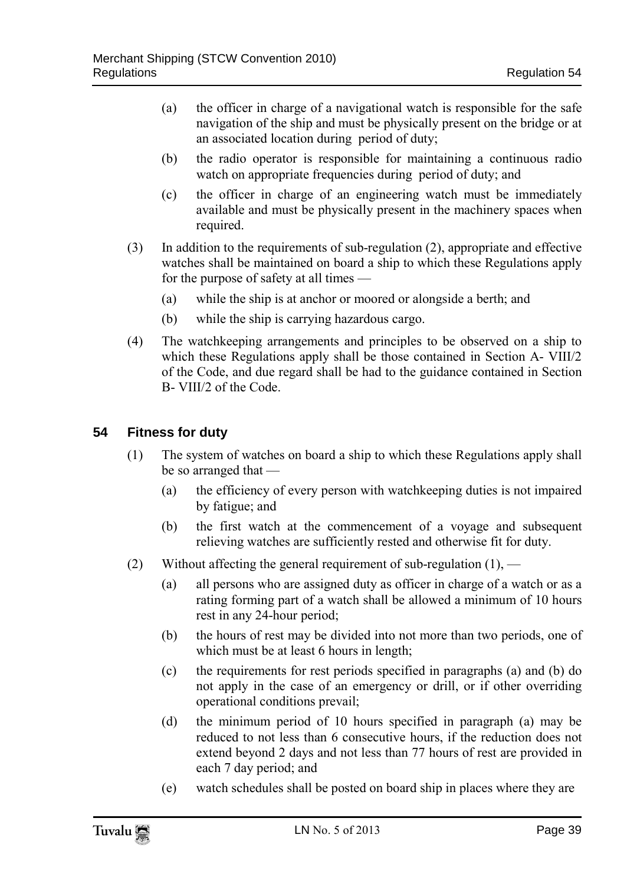(a) the officer in charge of a navigational watch is responsible for the safe navigation of the ship and must be physically present on the bridge or at an associated location during period of duty;

(b) the radio operator is responsible for maintaining a continuous radio watch on appropriate frequencies during period of duty; and

(c) the officer in charge of an engineering watch must be immediately available and must be physically present in the machinery spaces when required.

(3) In addition to the requirements of sub-regulation (2), appropriate and effective watches shall be maintained on board a ship to which these Regulations apply for the purpose of safety at all times —

(a) while the ship is at anchor or moored or alongside a berth; and

(b) while the ship is carrying hazardous cargo.

(4) The watchkeeping arrangements and principles to be observed on a ship to which these Regulations apply shall be those contained in Section A- VIII/2 of the Code, and due regard shall be had to the guidance contained in Section B- VIII/2 of the Code.

## 54 Fitness for duty

(1) The system of watches on board a ship to which these Regulations apply shall be so arranged that —

(a) the efficiency of every person with watchkeeping duties is not impaired by fatigue; and

(b) the first watch at the commencement of a voyage and subsequent relieving watches are sufficiently rested and otherwise fit for duty.

(2) Without affecting the general requirement of sub-regulation (1), —

(a) all persons who are assigned duty as officer in charge of a watch or as a rating forming part of a watch shall be allowed a minimum of 10 hours rest in any 24-hour period;

(b) the hours of rest may be divided into not more than two periods, one of which must be at least 6 hours in length;

(c) the requirements for rest periods specified in paragraphs (a) and (b) do not apply in the case of an emergency or drill, or if other overriding operational conditions prevail;

(d) the minimum period of 10 hours specified in paragraph (a) may be reduced to not less than 6 consecutive hours, if the reduction does not extend beyond 2 days and not less than 77 hours of rest are provided in each 7 day period; and

(e) watch schedules shall be posted on board ship in places where they are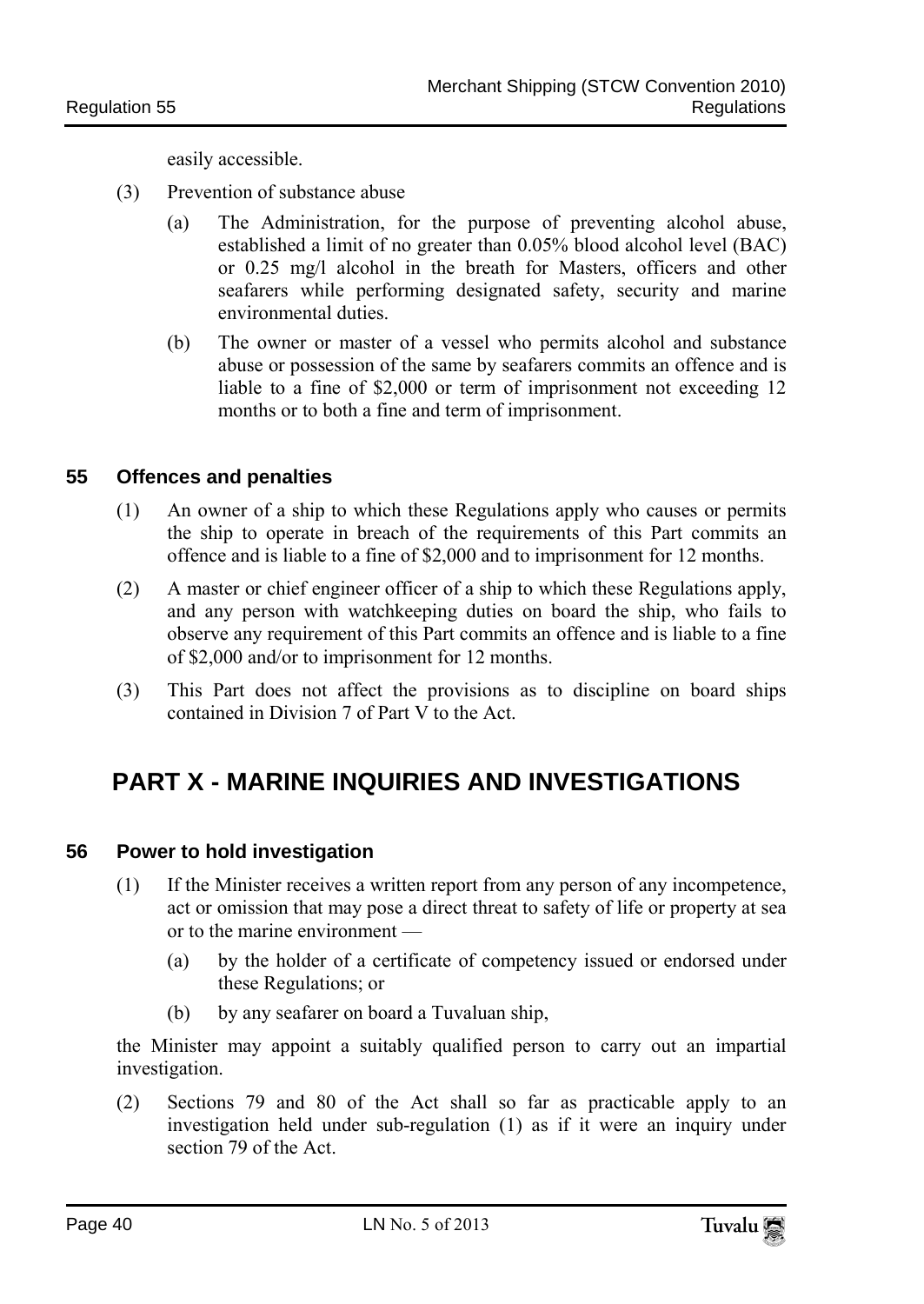easily accessible.

(3) Prevention of substance abuse

(a) The Administration, for the purpose of preventing alcohol abuse, established a limit of no greater than 0.05% blood alcohol level (BAC) or 0.25 mg/l alcohol in the breath for Masters, officers and other seafarers while performing designated safety, security and marine environmental duties.

(b) The owner or master of a vessel who permits alcohol and substance abuse or possession of the same by seafarers commits an offence and is liable to a fine of $2,000 or term of imprisonment not exceeding 12 months or to both a fine and term of imprisonment.

### 55 Offences and penalties

(1) An owner of a ship to which these Regulations apply who causes or permits the ship to operate in breach of the requirements of this Part commits an offence and is liable to a fine of $2,000 and to imprisonment for 12 months.

(2) A master or chief engineer officer of a ship to which these Regulations apply, and any person with watchkeeping duties on board the ship, who fails to observe any requirement of this Part commits an offence and is liable to a fine of $2,000 and/or to imprisonment for 12 months.

(3) This Part does not affect the provisions as to discipline on board ships contained in Division 7 of Part V to the Act.

## PART X - MARINE INQUIRIES AND INVESTIGATIONS

### 56 Power to hold investigation

(1) If the Minister receives a written report from any person of any incompetence, act or omission that may pose a direct threat to safety of life or property at sea or to the marine environment —

(a) by the holder of a certificate of competency issued or endorsed under these Regulations; or

(b) by any seafarer on board a Tuvaluan ship,

the Minister may appoint a suitably qualified person to carry out an impartial investigation.

(2) Sections 79 and 80 of the Act shall so far as practicable apply to an investigation held under sub-regulation (1) as if it were an inquiry under section 79 of the Act.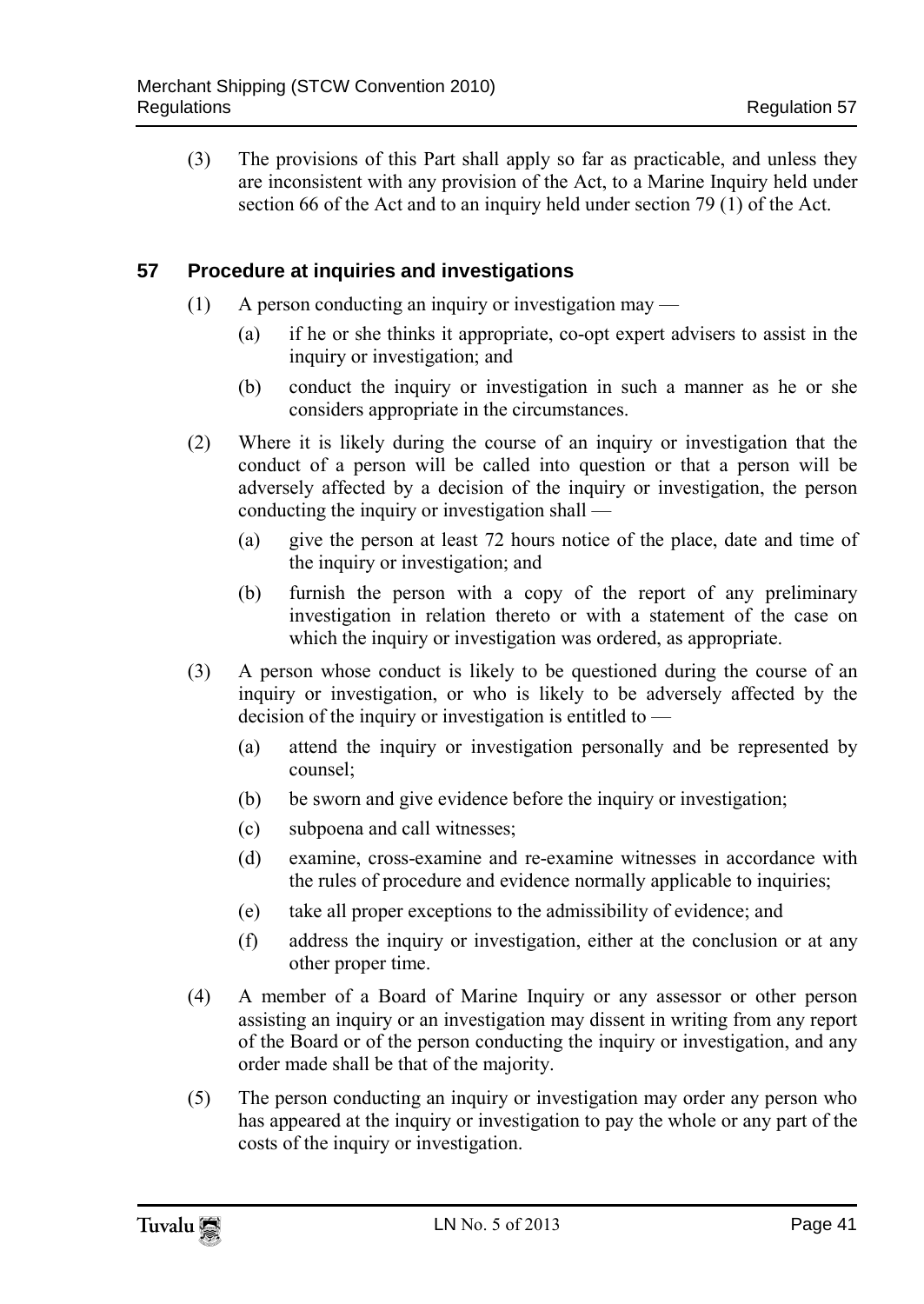(3) The provisions of this Part shall apply so far as practicable, and unless they are inconsistent with any provision of the Act, to a Marine Inquiry held under section 66 of the Act and to an inquiry held under section 79 (1) of the Act.

## 57 Procedure at inquiries and investigations

(1) A person conducting an inquiry or investigation may —

(a) if he or she thinks it appropriate, co-opt expert advisers to assist in the inquiry or investigation; and

(b) conduct the inquiry or investigation in such a manner as he or she considers appropriate in the circumstances.

(2) Where it is likely during the course of an inquiry or investigation that the conduct of a person will be called into question or that a person will be adversely affected by a decision of the inquiry or investigation, the person conducting the inquiry or investigation shall —

(a) give the person at least 72 hours notice of the place, date and time of the inquiry or investigation; and

(b) furnish the person with a copy of the report of any preliminary investigation in relation thereto or with a statement of the case on which the inquiry or investigation was ordered, as appropriate.

(3) A person whose conduct is likely to be questioned during the course of an inquiry or investigation, or who is likely to be adversely affected by the decision of the inquiry or investigation is entitled to —

(a) attend the inquiry or investigation personally and be represented by counsel;

(b) be sworn and give evidence before the inquiry or investigation;

(c) subpoena and call witnesses;

(d) examine, cross-examine and re-examine witnesses in accordance with the rules of procedure and evidence normally applicable to inquiries;

(e) take all proper exceptions to the admissibility of evidence; and

(f) address the inquiry or investigation, either at the conclusion or at any other proper time.

(4) A member of a Board of Marine Inquiry or any assessor or other person assisting an inquiry or an investigation may dissent in writing from any report of the Board or of the person conducting the inquiry or investigation, and any order made shall be that of the majority.

(5) The person conducting an inquiry or investigation may order any person who has appeared at the inquiry or investigation to pay the whole or any part of the costs of the inquiry or investigation.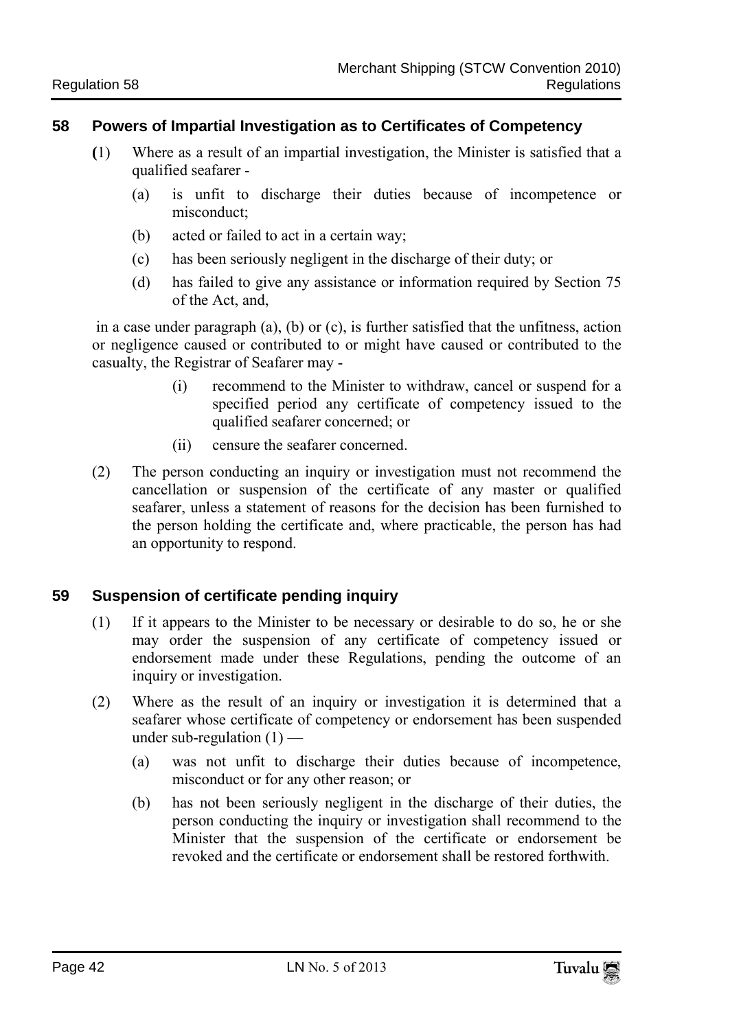## 58 Powers of Impartial Investigation as to Certificates of Competency

(1) Where as a result of an impartial investigation, the Minister is satisfied that a qualified seafarer -

(a) is unfit to discharge their duties because of incompetence or misconduct;

(b) acted or failed to act in a certain way;

(c) has been seriously negligent in the discharge of their duty; or

(d) has failed to give any assistance or information required by Section 75 of the Act, and,

in a case under paragraph (a), (b) or (c), is further satisfied that the unfitness, action or negligence caused or contributed to or might have caused or contributed to the casualty, the Registrar of Seafarer may -

(i) recommend to the Minister to withdraw, cancel or suspend for a specified period any certificate of competency issued to the qualified seafarer concerned; or

(ii) censure the seafarer concerned.

(2) The person conducting an inquiry or investigation must not recommend the cancellation or suspension of the certificate of any master or qualified seafarer, unless a statement of reasons for the decision has been furnished to the person holding the certificate and, where practicable, the person has had an opportunity to respond.

## 59 Suspension of certificate pending inquiry

(1) If it appears to the Minister to be necessary or desirable to do so, he or she may order the suspension of any certificate of competency issued or endorsement made under these Regulations, pending the outcome of an inquiry or investigation.

(2) Where as the result of an inquiry or investigation it is determined that a seafarer whose certificate of competency or endorsement has been suspended under sub-regulation (1) —

(a) was not unfit to discharge their duties because of incompetence, misconduct or for any other reason; or

(b) has not been seriously negligent in the discharge of their duties, the person conducting the inquiry or investigation shall recommend to the Minister that the suspension of the certificate or endorsement be revoked and the certificate or endorsement shall be restored forthwith.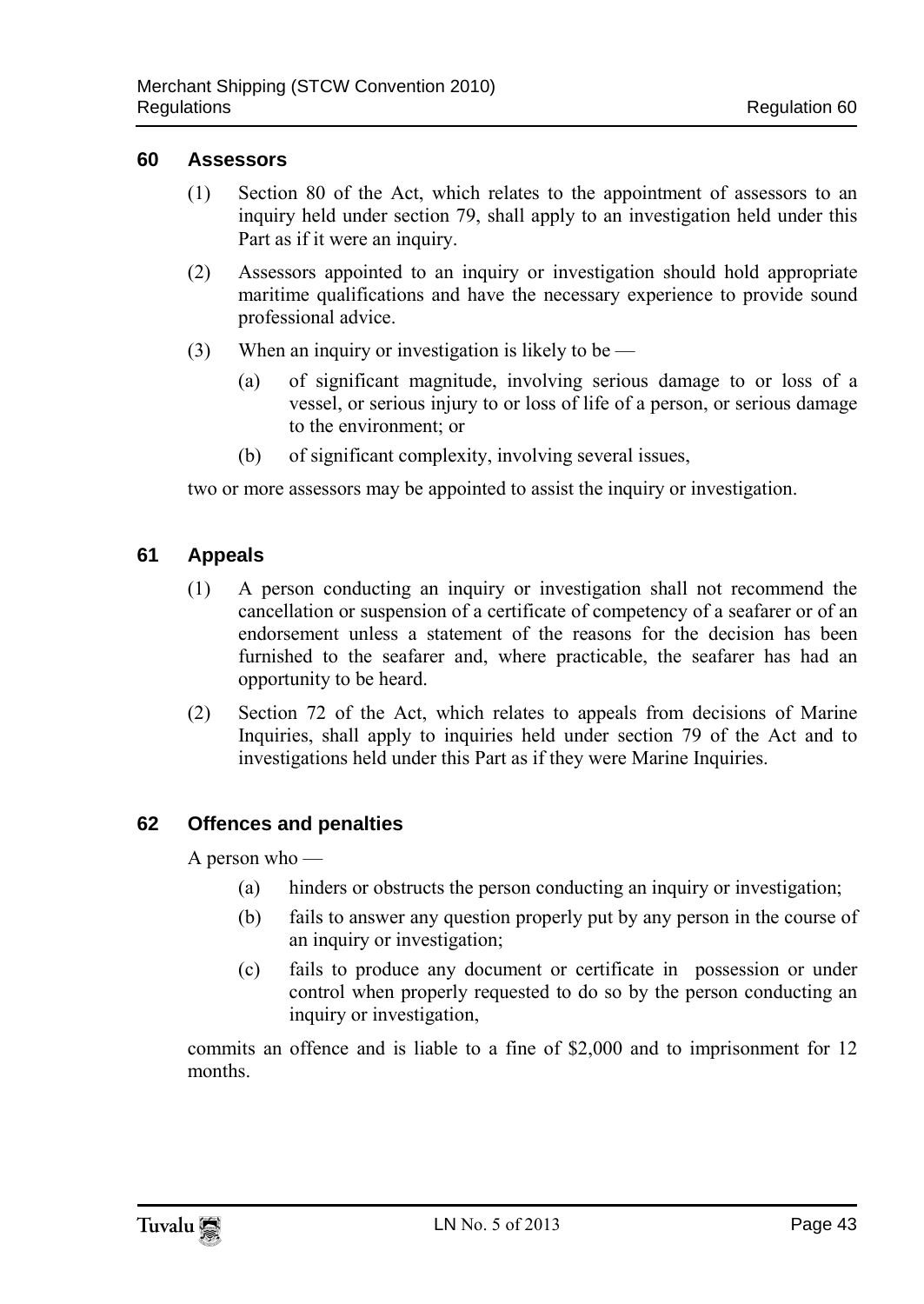## 60 Assessors

(1) Section 80 of the Act, which relates to the appointment of assessors to an inquiry held under section 79, shall apply to an investigation held under this Part as if it were an inquiry.

(2) Assessors appointed to an inquiry or investigation should hold appropriate maritime qualifications and have the necessary experience to provide sound professional advice.

(3) When an inquiry or investigation is likely to be —

(a) of significant magnitude, involving serious damage to or loss of a vessel, or serious injury to or loss of life of a person, or serious damage to the environment; or

(b) of significant complexity, involving several issues,

two or more assessors may be appointed to assist the inquiry or investigation.

## 61 Appeals

(1) A person conducting an inquiry or investigation shall not recommend the cancellation or suspension of a certificate of competency of a seafarer or of an endorsement unless a statement of the reasons for the decision has been furnished to the seafarer and, where practicable, the seafarer has had an opportunity to be heard.

(2) Section 72 of the Act, which relates to appeals from decisions of Marine Inquiries, shall apply to inquiries held under section 79 of the Act and to investigations held under this Part as if they were Marine Inquiries.

## 62 Offences and penalties

A person who —

(a) hinders or obstructs the person conducting an inquiry or investigation;

(b) fails to answer any question properly put by any person in the course of an inquiry or investigation;

(c) fails to produce any document or certificate in possession or under control when properly requested to do so by the person conducting an inquiry or investigation,

commits an offence and is liable to a fine of $2,000 and to imprisonment for 12 months.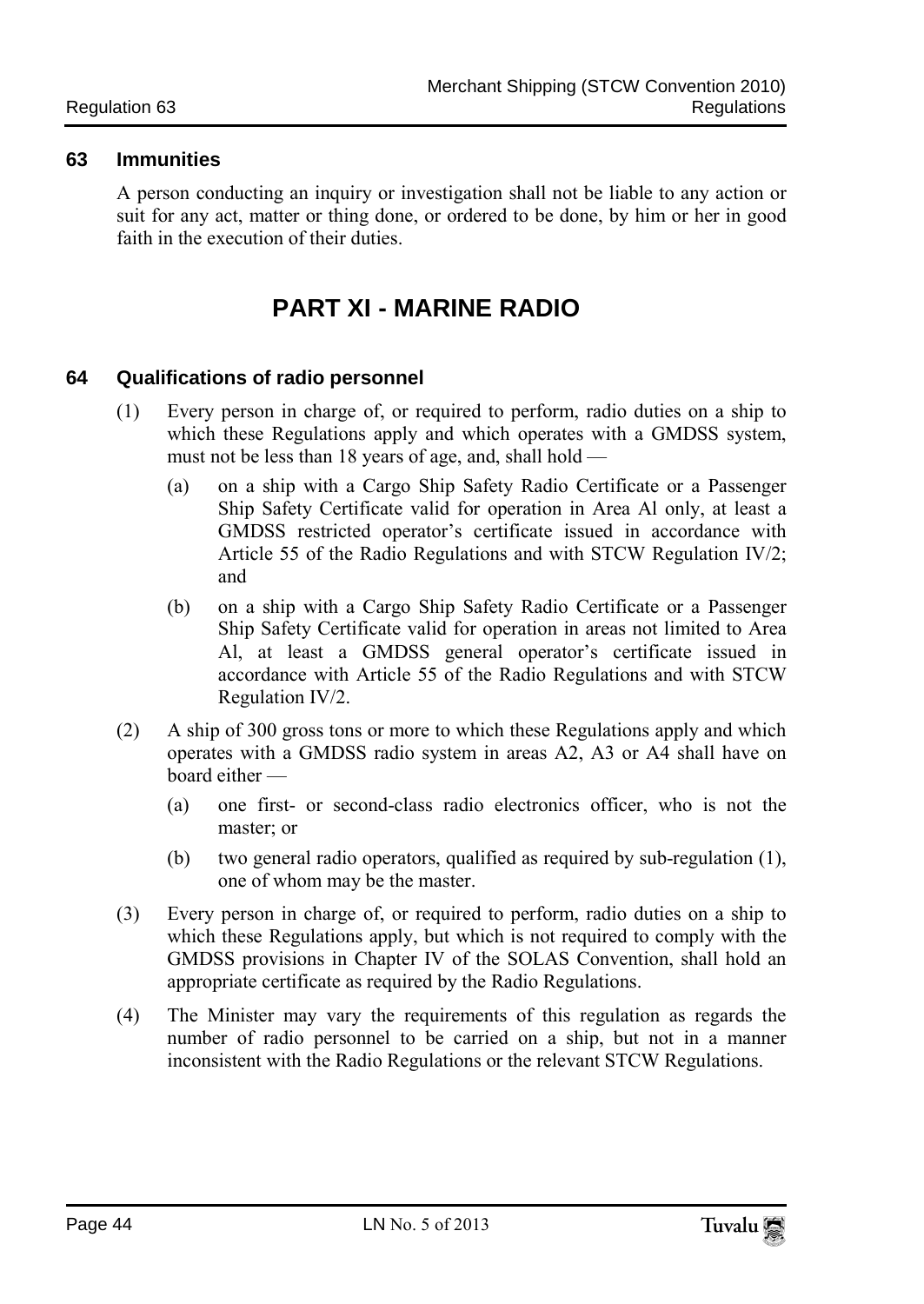### 63 Immunities

A person conducting an inquiry or investigation shall not be liable to any action or suit for any act, matter or thing done, or ordered to be done, by him or her in good faith in the execution of their duties.

## PART XI - MARINE RADIO

### 64 Qualifications of radio personnel

(1) Every person in charge of, or required to perform, radio duties on a ship to which these Regulations apply and which operates with a GMDSS system, must not be less than 18 years of age, and, shall hold —

(a) on a ship with a Cargo Ship Safety Radio Certificate or a Passenger Ship Safety Certificate valid for operation in Area Al only, at least a GMDSS restricted operator's certificate issued in accordance with Article 55 of the Radio Regulations and with STCW Regulation IV/2; and

(b) on a ship with a Cargo Ship Safety Radio Certificate or a Passenger Ship Safety Certificate valid for operation in areas not limited to Area Al, at least a GMDSS general operator's certificate issued in accordance with Article 55 of the Radio Regulations and with STCW Regulation IV/2.

(2) A ship of 300 gross tons or more to which these Regulations apply and which operates with a GMDSS radio system in areas A2, A3 or A4 shall have on board either —

(a) one first- or second-class radio electronics officer, who is not the master; or

(b) two general radio operators, qualified as required by sub-regulation (1), one of whom may be the master.

(3) Every person in charge of, or required to perform, radio duties on a ship to which these Regulations apply, but which is not required to comply with the GMDSS provisions in Chapter IV of the SOLAS Convention, shall hold an appropriate certificate as required by the Radio Regulations.

(4) The Minister may vary the requirements of this regulation as regards the number of radio personnel to be carried on a ship, but not in a manner inconsistent with the Radio Regulations or the relevant STCW Regulations.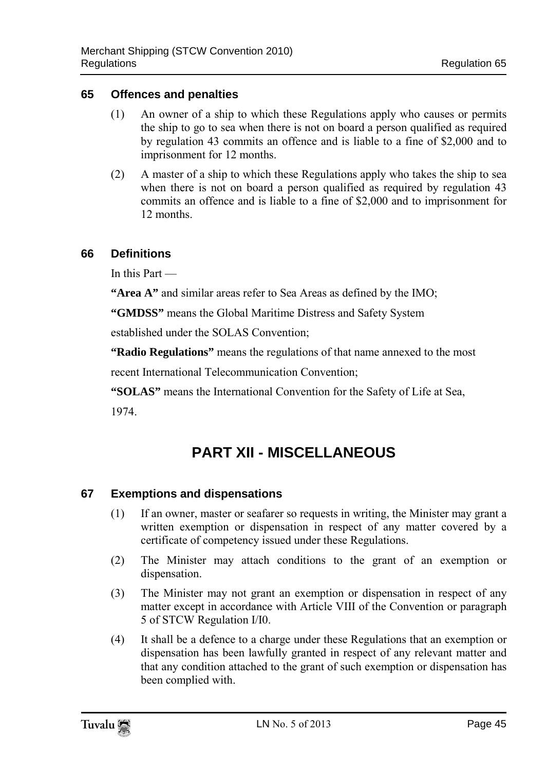### 65 Offences and penalties

(1) An owner of a ship to which these Regulations apply who causes or permits the ship to go to sea when there is not on board a person qualified as required by regulation 43 commits an offence and is liable to a fine of $2,000 and to imprisonment for 12 months.

(2) A master of a ship to which these Regulations apply who takes the ship to sea when there is not on board a person qualified as required by regulation 43 commits an offence and is liable to a fine of $2,000 and to imprisonment for 12 months.

### 66 Definitions

In this Part —

**"Area A"** and similar areas refer to Sea Areas as defined by the IMO;

**"GMDSS"** means the Global Maritime Distress and Safety System

established under the SOLAS Convention;

**"Radio Regulations"** means the regulations of that name annexed to the most

recent International Telecommunication Convention;

**"SOLAS"** means the International Convention for the Safety of Life at Sea,

1974.

## PART XII - MISCELLANEOUS

### 67 Exemptions and dispensations

(1) If an owner, master or seafarer so requests in writing, the Minister may grant a written exemption or dispensation in respect of any matter covered by a certificate of competency issued under these Regulations.

(2) The Minister may attach conditions to the grant of an exemption or dispensation.

(3) The Minister may not grant an exemption or dispensation in respect of any matter except in accordance with Article VIII of the Convention or paragraph 5 of STCW Regulation I/I0.

(4) It shall be a defence to a charge under these Regulations that an exemption or dispensation has been lawfully granted in respect of any relevant matter and that any condition attached to the grant of such exemption or dispensation has been complied with.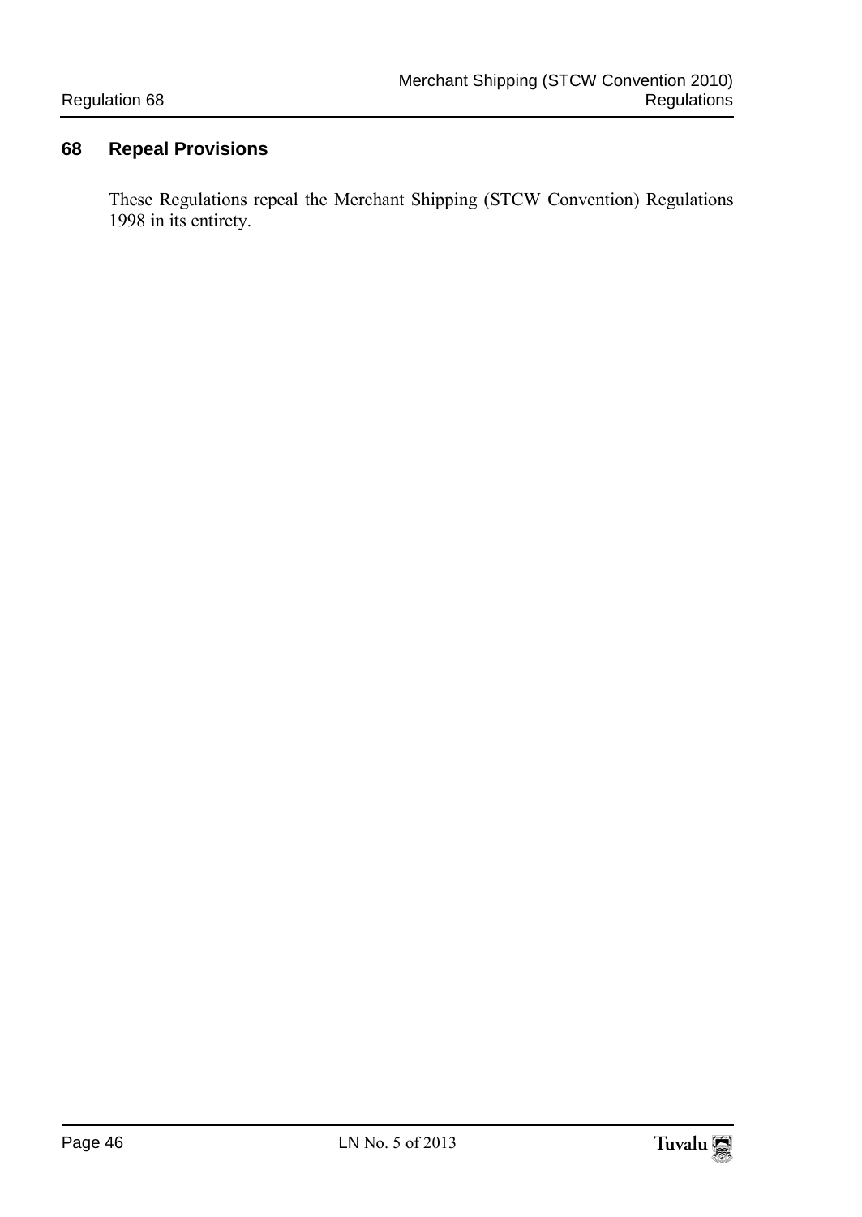## 68 Repeal Provisions

These Regulations repeal the Merchant Shipping (STCW Convention) Regulations 1998 in its entirety.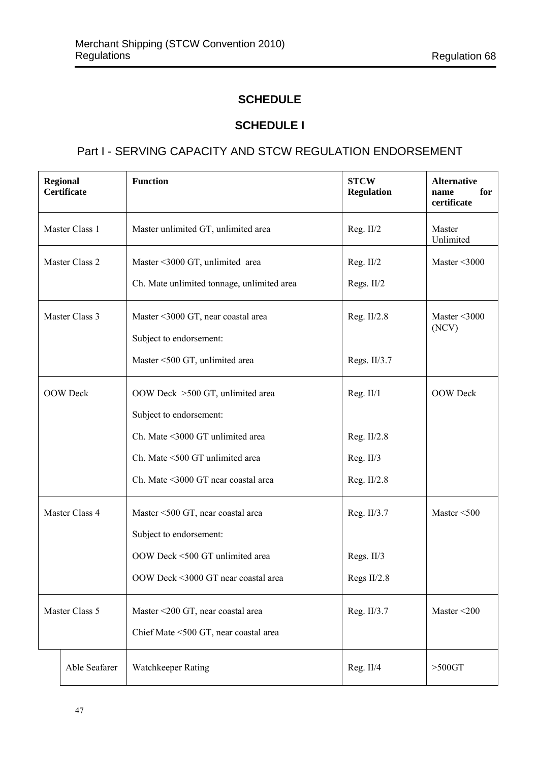# SCHEDULE

## SCHEDULE I

### Part I - SERVING CAPACITY AND STCW REGULATION ENDORSEMENT

| Regional Certificate | Function | STCW Regulation | Alternative name for certificate |
|---|---|---|---|
| Master Class 1 | Master unlimited GT, unlimited area | Reg. II/2 | Master Unlimited |
| Master Class 2 | Master <3000 GT, unlimited area<br>Ch. Mate unlimited tonnage, unlimited area | Reg. II/2<br>Regs. II/2 | Master <3000 |
| Master Class 3 | Master <3000 GT, near coastal area<br>Subject to endorsement:<br>Master <500 GT, unlimited area | Reg. II/2.8<br><br>Regs. II/3.7 | Master <3000 (NCV) |
| OOW Deck | OOW Deck >500 GT, unlimited area<br>Subject to endorsement:<br>Ch. Mate <3000 GT unlimited area<br>Ch. Mate <500 GT unlimited area<br>Ch. Mate <3000 GT near coastal area | Reg. II/1<br><br>Reg. II/2.8<br>Reg. II/3<br>Reg. II/2.8 | OOW Deck |
| Master Class 4 | Master <500 GT, near coastal area<br>Subject to endorsement:<br>OOW Deck <500 GT unlimited area<br>OOW Deck <3000 GT near coastal area | Reg. II/3.7<br><br>Regs. II/3<br>Regs II/2.8 | Master <500 |
| Master Class 5 | Master <200 GT, near coastal area<br>Chief Mate <500 GT, near coastal area | Reg. II/3.7 | Master <200 |
| Able Seafarer | Watchkeeper Rating | Reg. II/4 | >500GT |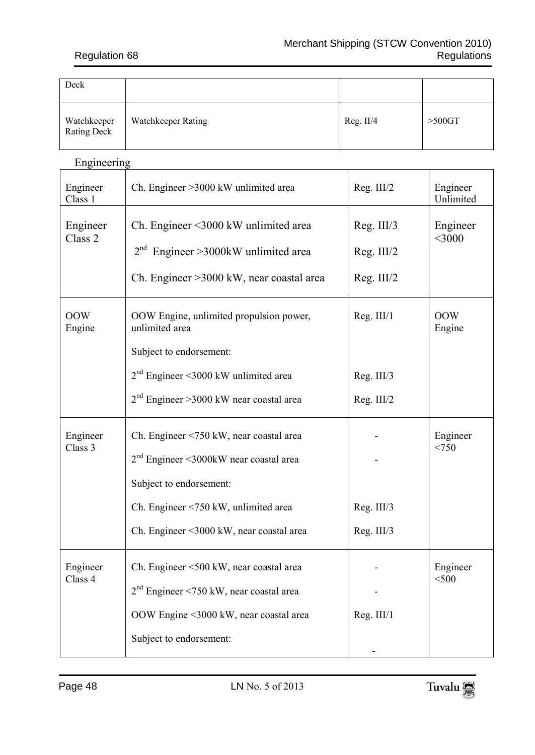| Deck | | | |
|---|---|---|---|
| Watchkeeper Rating Deck | Watchkeeper Rating | Reg. II/4 | >500GT |

Engineering

| | | | |
|---|---|---|---|
| Engineer Class 1 | Ch. Engineer >3000 kW unlimited area | Reg. III/2 | Engineer Unlimited |
| Engineer Class 2 | Ch. Engineer <3000 kW unlimited area<br>2nd Engineer >3000kW unlimited area<br>Ch. Engineer >3000 kW, near coastal area | Reg. III/3<br>Reg. III/2<br>Reg. III/2 | Engineer <3000 |
| OOW Engine | OOW Engine, unlimited propulsion power, unlimited area<br>Subject to endorsement:<br>2nd Engineer <3000 kW unlimited area<br>2nd Engineer >3000 kW near coastal area | Reg. III/1<br><br><br>Reg. III/3<br>Reg. III/2 | OOW Engine |
| Engineer Class 3 | Ch. Engineer <750 kW, near coastal area<br>2nd Engineer <3000kW near coastal area<br>Subject to endorsement:<br>Ch. Engineer <750 kW, unlimited area<br>Ch. Engineer <3000 kW, near coastal area | -<br>-<br><br>Reg. III/3<br>Reg. III/3 | Engineer <750 |
| Engineer Class 4 | Ch. Engineer <500 kW, near coastal area<br>2nd Engineer <750 kW, near coastal area<br>OOW Engine <3000 kW, near coastal area<br>Subject to endorsement: | -<br>-<br>Reg. III/1<br>- | Engineer <500 |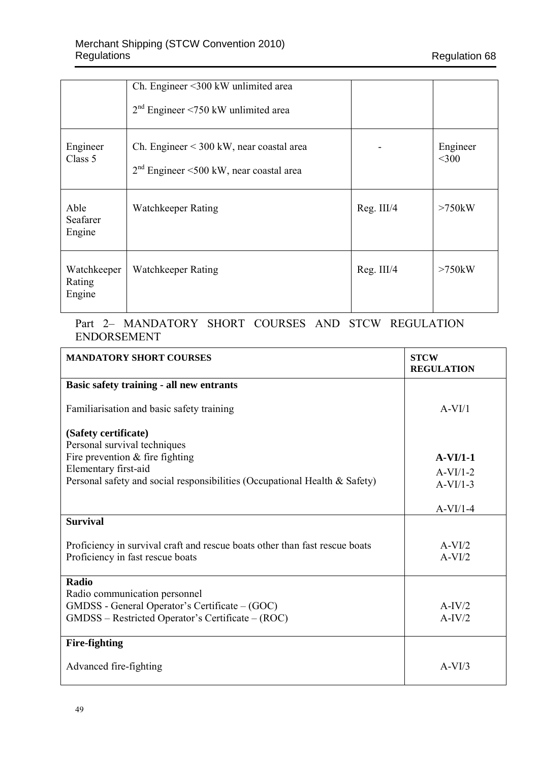|  | Ch. Engineer <300 kW unlimited area<br>2nd Engineer <750 kW unlimited area |  |  |
| --- | --- | --- | --- |
| Engineer Class 5 | Ch. Engineer < 300 kW, near coastal area<br>2nd Engineer <500 kW, near coastal area | - | Engineer <300 |
| Able Seafarer Engine | Watchkeeper Rating | Reg. III/4 | >750kW |
| Watchkeeper Rating Engine | Watchkeeper Rating | Reg. III/4 | >750kW |

Part 2– MANDATORY SHORT COURSES AND STCW REGULATION ENDORSEMENT

| MANDATORY SHORT COURSES | STCW REGULATION |
| --- | --- |
| **Basic safety training - all new entrants**<br><br>Familiarisation and basic safety training<br><br>**(Safety certificate)**<br>Personal survival techniques<br>Fire prevention & fire fighting<br>Elementary first-aid<br>Personal safety and social responsibilities (Occupational Health & Safety) | <br><br>A-VI/1<br><br><br><br>**A-VI/1-1**<br>A-VI/1-2<br>A-VI/1-3<br><br>A-VI/1-4 |
| **Survival**<br><br>Proficiency in survival craft and rescue boats other than fast rescue boats<br>Proficiency in fast rescue boats | <br><br>A-VI/2<br>A-VI/2 |
| **Radio**<br>Radio communication personnel<br>GMDSS - General Operator's Certificate – (GOC)<br>GMDSS – Restricted Operator's Certificate – (ROC) | <br><br>A-IV/2<br>A-IV/2 |
| **Fire-fighting**<br><br>Advanced fire-fighting | <br><br>A-VI/3 |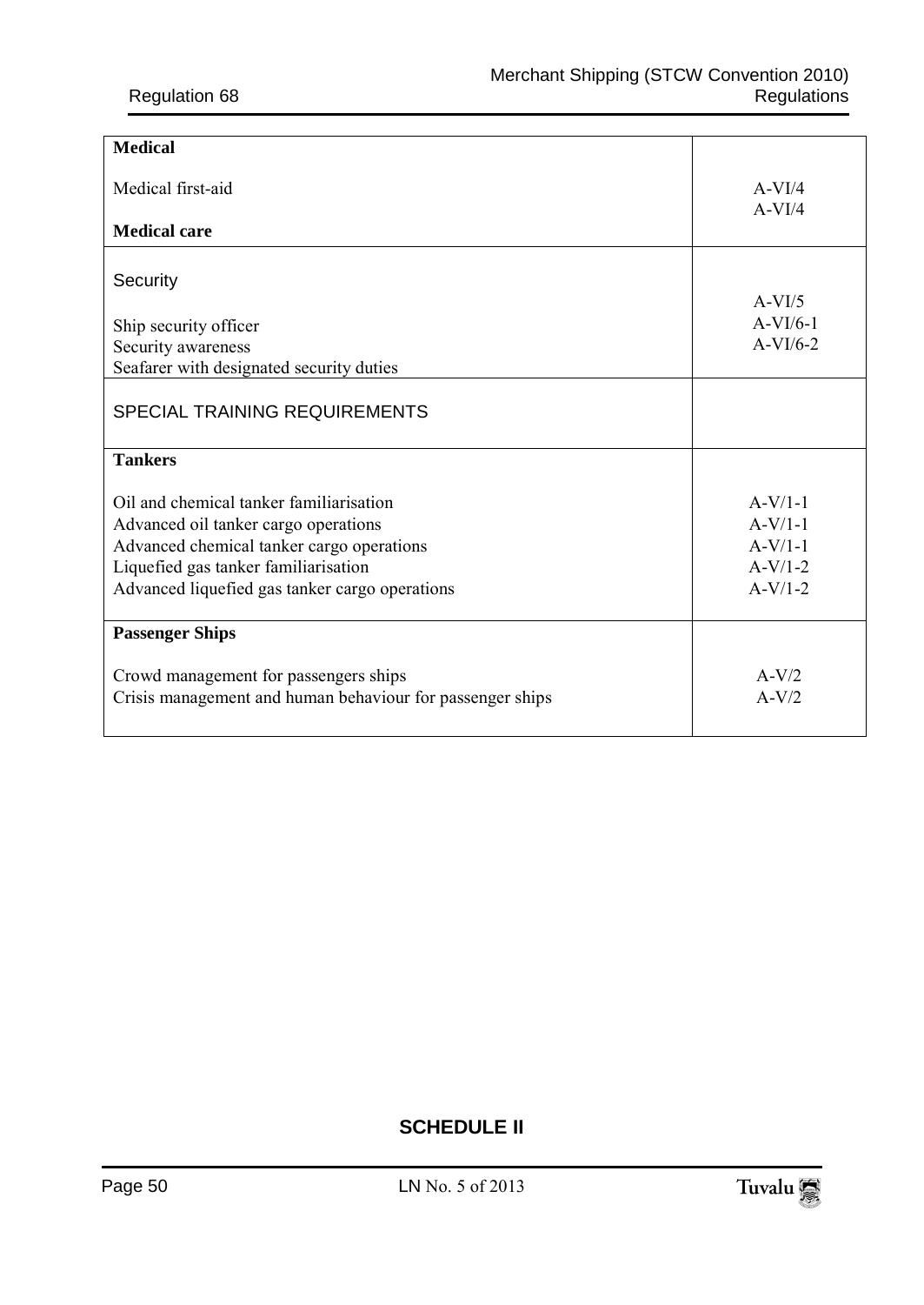| | |
|---|---|
| **Medical** | |
| Medical first-aid | A-VI/4 |
| **Medical care** | A-VI/4 |
| Security | |
| Ship security officer | A-VI/5 |
| Security awareness | A-VI/6-1 |
| Seafarer with designated security duties | A-VI/6-2 |
| SPECIAL TRAINING REQUIREMENTS | |
| **Tankers** | |
| Oil and chemical tanker familiarisation | A-V/1-1 |
| Advanced oil tanker cargo operations | A-V/1-1 |
| Advanced chemical tanker cargo operations | A-V/1-1 |
| Liquefied gas tanker familiarisation | A-V/1-2 |
| Advanced liquefied gas tanker cargo operations | A-V/1-2 |
| **Passenger Ships** | |
| Crowd management for passengers ships | A-V/2 |
| Crisis management and human behaviour for passenger ships | A-V/2 |

## SCHEDULE II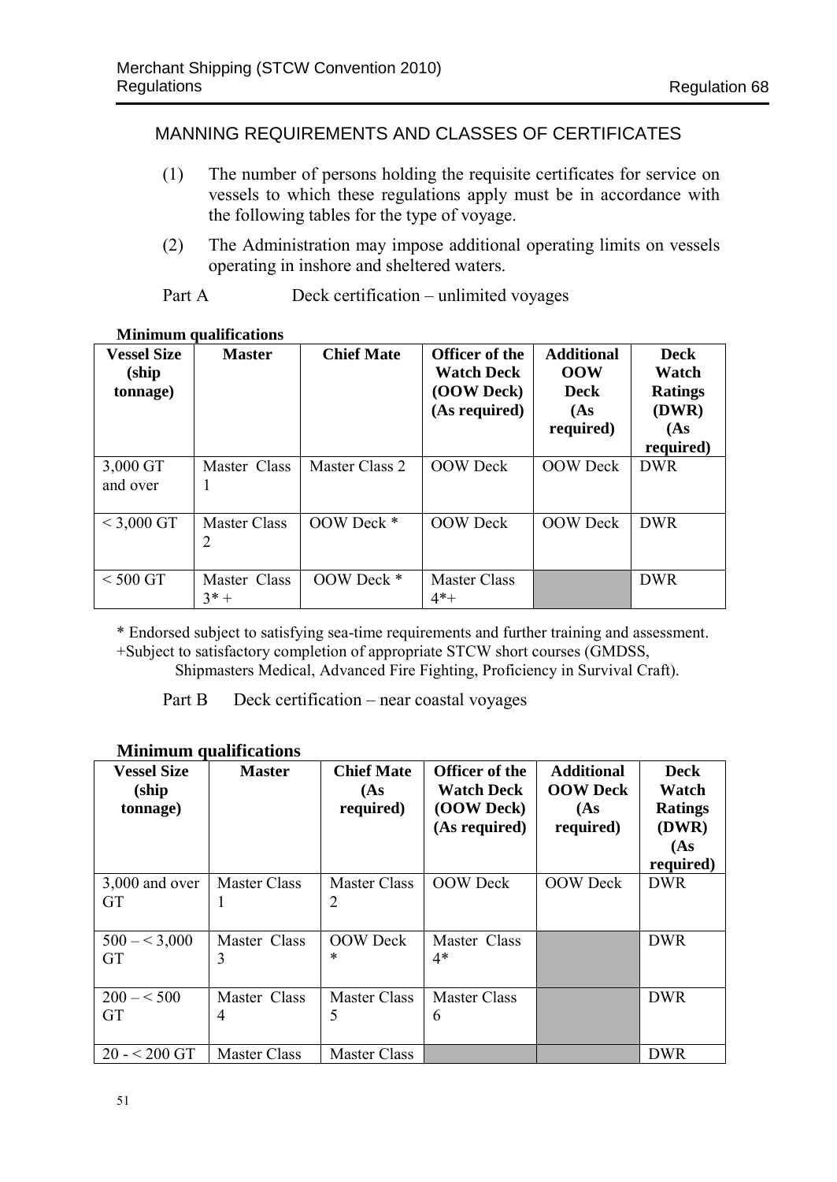## MANNING REQUIREMENTS AND CLASSES OF CERTIFICATES

(1) The number of persons holding the requisite certificates for service on vessels to which these regulations apply must be in accordance with the following tables for the type of voyage.

(2) The Administration may impose additional operating limits on vessels operating in inshore and sheltered waters.

Part A Deck certification – unlimited voyages

**Minimum qualifications**

| Vessel Size (ship tonnage) | Master | Chief Mate | Officer of the Watch Deck (OOW Deck) (As required) | Additional OOW Deck (As required) | Deck Watch Ratings (DWR) (As required) |
|---|---|---|---|---|---|
| 3,000 GT and over | Master Class 1 | Master Class 2 | OOW Deck | OOW Deck | DWR |
| < 3,000 GT | Master Class 2 | OOW Deck * | OOW Deck | OOW Deck | DWR |
| < 500 GT | Master Class 3* + | OOW Deck * | Master Class 4*+ | | DWR |

* Endorsed subject to satisfying sea-time requirements and further training and assessment.
+Subject to satisfactory completion of appropriate STCW short courses (GMDSS, Shipmasters Medical, Advanced Fire Fighting, Proficiency in Survival Craft).

Part B Deck certification – near coastal voyages

**Minimum qualifications**

| Vessel Size (ship tonnage) | Master | Chief Mate (As required) | Officer of the Watch Deck (OOW Deck) (As required) | Additional OOW Deck (As required) | Deck Watch Ratings (DWR) (As required) |
|---|---|---|---|---|---|
| 3,000 and over GT | Master Class 1 | Master Class 2 | OOW Deck | OOW Deck | DWR |
| 500 – < 3,000 GT | Master Class 3 | OOW Deck * | Master Class 4* | | DWR |
| 200 – < 500 GT | Master Class 4 | Master Class 5 | Master Class 6 | | DWR |
| 20 - < 200 GT | Master Class | Master Class | | | DWR |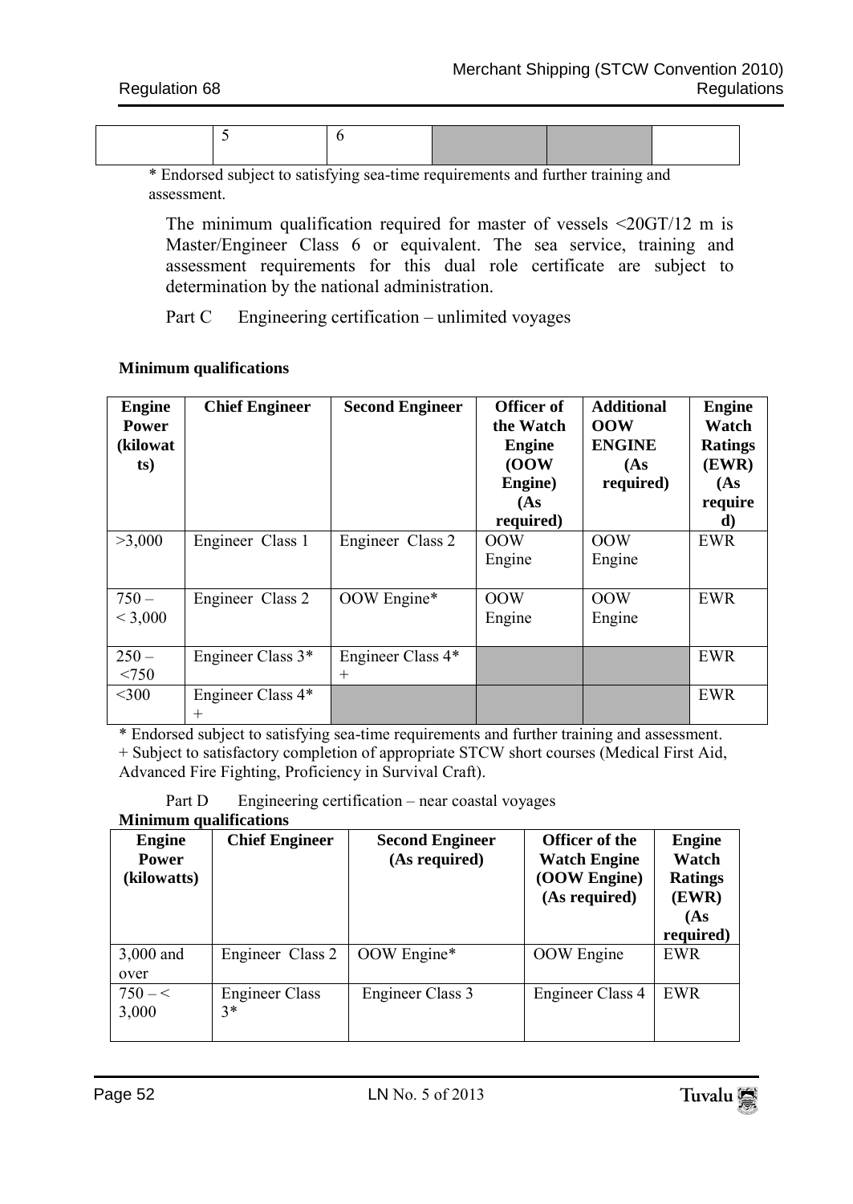|  | 5 | 6 |  |  |  |
|---|---|---|---|---|---|

\* Endorsed subject to satisfying sea-time requirements and further training and assessment.

The minimum qualification required for master of vessels <20GT/12 m is Master/Engineer Class 6 or equivalent. The sea service, training and assessment requirements for this dual role certificate are subject to determination by the national administration.

Part C Engineering certification – unlimited voyages

**Minimum qualifications**

| Engine Power (kilowatts) | Chief Engineer | Second Engineer | Officer of the Watch Engine (OOW Engine) (As required) | Additional OOW ENGINE (As required) | Engine Watch Ratings (EWR) (As required) |
|---|---|---|---|---|---|
| >3,000 | Engineer Class 1 | Engineer Class 2 | OOW Engine | OOW Engine | EWR |
| 750 – < 3,000 | Engineer Class 2 | OOW Engine* | OOW Engine | OOW Engine | EWR |
| 250 – <750 | Engineer Class 3* | Engineer Class 4* + |  |  | EWR |
| <300 | Engineer Class 4* + |  |  |  | EWR |

\* Endorsed subject to satisfying sea-time requirements and further training and assessment.
\+ Subject to satisfactory completion of appropriate STCW short courses (Medical First Aid, Advanced Fire Fighting, Proficiency in Survival Craft).

Part D Engineering certification – near coastal voyages

**Minimum qualifications**

| Engine Power (kilowatts) | Chief Engineer | Second Engineer (As required) | Officer of the Watch Engine (OOW Engine) (As required) | Engine Watch Ratings (EWR) (As required) |
|---|---|---|---|---|
| 3,000 and over | Engineer Class 2 | OOW Engine* | OOW Engine | EWR |
| 750 – < 3,000 | Engineer Class 3* | Engineer Class 3 | Engineer Class 4 | EWR |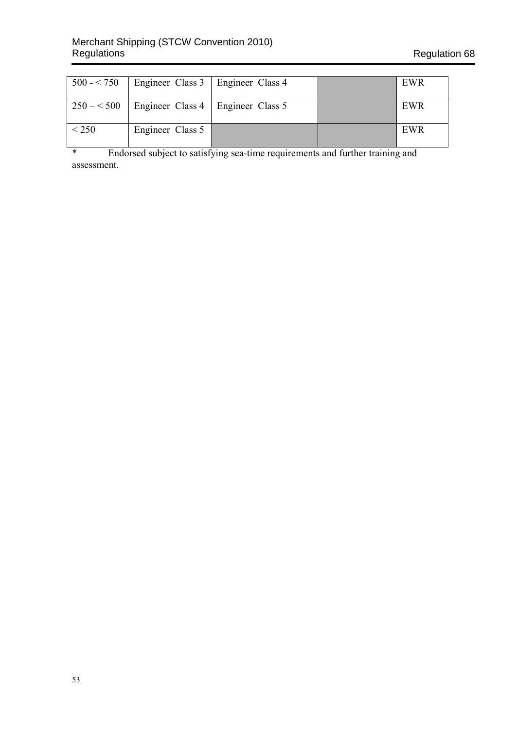| | | | | |
|---|---|---|---|---|
| 500 - < 750 | Engineer Class 3 | Engineer Class 4 | | EWR |
| 250 – < 500 | Engineer Class 4 | Engineer Class 5 | | EWR |
| < 250 | Engineer Class 5 | | | EWR |

* Endorsed subject to satisfying sea-time requirements and further training and assessment.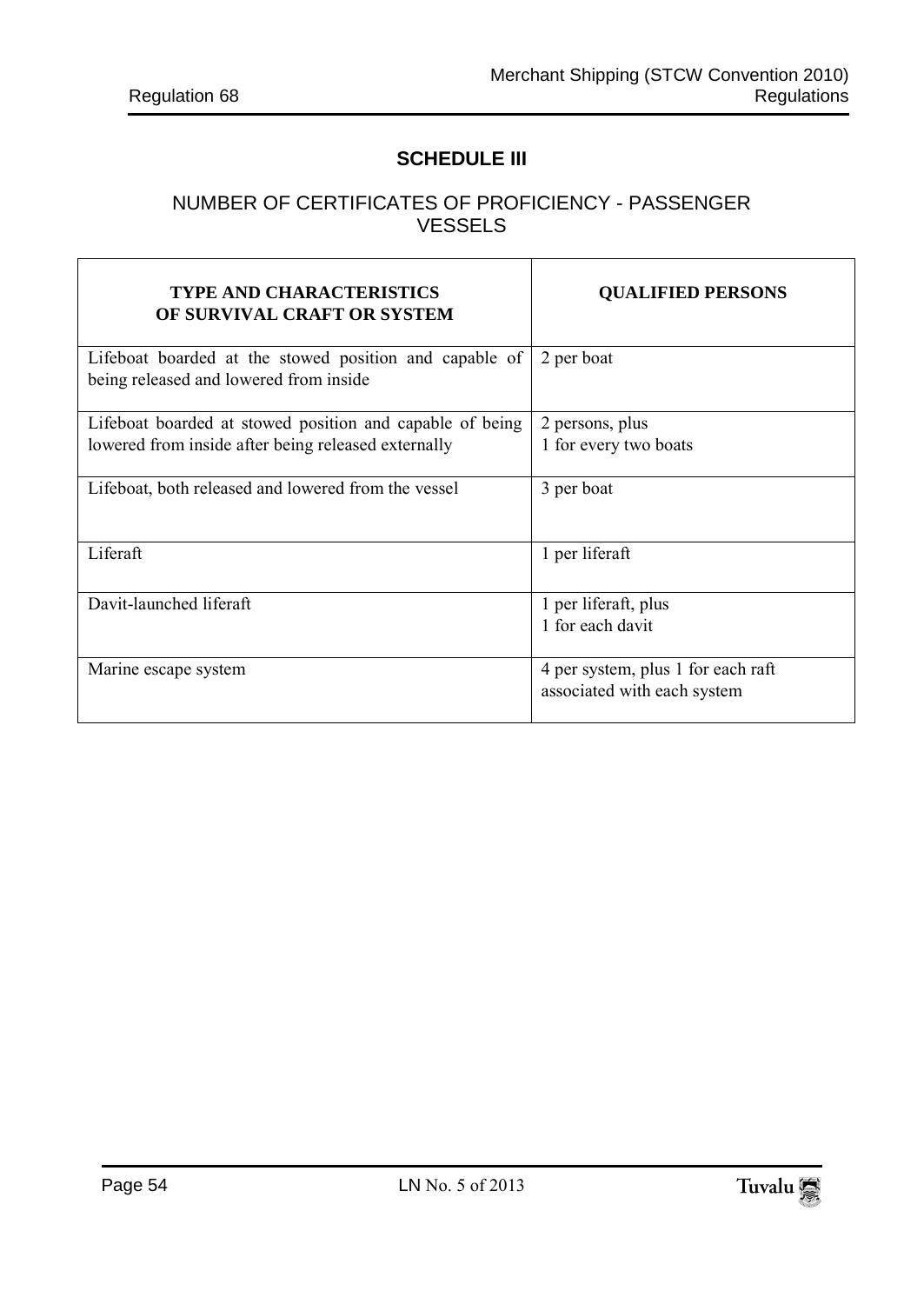## SCHEDULE III

### NUMBER OF CERTIFICATES OF PROFICIENCY - PASSENGER VESSELS

| TYPE AND CHARACTERISTICS OF SURVIVAL CRAFT OR SYSTEM | QUALIFIED PERSONS |
|---|---|
| Lifeboat boarded at the stowed position and capable of being released and lowered from inside | 2 per boat |
| Lifeboat boarded at stowed position and capable of being lowered from inside after being released externally | 2 persons, plus<br>1 for every two boats |
| Lifeboat, both released and lowered from the vessel | 3 per boat |
| Liferaft | 1 per liferaft |
| Davit-launched liferaft | 1 per liferaft, plus<br>1 for each davit |
| Marine escape system | 4 per system, plus 1 for each raft associated with each system |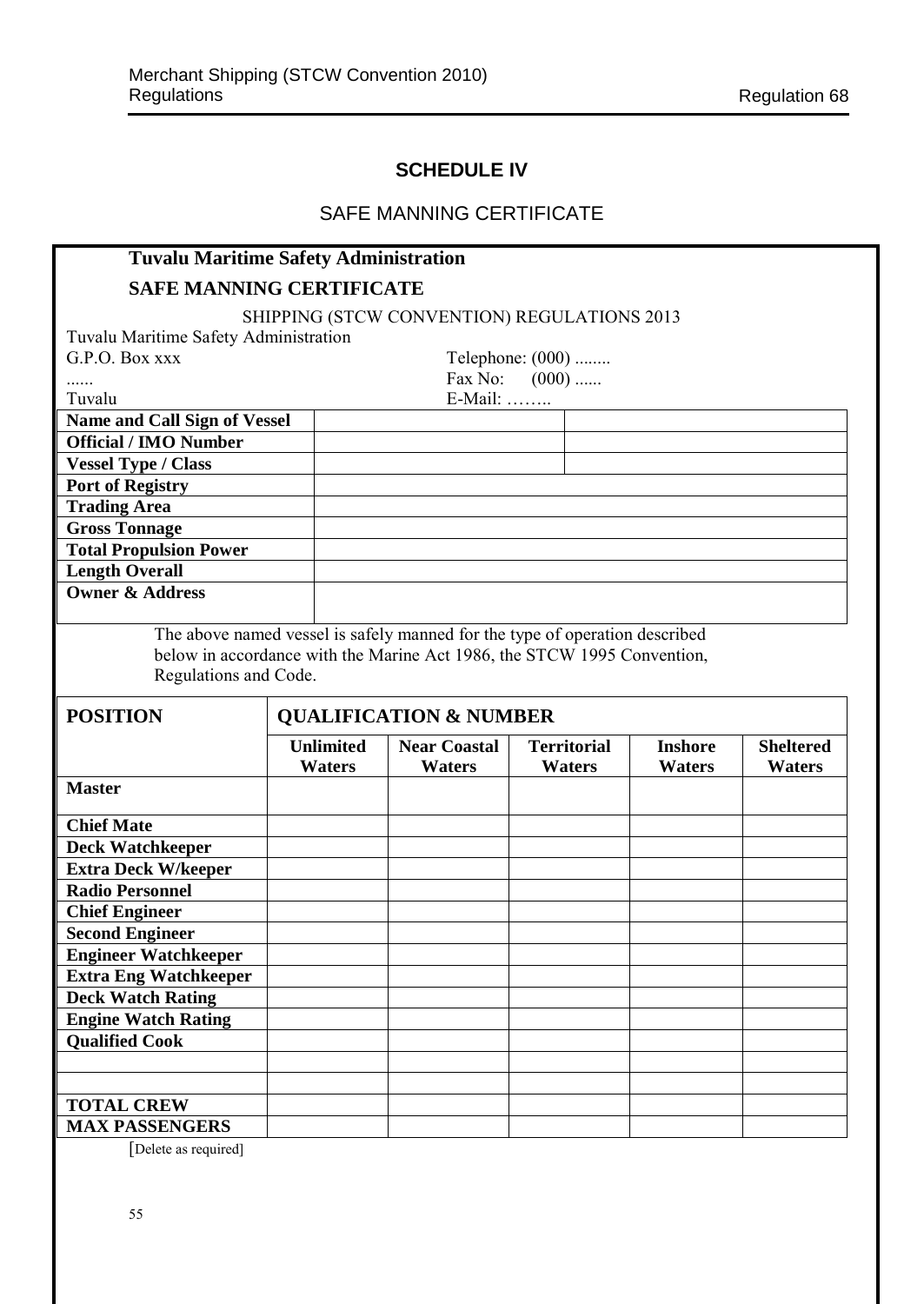## SCHEDULE IV

### SAFE MANNING CERTIFICATE

**Tuvalu Maritime Safety Administration**

**SAFE MANNING CERTIFICATE**

SHIPPING (STCW CONVENTION) REGULATIONS 2013

Tuvalu Maritime Safety Administration
G.P.O. Box xxx — Telephone: (000) ........
...... — Fax No: (000) ......
Tuvalu — E-Mail: ……..

| | | |
|---|---|---|
| **Name and Call Sign of Vessel** | | |
| **Official / IMO Number** | | |
| **Vessel Type / Class** | | |
| **Port of Registry** | | |
| **Trading Area** | | |
| **Gross Tonnage** | | |
| **Total Propulsion Power** | | |
| **Length Overall** | | |
| **Owner & Address** | | |

The above named vessel is safely manned for the type of operation described below in accordance with the Marine Act 1986, the STCW 1995 Convention, Regulations and Code.

| **POSITION** | **QUALIFICATION & NUMBER** | | | | |
|---|---|---|---|---|---|
| | **Unlimited Waters** | **Near Coastal Waters** | **Territorial Waters** | **Inshore Waters** | **Sheltered Waters** |
| **Master** | | | | | |
| **Chief Mate** | | | | | |
| **Deck Watchkeeper** | | | | | |
| **Extra Deck W/keeper** | | | | | |
| **Radio Personnel** | | | | | |
| **Chief Engineer** | | | | | |
| **Second Engineer** | | | | | |
| **Engineer Watchkeeper** | | | | | |
| **Extra Eng Watchkeeper** | | | | | |
| **Deck Watch Rating** | | | | | |
| **Engine Watch Rating** | | | | | |
| **Qualified Cook** | | | | | |
| | | | | | |
| | | | | | |
| **TOTAL CREW** | | | | | |
| **MAX PASSENGERS** | | | | | |

[Delete as required]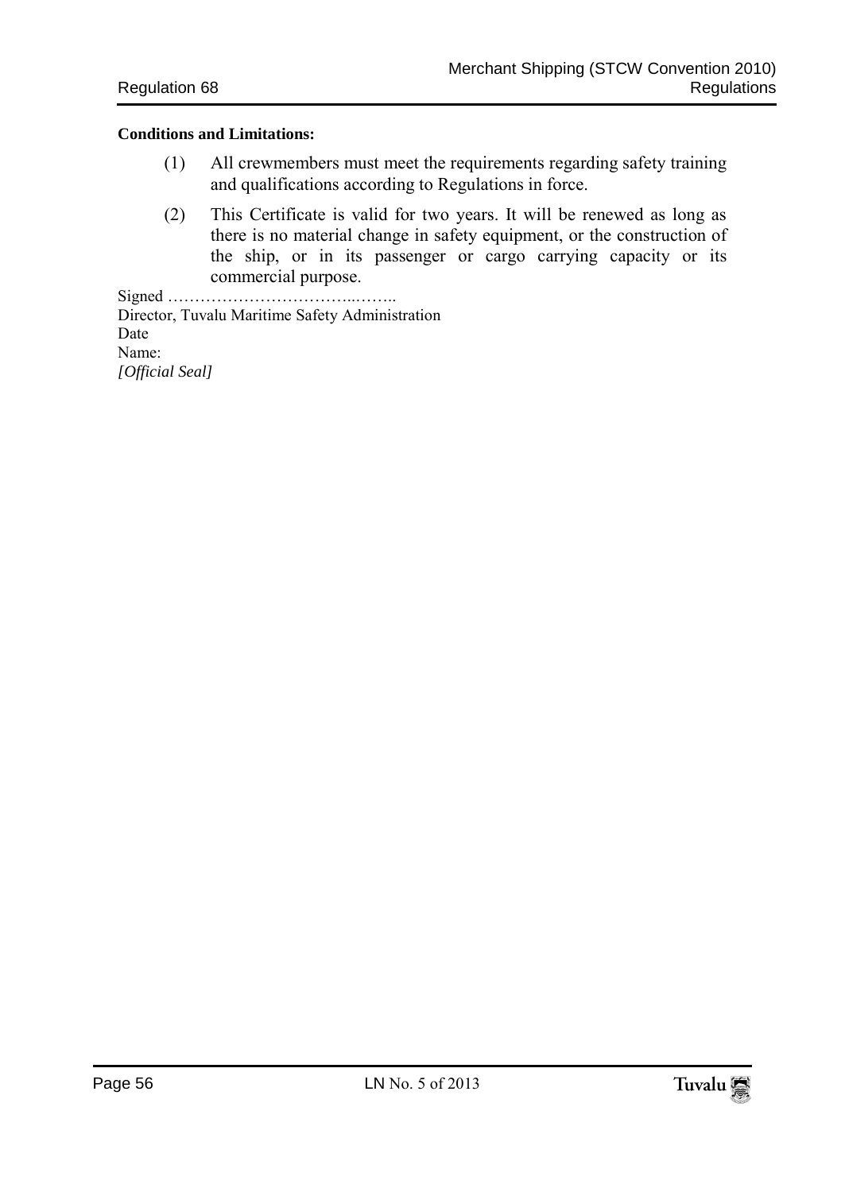**Conditions and Limitations:**

(1) All crewmembers must meet the requirements regarding safety training and qualifications according to Regulations in force.

(2) This Certificate is valid for two years. It will be renewed as long as there is no material change in safety equipment, or the construction of the ship, or in its passenger or cargo carrying capacity or its commercial purpose.

Signed ……………………………..……..  
Director, Tuvalu Maritime Safety Administration  
Date  
Name:  
*[Official Seal]*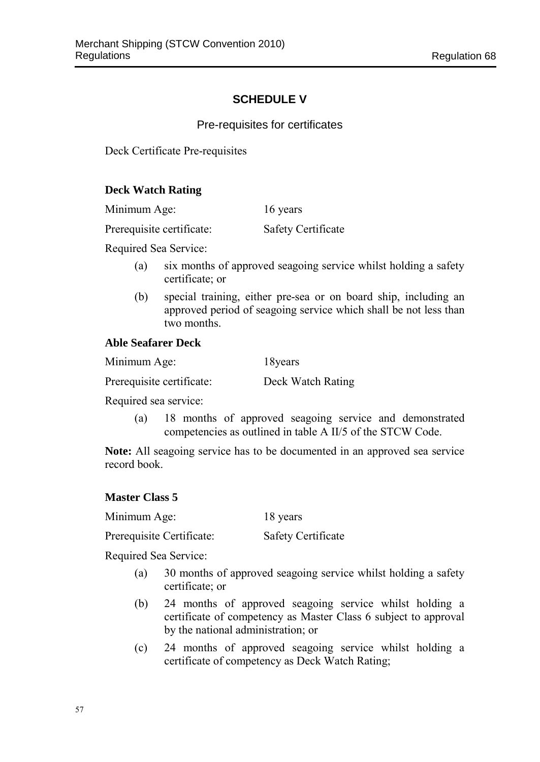## SCHEDULE V

### Pre-requisites for certificates

Deck Certificate Pre-requisites

**Deck Watch Rating**

Minimum Age: 16 years

Prerequisite certificate: Safety Certificate

Required Sea Service:

(a) six months of approved seagoing service whilst holding a safety certificate; or

(b) special training, either pre-sea or on board ship, including an approved period of seagoing service which shall be not less than two months.

**Able Seafarer Deck**

Minimum Age: 18years

Prerequisite certificate: Deck Watch Rating

Required sea service:

(a) 18 months of approved seagoing service and demonstrated competencies as outlined in table A II/5 of the STCW Code.

**Note:** All seagoing service has to be documented in an approved sea service record book.

**Master Class 5**

Minimum Age: 18 years

Prerequisite Certificate: Safety Certificate

Required Sea Service:

(a) 30 months of approved seagoing service whilst holding a safety certificate; or

(b) 24 months of approved seagoing service whilst holding a certificate of competency as Master Class 6 subject to approval by the national administration; or

(c) 24 months of approved seagoing service whilst holding a certificate of competency as Deck Watch Rating;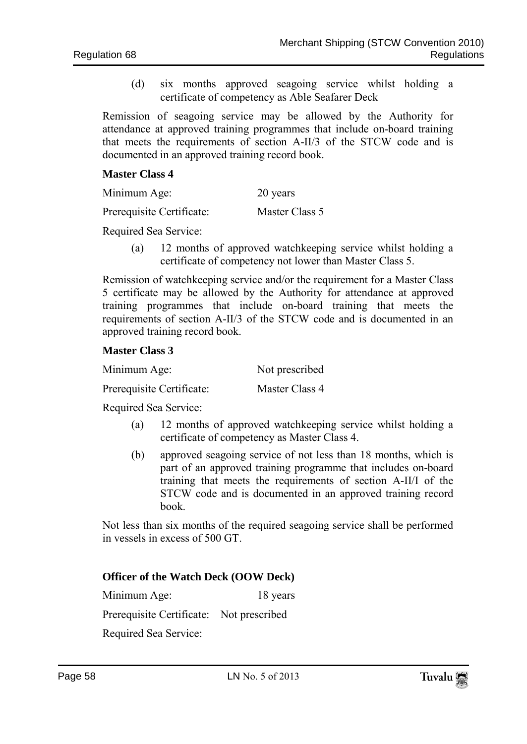(d) six months approved seagoing service whilst holding a certificate of competency as Able Seafarer Deck

Remission of seagoing service may be allowed by the Authority for attendance at approved training programmes that include on-board training that meets the requirements of section A-II/3 of the STCW code and is documented in an approved training record book.

**Master Class 4**

Minimum Age: 20 years

Prerequisite Certificate: Master Class 5

Required Sea Service:

(a) 12 months of approved watchkeeping service whilst holding a certificate of competency not lower than Master Class 5.

Remission of watchkeeping service and/or the requirement for a Master Class 5 certificate may be allowed by the Authority for attendance at approved training programmes that include on-board training that meets the requirements of section A-II/3 of the STCW code and is documented in an approved training record book.

**Master Class 3**

Minimum Age: Not prescribed

Prerequisite Certificate: Master Class 4

Required Sea Service:

(a) 12 months of approved watchkeeping service whilst holding a certificate of competency as Master Class 4.

(b) approved seagoing service of not less than 18 months, which is part of an approved training programme that includes on-board training that meets the requirements of section A-II/I of the STCW code and is documented in an approved training record book.

Not less than six months of the required seagoing service shall be performed in vessels in excess of 500 GT.

**Officer of the Watch Deck (OOW Deck)**

Minimum Age: 18 years

Prerequisite Certificate: Not prescribed

Required Sea Service: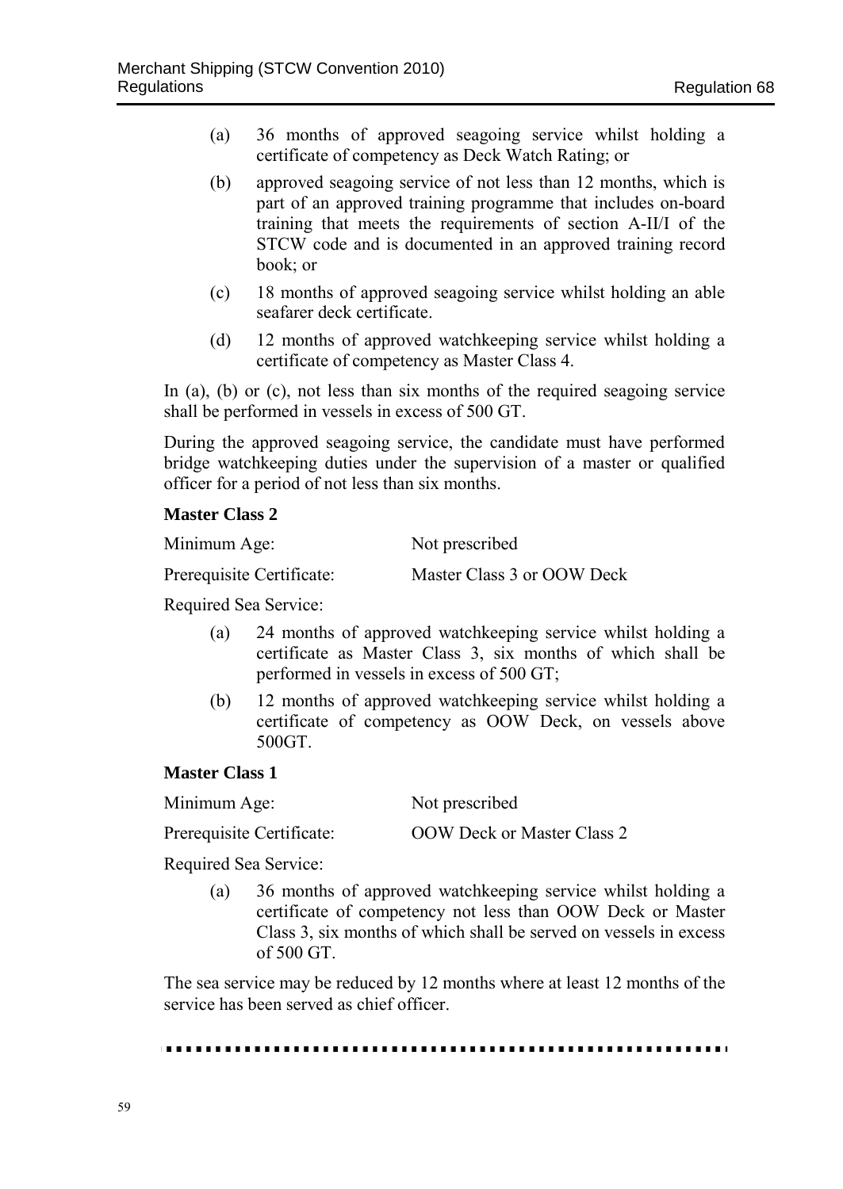(a) 36 months of approved seagoing service whilst holding a certificate of competency as Deck Watch Rating; or

(b) approved seagoing service of not less than 12 months, which is part of an approved training programme that includes on-board training that meets the requirements of section A-II/I of the STCW code and is documented in an approved training record book; or

(c) 18 months of approved seagoing service whilst holding an able seafarer deck certificate.

(d) 12 months of approved watchkeeping service whilst holding a certificate of competency as Master Class 4.

In (a), (b) or (c), not less than six months of the required seagoing service shall be performed in vessels in excess of 500 GT.

During the approved seagoing service, the candidate must have performed bridge watchkeeping duties under the supervision of a master or qualified officer for a period of not less than six months.

**Master Class 2**

Minimum Age: Not prescribed

Prerequisite Certificate: Master Class 3 or OOW Deck

Required Sea Service:

(a) 24 months of approved watchkeeping service whilst holding a certificate as Master Class 3, six months of which shall be performed in vessels in excess of 500 GT;

(b) 12 months of approved watchkeeping service whilst holding a certificate of competency as OOW Deck, on vessels above 500GT.

**Master Class 1**

Minimum Age: Not prescribed

Prerequisite Certificate: OOW Deck or Master Class 2

Required Sea Service:

(a) 36 months of approved watchkeeping service whilst holding a certificate of competency not less than OOW Deck or Master Class 3, six months of which shall be served on vessels in excess of 500 GT.

The sea service may be reduced by 12 months where at least 12 months of the service has been served as chief officer.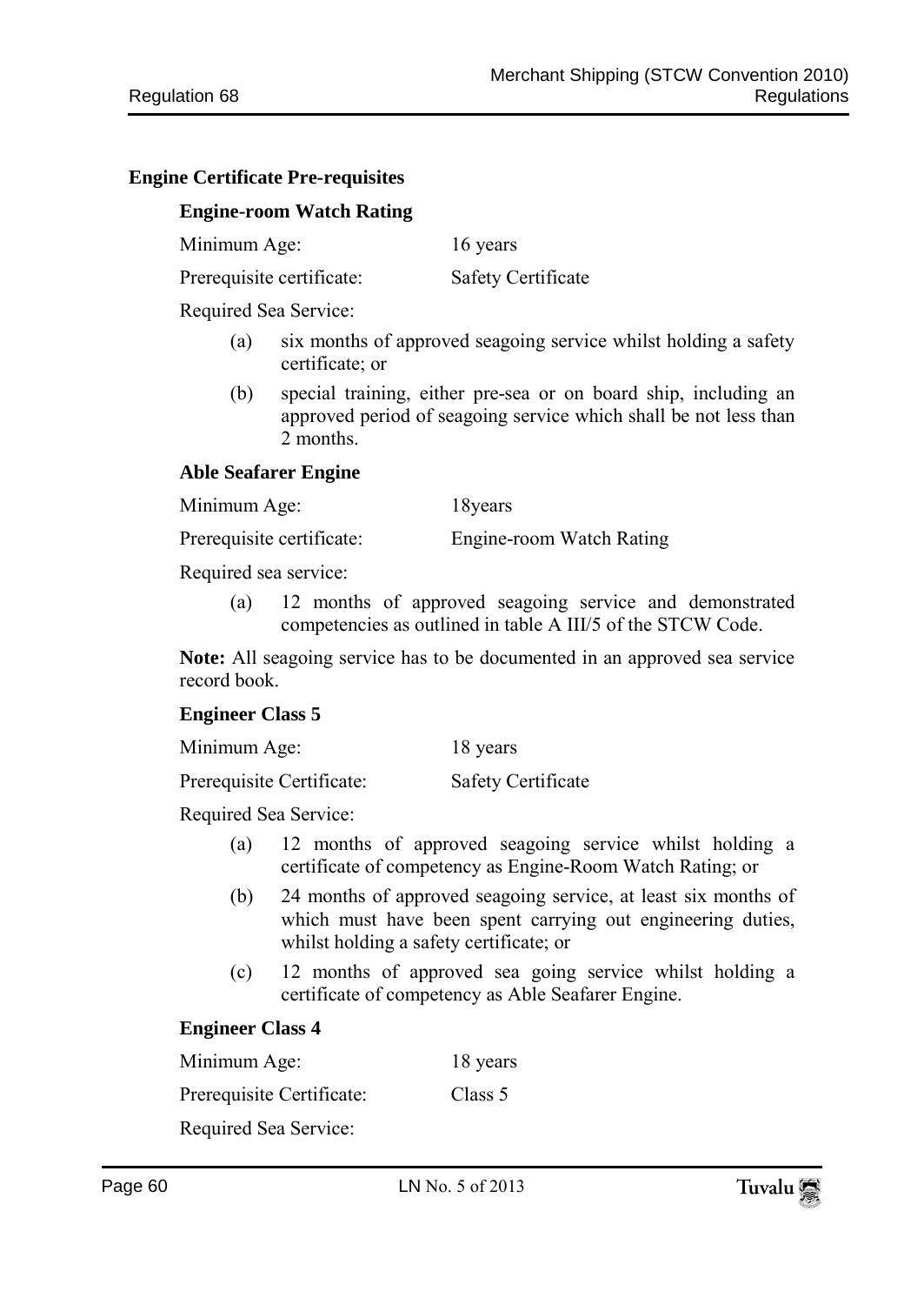## Engine Certificate Pre-requisites

### Engine-room Watch Rating

Minimum Age: 16 years

Prerequisite certificate: Safety Certificate

Required Sea Service:

(a) six months of approved seagoing service whilst holding a safety certificate; or

(b) special training, either pre-sea or on board ship, including an approved period of seagoing service which shall be not less than 2 months.

### Able Seafarer Engine

Minimum Age: 18years

Prerequisite certificate: Engine-room Watch Rating

Required sea service:

(a) 12 months of approved seagoing service and demonstrated competencies as outlined in table A III/5 of the STCW Code.

**Note:** All seagoing service has to be documented in an approved sea service record book.

### Engineer Class 5

Minimum Age: 18 years

Prerequisite Certificate: Safety Certificate

Required Sea Service:

(a) 12 months of approved seagoing service whilst holding a certificate of competency as Engine-Room Watch Rating; or

(b) 24 months of approved seagoing service, at least six months of which must have been spent carrying out engineering duties, whilst holding a safety certificate; or

(c) 12 months of approved sea going service whilst holding a certificate of competency as Able Seafarer Engine.

### Engineer Class 4

Minimum Age: 18 years

Prerequisite Certificate: Class 5

Required Sea Service: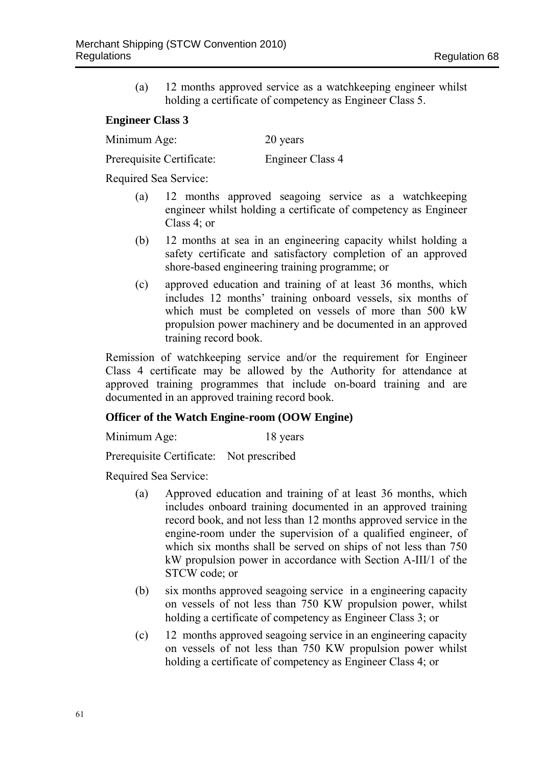(a) 12 months approved service as a watchkeeping engineer whilst holding a certificate of competency as Engineer Class 5.

**Engineer Class 3**

Minimum Age: 20 years

Prerequisite Certificate: Engineer Class 4

Required Sea Service:

(a) 12 months approved seagoing service as a watchkeeping engineer whilst holding a certificate of competency as Engineer Class 4; or

(b) 12 months at sea in an engineering capacity whilst holding a safety certificate and satisfactory completion of an approved shore-based engineering training programme; or

(c) approved education and training of at least 36 months, which includes 12 months' training onboard vessels, six months of which must be completed on vessels of more than 500 kW propulsion power machinery and be documented in an approved training record book.

Remission of watchkeeping service and/or the requirement for Engineer Class 4 certificate may be allowed by the Authority for attendance at approved training programmes that include on-board training and are documented in an approved training record book.

**Officer of the Watch Engine-room (OOW Engine)**

Minimum Age: 18 years

Prerequisite Certificate: Not prescribed

Required Sea Service:

(a) Approved education and training of at least 36 months, which includes onboard training documented in an approved training record book, and not less than 12 months approved service in the engine-room under the supervision of a qualified engineer, of which six months shall be served on ships of not less than 750 kW propulsion power in accordance with Section A-III/1 of the STCW code; or

(b) six months approved seagoing service in a engineering capacity on vessels of not less than 750 KW propulsion power, whilst holding a certificate of competency as Engineer Class 3; or

(c) 12 months approved seagoing service in an engineering capacity on vessels of not less than 750 KW propulsion power whilst holding a certificate of competency as Engineer Class 4; or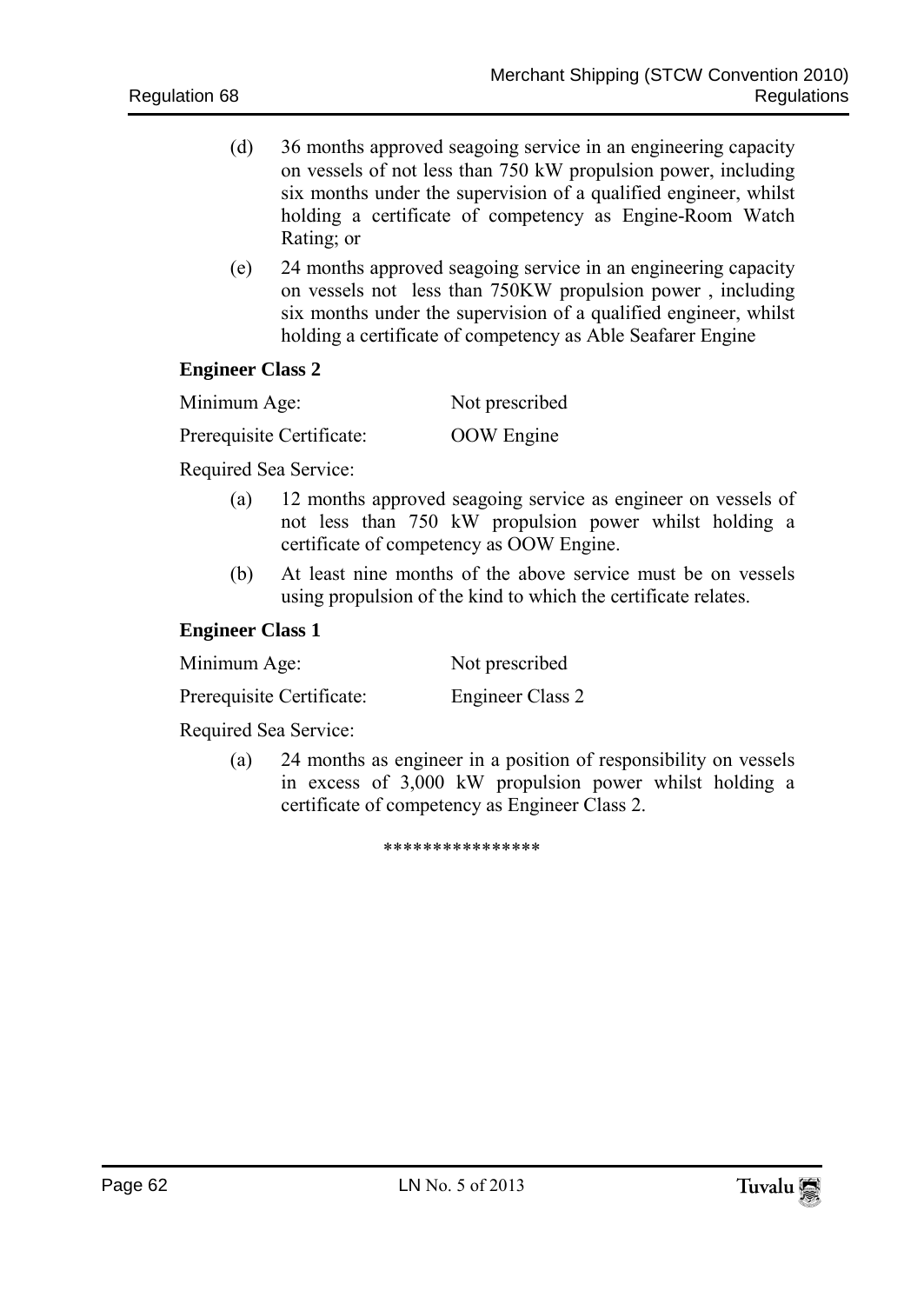(d) 36 months approved seagoing service in an engineering capacity on vessels of not less than 750 kW propulsion power, including six months under the supervision of a qualified engineer, whilst holding a certificate of competency as Engine-Room Watch Rating; or

(e) 24 months approved seagoing service in an engineering capacity on vessels not less than 750KW propulsion power , including six months under the supervision of a qualified engineer, whilst holding a certificate of competency as Able Seafarer Engine

**Engineer Class 2**

Minimum Age: Not prescribed

Prerequisite Certificate: OOW Engine

Required Sea Service:

(a) 12 months approved seagoing service as engineer on vessels of not less than 750 kW propulsion power whilst holding a certificate of competency as OOW Engine.

(b) At least nine months of the above service must be on vessels using propulsion of the kind to which the certificate relates.

**Engineer Class 1**

Minimum Age: Not prescribed

Prerequisite Certificate: Engineer Class 2

Required Sea Service:

(a) 24 months as engineer in a position of responsibility on vessels in excess of 3,000 kW propulsion power whilst holding a certificate of competency as Engineer Class 2.

****************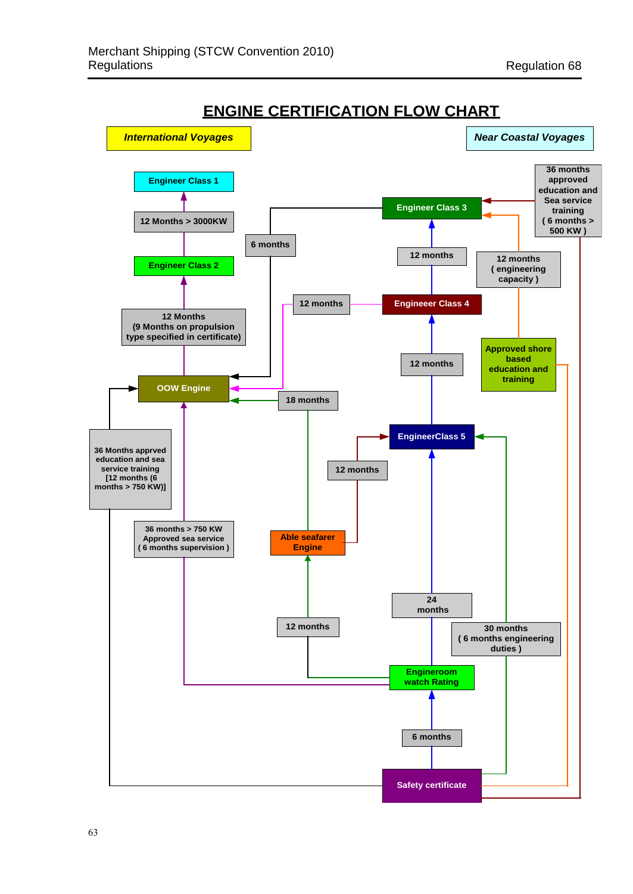# ENGINE CERTIFICATION FLOW CHART

*International Voyages*

*Near Coastal Voyages*

Engineer Class 1

12 Months > 3000KW

Engineer Class 2

12 Months
(9 Months on propulsion type specified in certificate)

OOW Engine

36 Months apprved education and sea service training [12 months (6 months > 750 KW)]

36 months > 750 KW Approved sea service ( 6 months supervision )

6 months

12 months

18 months

Able seafarer Engine

12 months

12 months

Engineer Class 3

12 months

Engineeer Class 4

12 months

EngineerClass 5

24 months

Engineroom watch Rating

6 months

Safety certificate

36 months approved education and Sea service training ( 6 months > 500 KW )

12 months ( engineering capacity )

Approved shore based education and training

30 months ( 6 months engineering duties )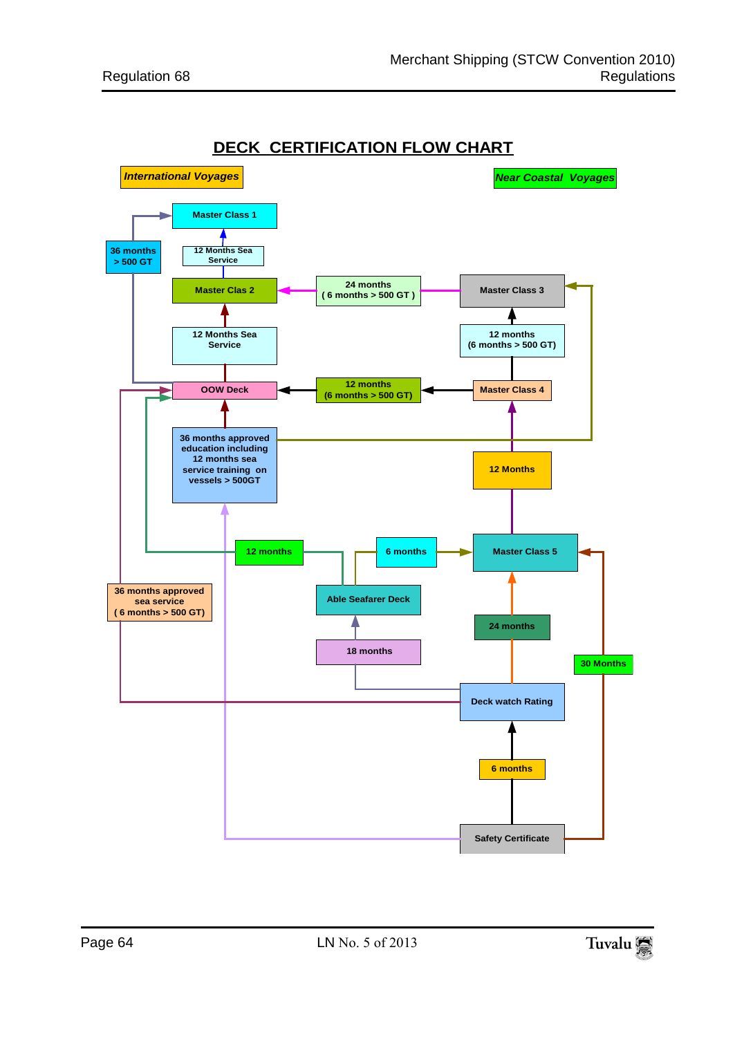# DECK CERTIFICATION FLOW CHART

*International Voyages*

*Near Coastal Voyages*

Master Class 1

12 Months Sea Service

36 months > 500 GT

Master Clas 2

24 months ( 6 months > 500 GT )

Master Class 3

12 Months Sea Service

12 months (6 months > 500 GT)

OOW Deck

12 months (6 months > 500 GT)

Master Class 4

36 months approved education including 12 months sea service training on vessels > 500GT

12 Months

12 months

6 months

Master Class 5

36 months approved sea service ( 6 months > 500 GT)

Able Seafarer Deck

24 months

18 months

30 Months

Deck watch Rating

6 months

Safety Certificate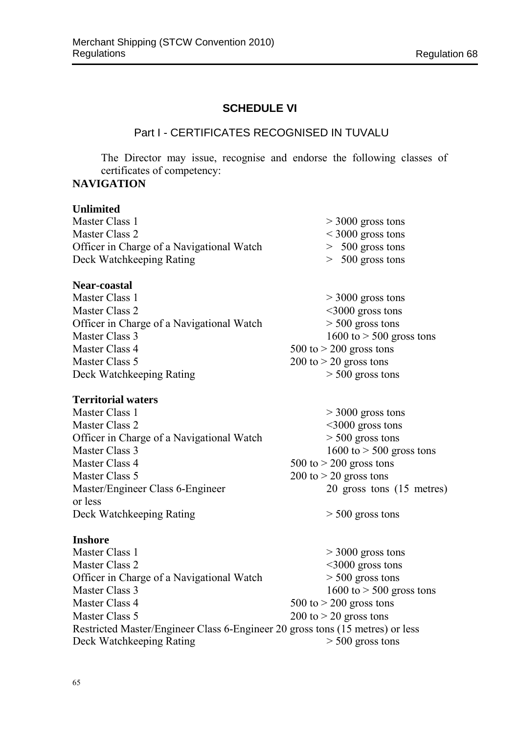## SCHEDULE VI

### Part I - CERTIFICATES RECOGNISED IN TUVALU

The Director may issue, recognise and endorse the following classes of certificates of competency:

**NAVIGATION**

**Unlimited**

| | |
|---|---|
| Master Class 1 | > 3000 gross tons |
| Master Class 2 | < 3000 gross tons |
| Officer in Charge of a Navigational Watch | > 500 gross tons |
| Deck Watchkeeping Rating | > 500 gross tons |

**Near-coastal**

| | |
|---|---|
| Master Class 1 | > 3000 gross tons |
| Master Class 2 | <3000 gross tons |
| Officer in Charge of a Navigational Watch | > 500 gross tons |
| Master Class 3 | 1600 to > 500 gross tons |
| Master Class 4 | 500 to > 200 gross tons |
| Master Class 5 | 200 to > 20 gross tons |
| Deck Watchkeeping Rating | > 500 gross tons |

**Territorial waters**

| | |
|---|---|
| Master Class 1 | > 3000 gross tons |
| Master Class 2 | <3000 gross tons |
| Officer in Charge of a Navigational Watch | > 500 gross tons |
| Master Class 3 | 1600 to > 500 gross tons |
| Master Class 4 | 500 to > 200 gross tons |
| Master Class 5 | 200 to > 20 gross tons |
| Master/Engineer Class 6-Engineer | 20 gross tons (15 metres) or less |
| Deck Watchkeeping Rating | > 500 gross tons |

**Inshore**

| | |
|---|---|
| Master Class 1 | > 3000 gross tons |
| Master Class 2 | <3000 gross tons |
| Officer in Charge of a Navigational Watch | > 500 gross tons |
| Master Class 3 | 1600 to > 500 gross tons |
| Master Class 4 | 500 to > 200 gross tons |
| Master Class 5 | 200 to > 20 gross tons |
| Restricted Master/Engineer Class 6-Engineer | 20 gross tons (15 metres) or less |
| Deck Watchkeeping Rating | > 500 gross tons |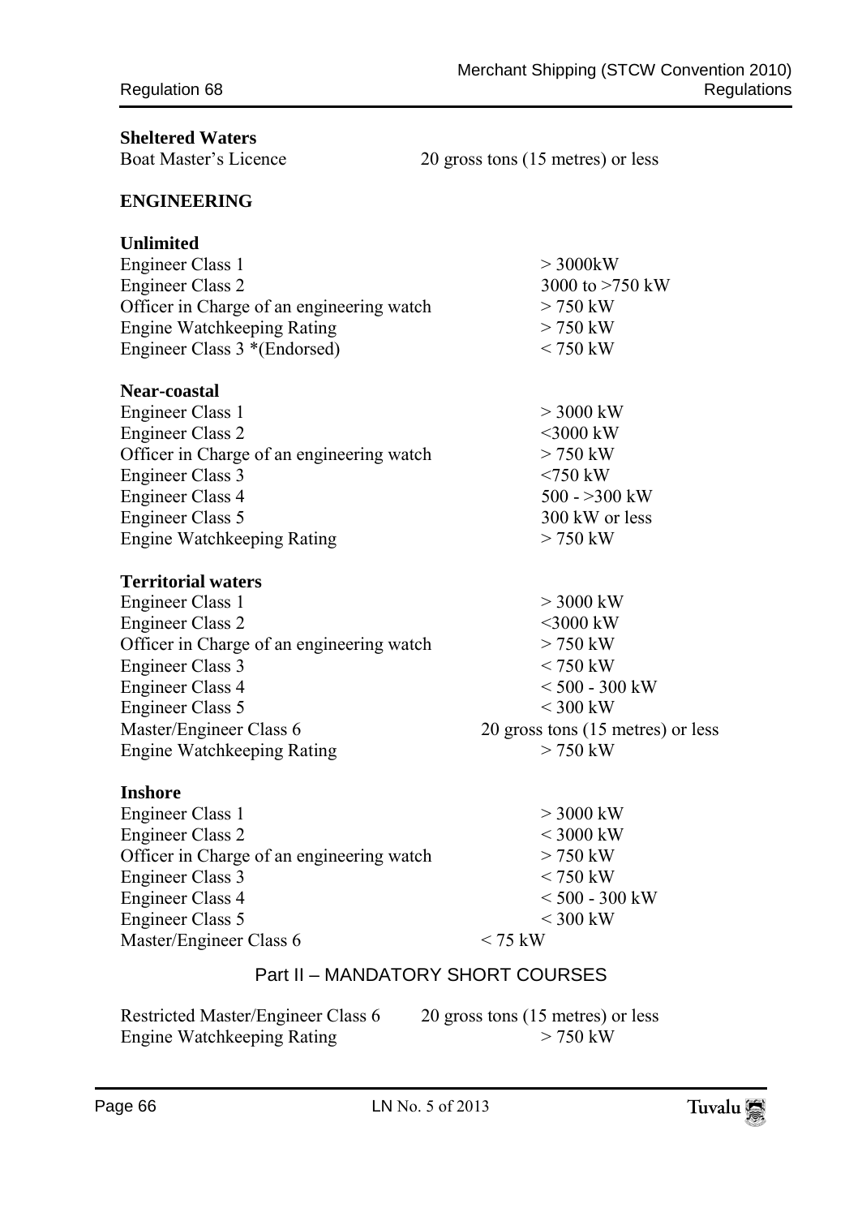**Sheltered Waters**

| | |
|---|---|
| Boat Master's Licence | 20 gross tons (15 metres) or less |

**ENGINEERING**

**Unlimited**

| | |
|---|---|
| Engineer Class 1 | > 3000kW |
| Engineer Class 2 | 3000 to >750 kW |
| Officer in Charge of an engineering watch | > 750 kW |
| Engine Watchkeeping Rating | > 750 kW |
| Engineer Class 3 *(Endorsed) | < 750 kW |

**Near-coastal**

| | |
|---|---|
| Engineer Class 1 | > 3000 kW |
| Engineer Class 2 | <3000 kW |
| Officer in Charge of an engineering watch | > 750 kW |
| Engineer Class 3 | <750 kW |
| Engineer Class 4 | 500 - >300 kW |
| Engineer Class 5 | 300 kW or less |
| Engine Watchkeeping Rating | > 750 kW |

**Territorial waters**

| | |
|---|---|
| Engineer Class 1 | > 3000 kW |
| Engineer Class 2 | <3000 kW |
| Officer in Charge of an engineering watch | > 750 kW |
| Engineer Class 3 | < 750 kW |
| Engineer Class 4 | < 500 - 300 kW |
| Engineer Class 5 | < 300 kW |
| Master/Engineer Class 6 | 20 gross tons (15 metres) or less |
| Engine Watchkeeping Rating | > 750 kW |

**Inshore**

| | |
|---|---|
| Engineer Class 1 | > 3000 kW |
| Engineer Class 2 | < 3000 kW |
| Officer in Charge of an engineering watch | > 750 kW |
| Engineer Class 3 | < 750 kW |
| Engineer Class 4 | < 500 - 300 kW |
| Engineer Class 5 | < 300 kW |
| Master/Engineer Class 6 | < 75 kW |

## Part II – MANDATORY SHORT COURSES

| | |
|---|---|
| Restricted Master/Engineer Class 6 | 20 gross tons (15 metres) or less |
| Engine Watchkeeping Rating | > 750 kW |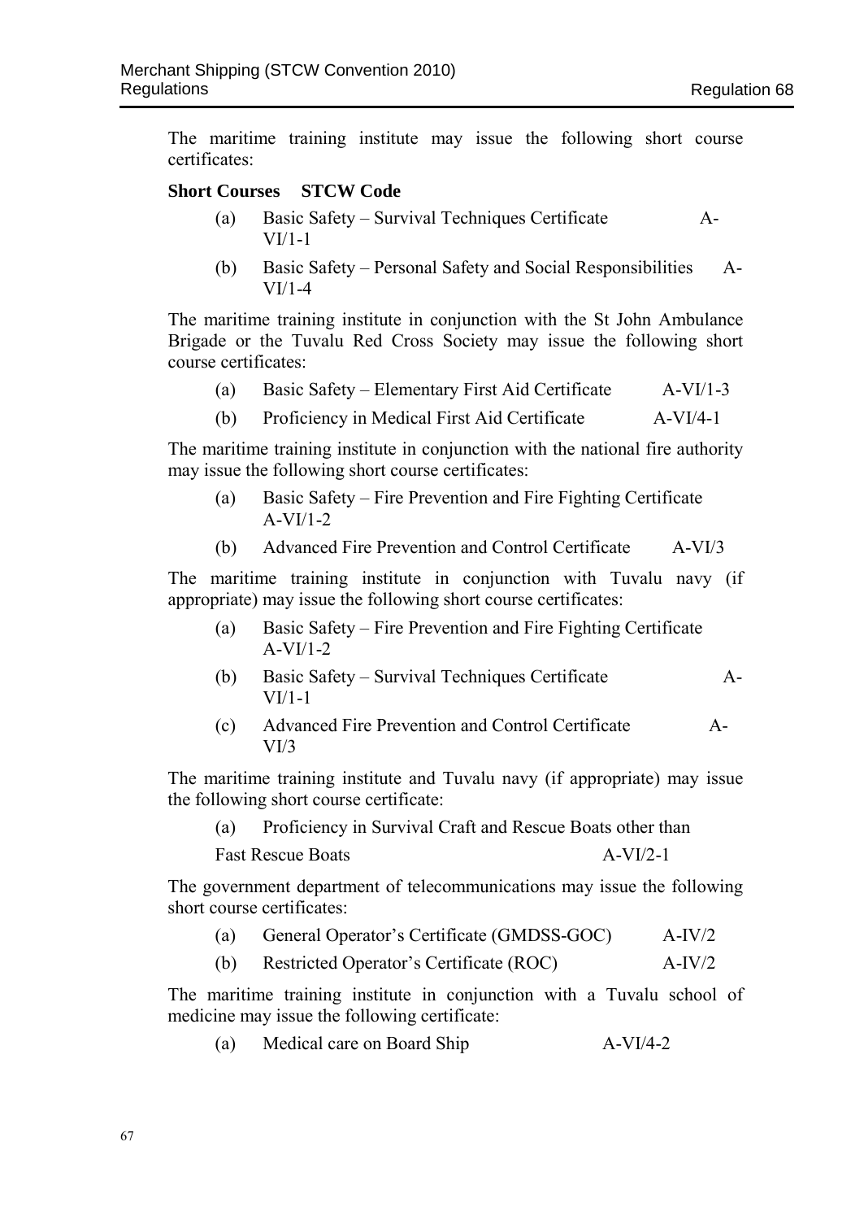The maritime training institute may issue the following short course certificates:

**Short Courses STCW Code**

(a) Basic Safety – Survival Techniques Certificate A-VI/1-1

(b) Basic Safety – Personal Safety and Social Responsibilities A-VI/1-4

The maritime training institute in conjunction with the St John Ambulance Brigade or the Tuvalu Red Cross Society may issue the following short course certificates:

(a) Basic Safety – Elementary First Aid Certificate A-VI/1-3

(b) Proficiency in Medical First Aid Certificate A-VI/4-1

The maritime training institute in conjunction with the national fire authority may issue the following short course certificates:

(a) Basic Safety – Fire Prevention and Fire Fighting Certificate A-VI/1-2

(b) Advanced Fire Prevention and Control Certificate A-VI/3

The maritime training institute in conjunction with Tuvalu navy (if appropriate) may issue the following short course certificates:

(a) Basic Safety – Fire Prevention and Fire Fighting Certificate A-VI/1-2

(b) Basic Safety – Survival Techniques Certificate A-VI/1-1

(c) Advanced Fire Prevention and Control Certificate A-VI/3

The maritime training institute and Tuvalu navy (if appropriate) may issue the following short course certificate:

(a) Proficiency in Survival Craft and Rescue Boats other than Fast Rescue Boats A-VI/2-1

The government department of telecommunications may issue the following short course certificates:

(a) General Operator's Certificate (GMDSS-GOC) A-IV/2

(b) Restricted Operator's Certificate (ROC) A-IV/2

The maritime training institute in conjunction with a Tuvalu school of medicine may issue the following certificate:

(a) Medical care on Board Ship A-VI/4-2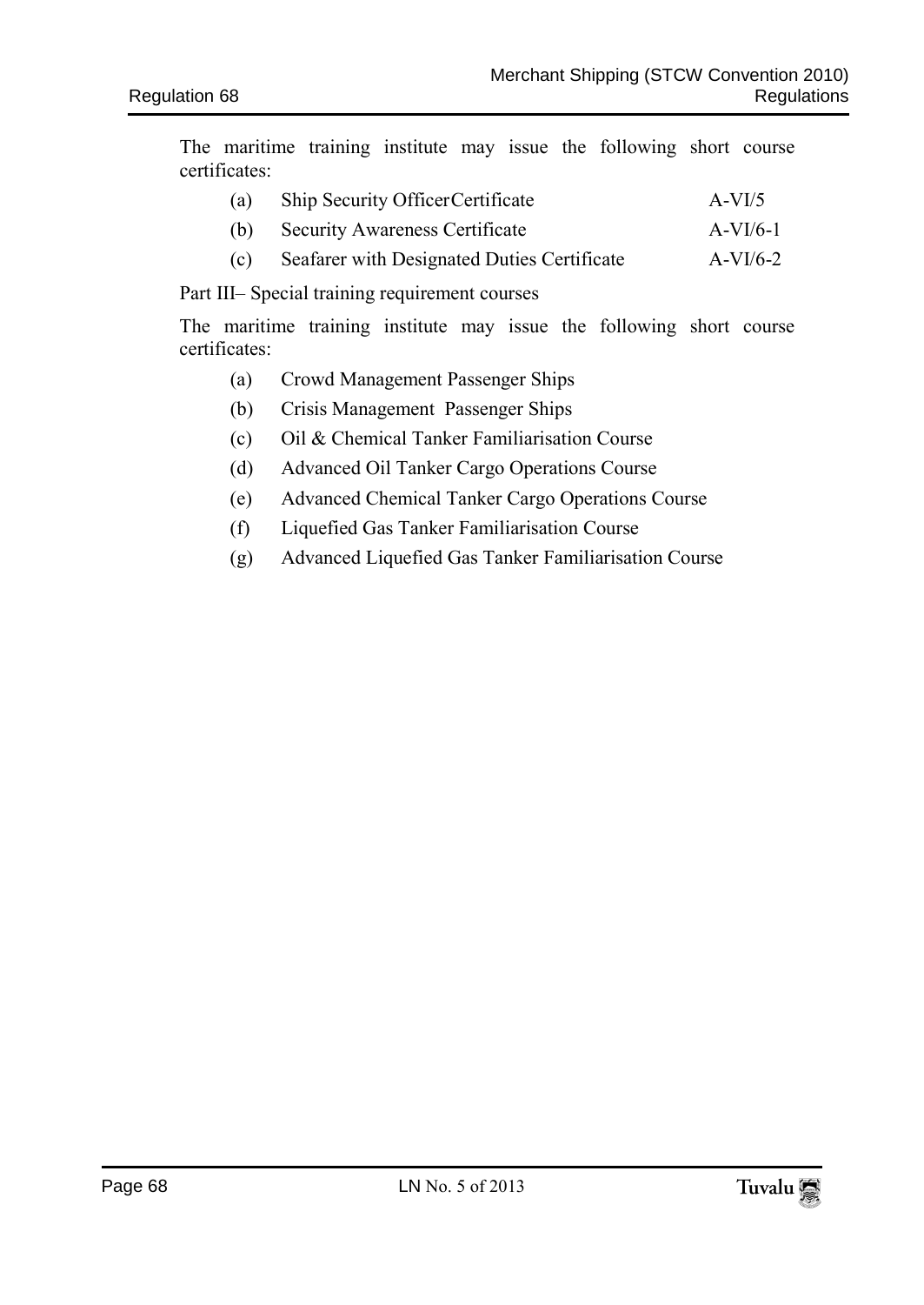The maritime training institute may issue the following short course certificates:

| | | |
|---|---|---|
| (a) | Ship Security OfficerCertificate | A-VI/5 |
| (b) | Security Awareness Certificate | A-VI/6-1 |
| (c) | Seafarer with Designated Duties Certificate | A-VI/6-2 |

Part III– Special training requirement courses

The maritime training institute may issue the following short course certificates:

(a) Crowd Management Passenger Ships

(b) Crisis Management Passenger Ships

(c) Oil & Chemical Tanker Familiarisation Course

(d) Advanced Oil Tanker Cargo Operations Course

(e) Advanced Chemical Tanker Cargo Operations Course

(f) Liquefied Gas Tanker Familiarisation Course

(g) Advanced Liquefied Gas Tanker Familiarisation Course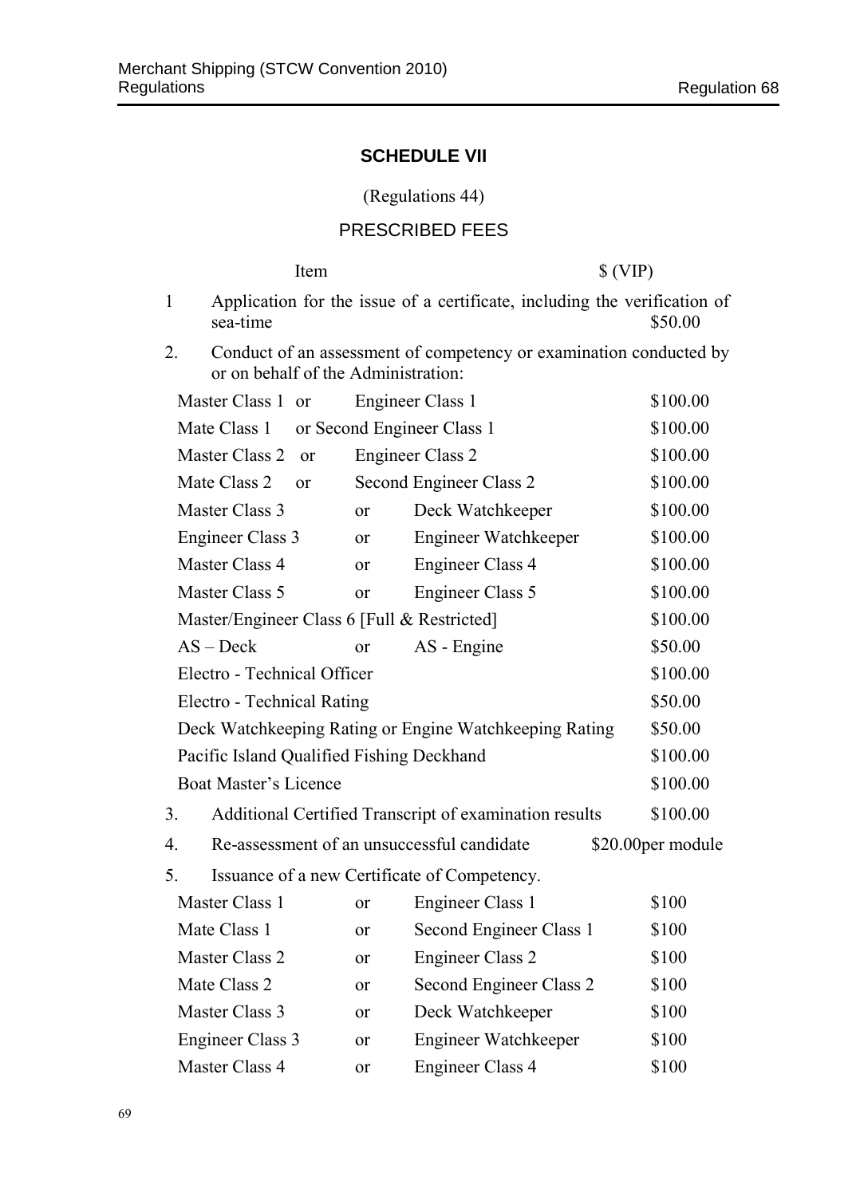## SCHEDULE VII

(Regulations 44)

### PRESCRIBED FEES

| Item | | | | $ (VIP) |
|---|---|---|---|---|
| 1 | Application for the issue of a certificate, including the verification of sea-time | | | $50.00 |
| 2. | Conduct of an assessment of competency or examination conducted by or on behalf of the Administration: | | | |
| | Master Class 1 | or | Engineer Class 1 | $100.00 |
| | Mate Class 1 | or | Second Engineer Class 1 | $100.00 |
| | Master Class 2 | or | Engineer Class 2 | $100.00 |
| | Mate Class 2 | or | Second Engineer Class 2 | $100.00 |
| | Master Class 3 | or | Deck Watchkeeper | $100.00 |
| | Engineer Class 3 | or | Engineer Watchkeeper | $100.00 |
| | Master Class 4 | or | Engineer Class 4 | $100.00 |
| | Master Class 5 | or | Engineer Class 5 | $100.00 |
| | Master/Engineer Class 6 [Full & Restricted] | | | $100.00 |
| | AS – Deck | or | AS - Engine | $50.00 |
| | Electro - Technical Officer | | | $100.00 |
| | Electro - Technical Rating | | | $50.00 |
| | Deck Watchkeeping Rating or Engine Watchkeeping Rating | | | $50.00 |
| | Pacific Island Qualified Fishing Deckhand | | | $100.00 |
| | Boat Master's Licence | | | $100.00 |
| 3. | Additional Certified Transcript of examination results | | | $100.00 |
| 4. | Re-assessment of an unsuccessful candidate | | | $20.00per module |
| 5. | Issuance of a new Certificate of Competency. | | | |
| | Master Class 1 | or | Engineer Class 1 | $100 |
| | Mate Class 1 | or | Second Engineer Class 1 | $100 |
| | Master Class 2 | or | Engineer Class 2 | $100 |
| | Mate Class 2 | or | Second Engineer Class 2 | $100 |
| | Master Class 3 | or | Deck Watchkeeper | $100 |
| | Engineer Class 3 | or | Engineer Watchkeeper | $100 |
| | Master Class 4 | or | Engineer Class 4 | $100 |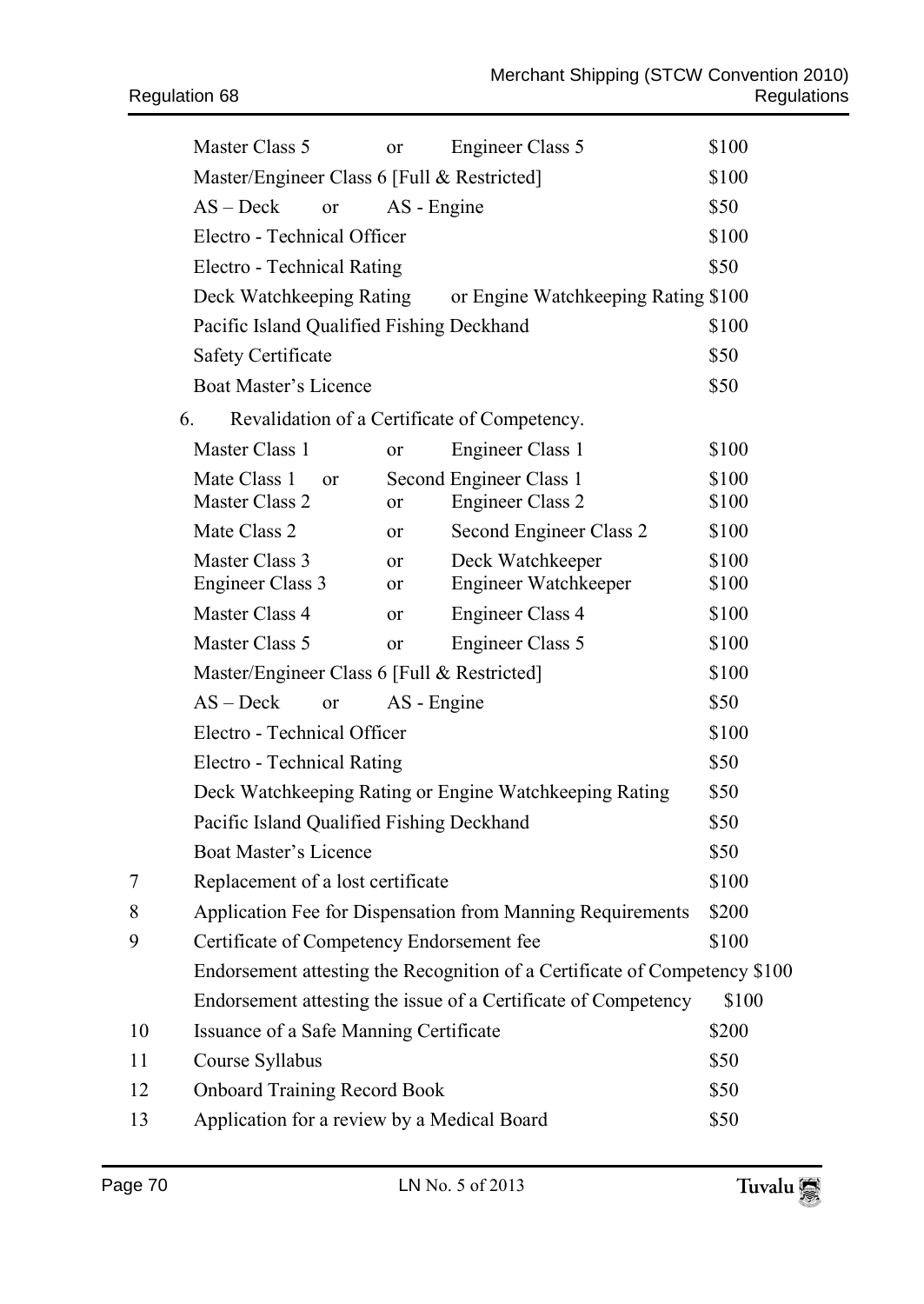| | | | | |
|---|---|---|---|---|
| | Master Class 5 | or | Engineer Class 5 | \$100 |
| | Master/Engineer Class 6 [Full & Restricted] | | | \$100 |
| | AS – Deck or | | AS - Engine | \$50 |
| | Electro - Technical Officer | | | \$100 |
| | Electro - Technical Rating | | | \$50 |
| | Deck Watchkeeping Rating | | or Engine Watchkeeping Rating | \$100 |
| | Pacific Island Qualified Fishing Deckhand | | | \$100 |
| | Safety Certificate | | | \$50 |
| | Boat Master's Licence | | | \$50 |
| 6. | Revalidation of a Certificate of Competency. | | | |
| | Master Class 1 | or | Engineer Class 1 | \$100 |
| | Mate Class 1 or | | Second Engineer Class 1 | \$100 |
| | Master Class 2 | or | Engineer Class 2 | \$100 |
| | Mate Class 2 | or | Second Engineer Class 2 | \$100 |
| | Master Class 3 | or | Deck Watchkeeper | \$100 |
| | Engineer Class 3 | or | Engineer Watchkeeper | \$100 |
| | Master Class 4 | or | Engineer Class 4 | \$100 |
| | Master Class 5 | or | Engineer Class 5 | \$100 |
| | Master/Engineer Class 6 [Full & Restricted] | | | \$100 |
| | AS – Deck or | | AS - Engine | \$50 |
| | Electro - Technical Officer | | | \$100 |
| | Electro - Technical Rating | | | \$50 |
| | Deck Watchkeeping Rating or Engine Watchkeeping Rating | | | \$50 |
| | Pacific Island Qualified Fishing Deckhand | | | \$50 |
| | Boat Master's Licence | | | \$50 |
| 7 | Replacement of a lost certificate | | | \$100 |
| 8 | Application Fee for Dispensation from Manning Requirements | | | \$200 |
| 9 | Certificate of Competency Endorsement fee | | | \$100 |
| | Endorsement attesting the Recognition of a Certificate of Competency | | | \$100 |
| | Endorsement attesting the issue of a Certificate of Competency | | | \$100 |
| 10 | Issuance of a Safe Manning Certificate | | | \$200 |
| 11 | Course Syllabus | | | \$50 |
| 12 | Onboard Training Record Book | | | \$50 |
| 13 | Application for a review by a Medical Board | | | \$50 |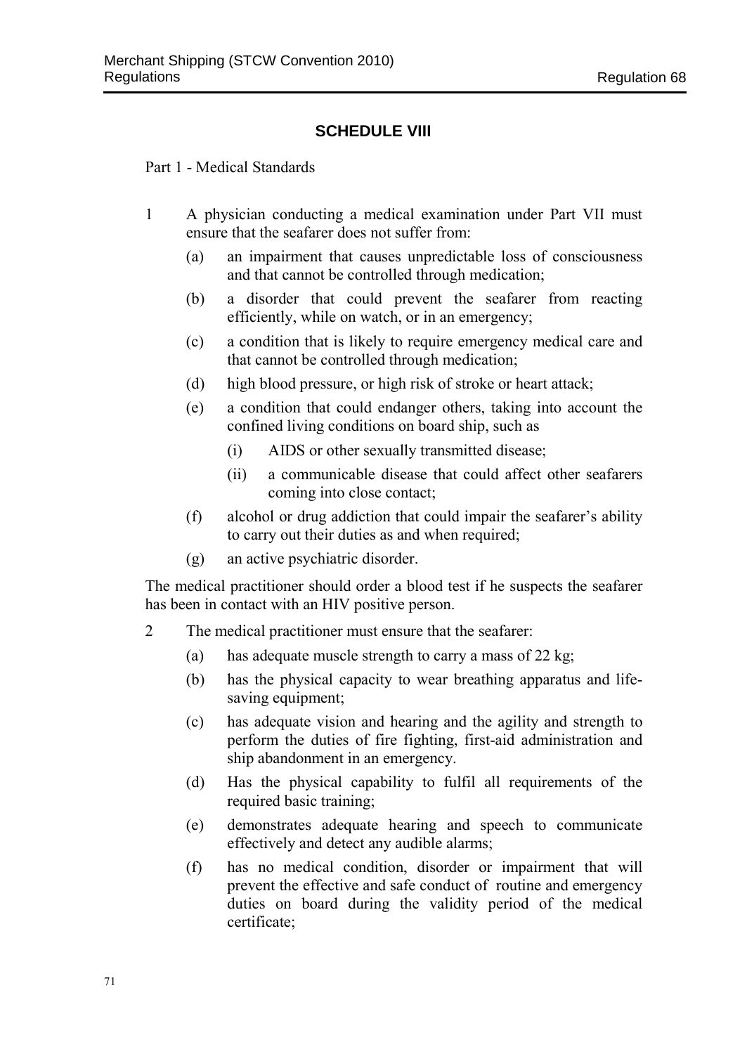## SCHEDULE VIII

Part 1 - Medical Standards

1 A physician conducting a medical examination under Part VII must ensure that the seafarer does not suffer from:

  (a) an impairment that causes unpredictable loss of consciousness and that cannot be controlled through medication;

  (b) a disorder that could prevent the seafarer from reacting efficiently, while on watch, or in an emergency;

  (c) a condition that is likely to require emergency medical care and that cannot be controlled through medication;

  (d) high blood pressure, or high risk of stroke or heart attack;

  (e) a condition that could endanger others, taking into account the confined living conditions on board ship, such as

    (i) AIDS or other sexually transmitted disease;

    (ii) a communicable disease that could affect other seafarers coming into close contact;

  (f) alcohol or drug addiction that could impair the seafarer's ability to carry out their duties as and when required;

  (g) an active psychiatric disorder.

The medical practitioner should order a blood test if he suspects the seafarer has been in contact with an HIV positive person.

2 The medical practitioner must ensure that the seafarer:

  (a) has adequate muscle strength to carry a mass of 22 kg;

  (b) has the physical capacity to wear breathing apparatus and life-saving equipment;

  (c) has adequate vision and hearing and the agility and strength to perform the duties of fire fighting, first-aid administration and ship abandonment in an emergency.

  (d) Has the physical capability to fulfil all requirements of the required basic training;

  (e) demonstrates adequate hearing and speech to communicate effectively and detect any audible alarms;

  (f) has no medical condition, disorder or impairment that will prevent the effective and safe conduct of routine and emergency duties on board during the validity period of the medical certificate;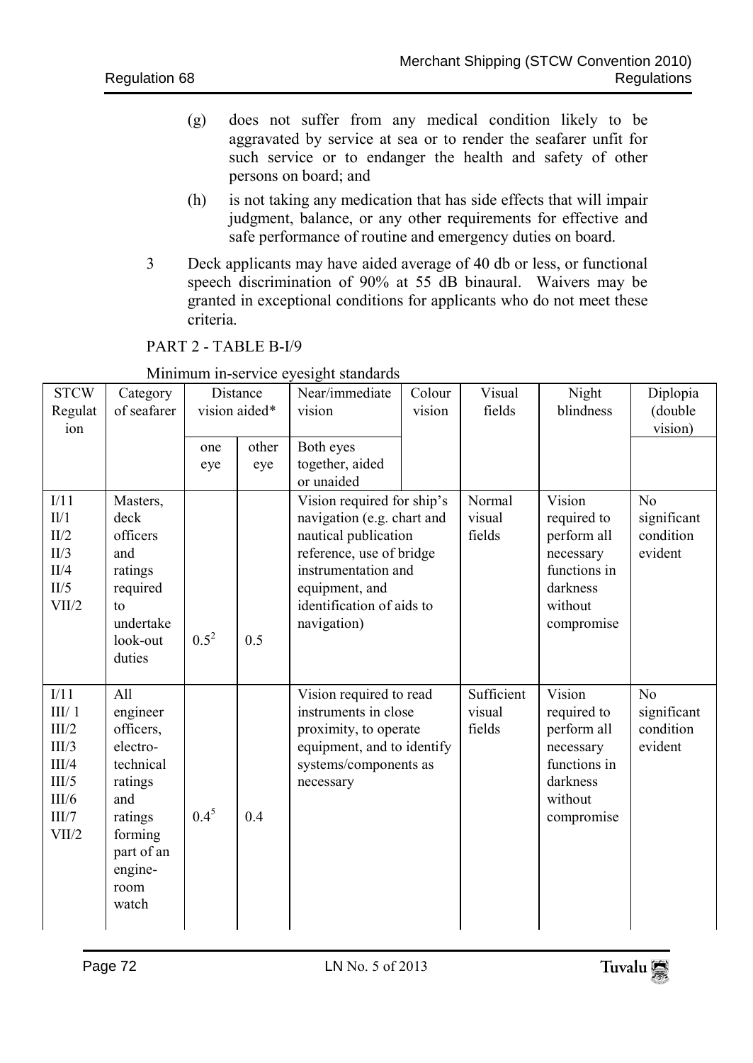(g) does not suffer from any medical condition likely to be aggravated by service at sea or to render the seafarer unfit for such service or to endanger the health and safety of other persons on board; and

(h) is not taking any medication that has side effects that will impair judgment, balance, or any other requirements for effective and safe performance of routine and emergency duties on board.

3 Deck applicants may have aided average of 40 db or less, or functional speech discrimination of 90% at 55 dB binaural. Waivers may be granted in exceptional conditions for applicants who do not meet these criteria.

PART 2 - TABLE B-I/9

Minimum in-service eyesight standards

| STCW Regulation | Category of seafarer | Distance vision aided* | | Near/immediate vision | Colour vision | Visual fields | Night blindness | Diplopia (double vision) |
|---|---|---|---|---|---|---|---|---|
| | | one eye | other eye | Both eyes together, aided or unaided | | | | |
| I/11 II/1 II/2 II/3 II/4 II/5 VII/2 | Masters, deck officers and ratings required to undertake look-out duties | 0.5[2] | 0.5 | Vision required for ship's navigation (e.g. chart and nautical publication reference, use of bridge instrumentation and equipment, and identification of aids to navigation) | | Normal visual fields | Vision required to perform all necessary functions in darkness without compromise | No significant condition evident |
| I/11 III/1 III/2 III/3 III/4 III/5 III/6 III/7 VII/2 | All engineer officers, electro-technical ratings and ratings forming part of an engine-room watch | 0.4[5] | 0.4 | Vision required to read instruments in close proximity, to operate equipment, and to identify systems/components as necessary | | Sufficient visual fields | Vision required to perform all necessary functions in darkness without compromise | No significant condition evident |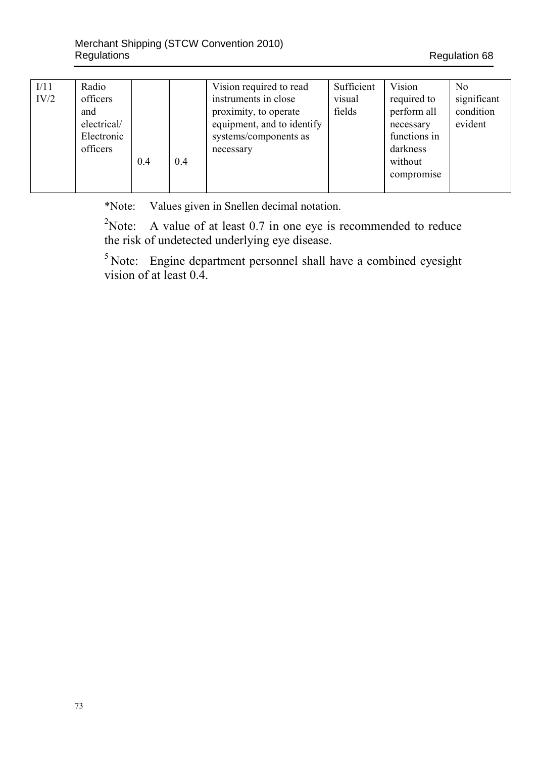| I/11 IV/2 | Radio officers and electrical/ Electronic officers | 0.4 | 0.4 | Vision required to read instruments in close proximity, to operate equipment, and to identify systems/components as necessary | Sufficient visual fields | Vision required to perform all necessary functions in darkness without compromise | No significant condition evident |
|---|---|---|---|---|---|---|---|

*Note: Values given in Snellen decimal notation.

[2]Note: A value of at least 0.7 in one eye is recommended to reduce the risk of undetected underlying eye disease.

[5] Note: Engine department personnel shall have a combined eyesight vision of at least 0.4.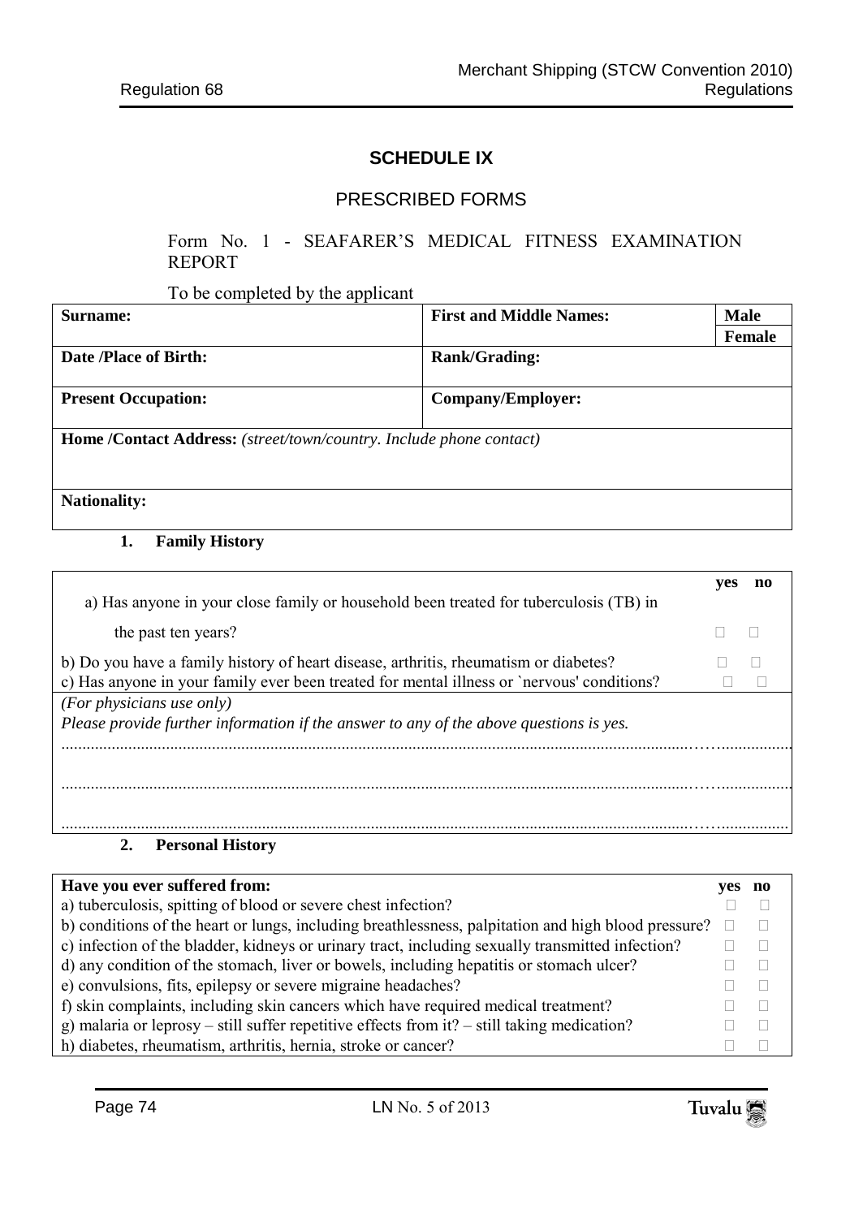## SCHEDULE IX

### PRESCRIBED FORMS

Form No. 1 - SEAFARER'S MEDICAL FITNESS EXAMINATION REPORT

To be completed by the applicant

| **Surname:** | **First and Middle Names:** | **Male** |
|---|---|---|
| | | **Female** |
| **Date /Place of Birth:** | **Rank/Grading:** | |
| **Present Occupation:** | **Company/Employer:** | |
| **Home /Contact Address:** *(street/town/country. Include phone contact)* | | |
| **Nationality:** | | |

**1. Family History**

| | yes | no |
|---|---|---|
| a) Has anyone in your close family or household been treated for tuberculosis (TB) in the past ten years? | □ | □ |
| b) Do you have a family history of heart disease, arthritis, rheumatism or diabetes? | □ | □ |
| c) Has anyone in your family ever been treated for mental illness or `nervous' conditions? | □ | □ |
| *(For physicians use only)* *Please provide further information if the answer to any of the above questions is yes.* ........................................................................ ........................................................................ ........................................................................ | | |

**2. Personal History**

| **Have you ever suffered from:** | **yes** | **no** |
|---|---|---|
| a) tuberculosis, spitting of blood or severe chest infection? | □ | □ |
| b) conditions of the heart or lungs, including breathlessness, palpitation and high blood pressure? | □ | □ |
| c) infection of the bladder, kidneys or urinary tract, including sexually transmitted infection? | □ | □ |
| d) any condition of the stomach, liver or bowels, including hepatitis or stomach ulcer? | □ | □ |
| e) convulsions, fits, epilepsy or severe migraine headaches? | □ | □ |
| f) skin complaints, including skin cancers which have required medical treatment? | □ | □ |
| g) malaria or leprosy – still suffer repetitive effects from it? – still taking medication? | □ | □ |
| h) diabetes, rheumatism, arthritis, hernia, stroke or cancer? | □ | □ |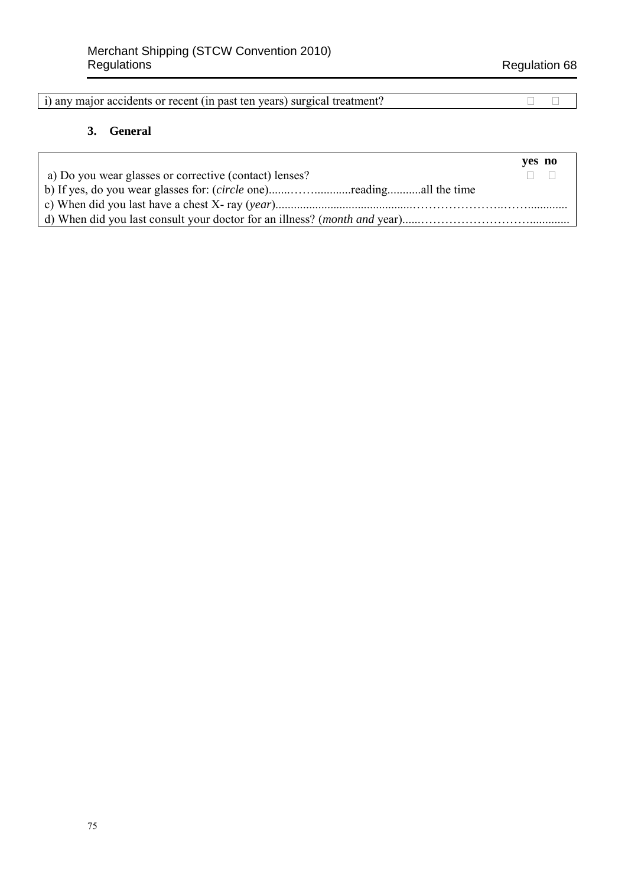| | | |
|---|---|---|
| i) any major accidents or recent (in past ten years) surgical treatment? | ☐ | ☐ |

### 3. General

| | yes | no |
|---|---|---|
| a) Do you wear glasses or corrective (contact) lenses? | ☐ | ☐ |
| b) If yes, do you wear glasses for: (*circle* one).......…….............reading...........all the time | | |
| c) When did you last have a chest X- ray (*year*).............................................…………………..……............ | | |
| d) When did you last consult your doctor for an illness? (*month and* year).....………………………….............. | | |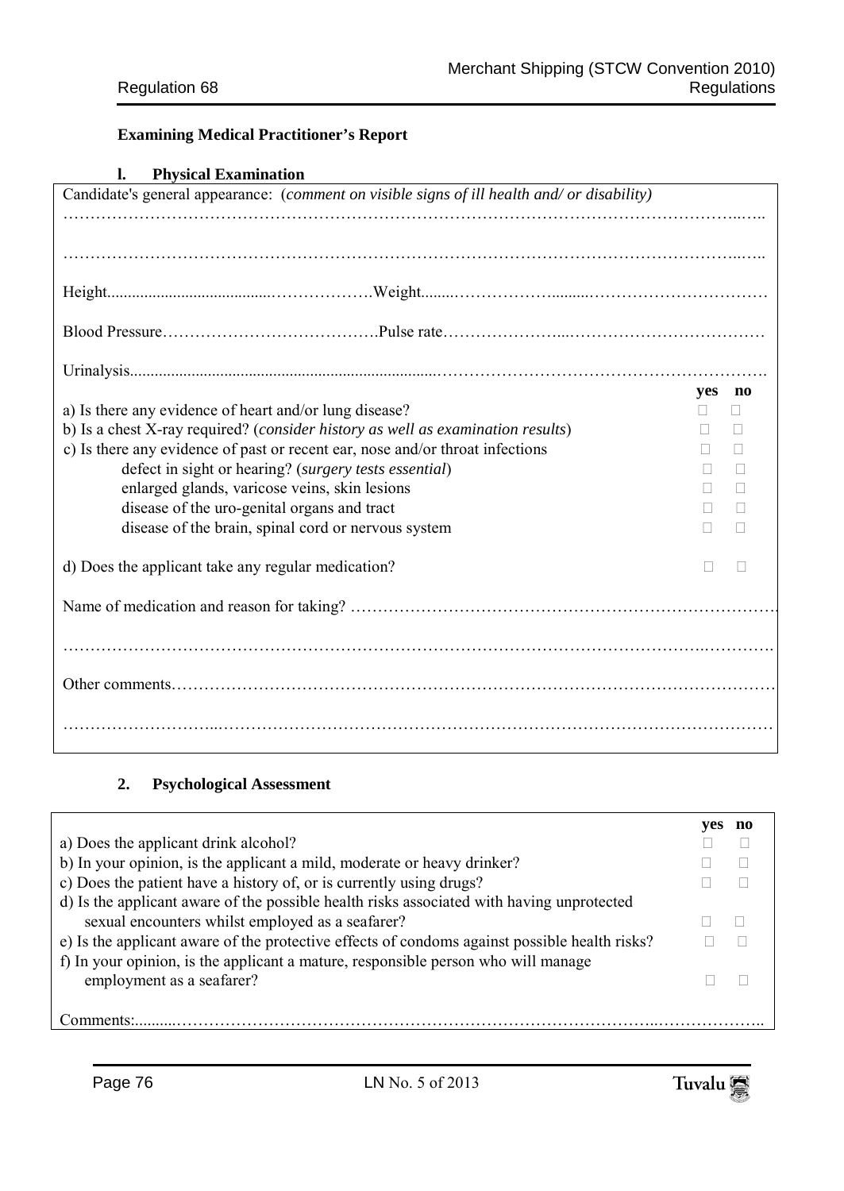**Examining Medical Practitioner's Report**

**l. Physical Examination**

Candidate's general appearance: (*comment on visible signs of ill health and/ or disability*)

…………………………………………………………………………………………………………

…………………………………………………………………………………………………………

Height……………………………………Weight…………………………………………………

Blood Pressure…………………………………Pulse rate…………………………………………

Urinalysis……………………………………………………………………………………………

| | yes | no |
|---|---|---|
| a) Is there any evidence of heart and/or lung disease? | ☐ | ☐ |
| b) Is a chest X-ray required? (*consider history as well as examination results*) | ☐ | ☐ |
| c) Is there any evidence of past or recent ear, nose and/or throat infections | ☐ | ☐ |
| defect in sight or hearing? (*surgery tests essential*) | ☐ | ☐ |
| enlarged glands, varicose veins, skin lesions | ☐ | ☐ |
| disease of the uro-genital organs and tract | ☐ | ☐ |
| disease of the brain, spinal cord or nervous system | ☐ | ☐ |
| d) Does the applicant take any regular medication? | ☐ | ☐ |

Name of medication and reason for taking? ……………………………………………………………

…………………………………………………………………………………………………………

Other comments…………………………………………………………………………………………

…………………………………………………………………………………………………………

**2. Psychological Assessment**

| | yes | no |
|---|---|---|
| a) Does the applicant drink alcohol? | ☐ | ☐ |
| b) In your opinion, is the applicant a mild, moderate or heavy drinker? | ☐ | ☐ |
| c) Does the patient have a history of, or is currently using drugs? | ☐ | ☐ |
| d) Is the applicant aware of the possible health risks associated with having unprotected sexual encounters whilst employed as a seafarer? | ☐ | ☐ |
| e) Is the applicant aware of the protective effects of condoms against possible health risks? | ☐ | ☐ |
| f) In your opinion, is the applicant a mature, responsible person who will manage employment as a seafarer? | ☐ | ☐ |

Comments:…………………………………………………………………………………………………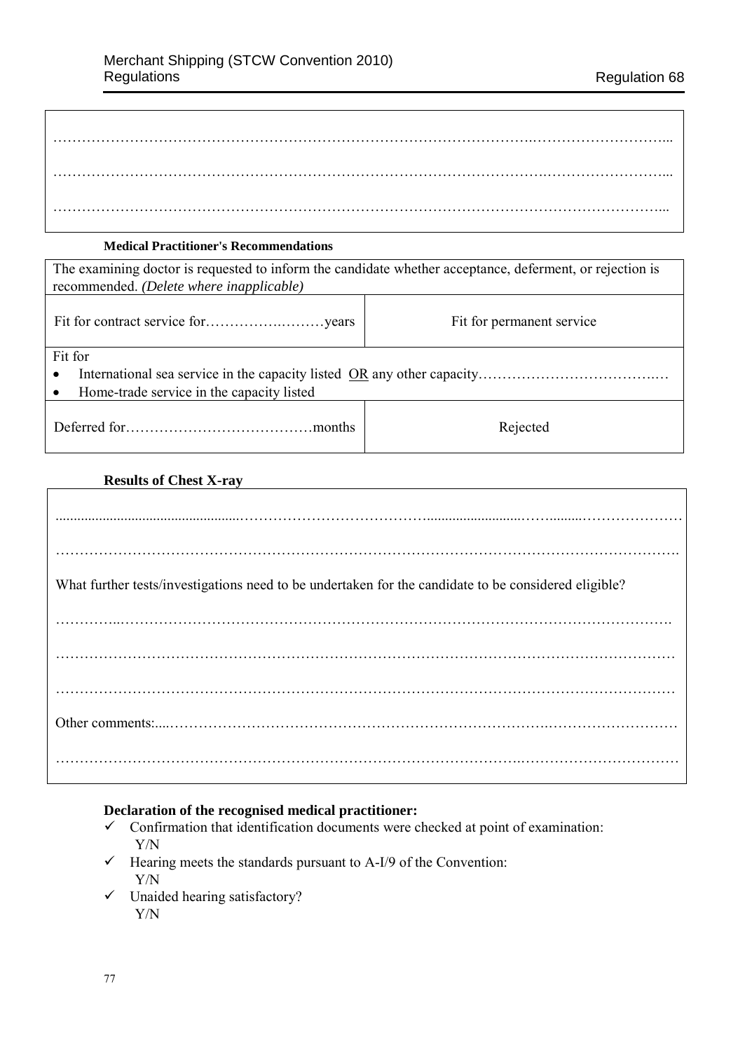……………………………………………………………………………………………………………………...

……………………………………………………………………………………………………………………...

……………………………………………………………………………………………………………………...

**Medical Practitioner's Recommendations**

| The examining doctor is requested to inform the candidate whether acceptance, deferment, or rejection is recommended. *(Delete where inapplicable)* | |
|---|---|
| Fit for contract service for……………………years | Fit for permanent service |
| Fit for<br>• International sea service in the capacity listed OR any other capacity…………………………………<br>• Home-trade service in the capacity listed | |
| Deferred for…………………………………months | Rejected |

**Results of Chest X-ray**

……………………………………………………………………………………………………………………

……………………………………………………………………………………………………………………

What further tests/investigations need to be undertaken for the candidate to be considered eligible?

……………………………………………………………………………………………………………………

……………………………………………………………………………………………………………………

……………………………………………………………………………………………………………………

Other comments:……………………………………………………………………………………………………

……………………………………………………………………………………………………………………

**Declaration of the recognised medical practitioner:**

- ✓ Confirmation that identification documents were checked at point of examination: Y/N
- ✓ Hearing meets the standards pursuant to A-I/9 of the Convention: Y/N
- ✓ Unaided hearing satisfactory? Y/N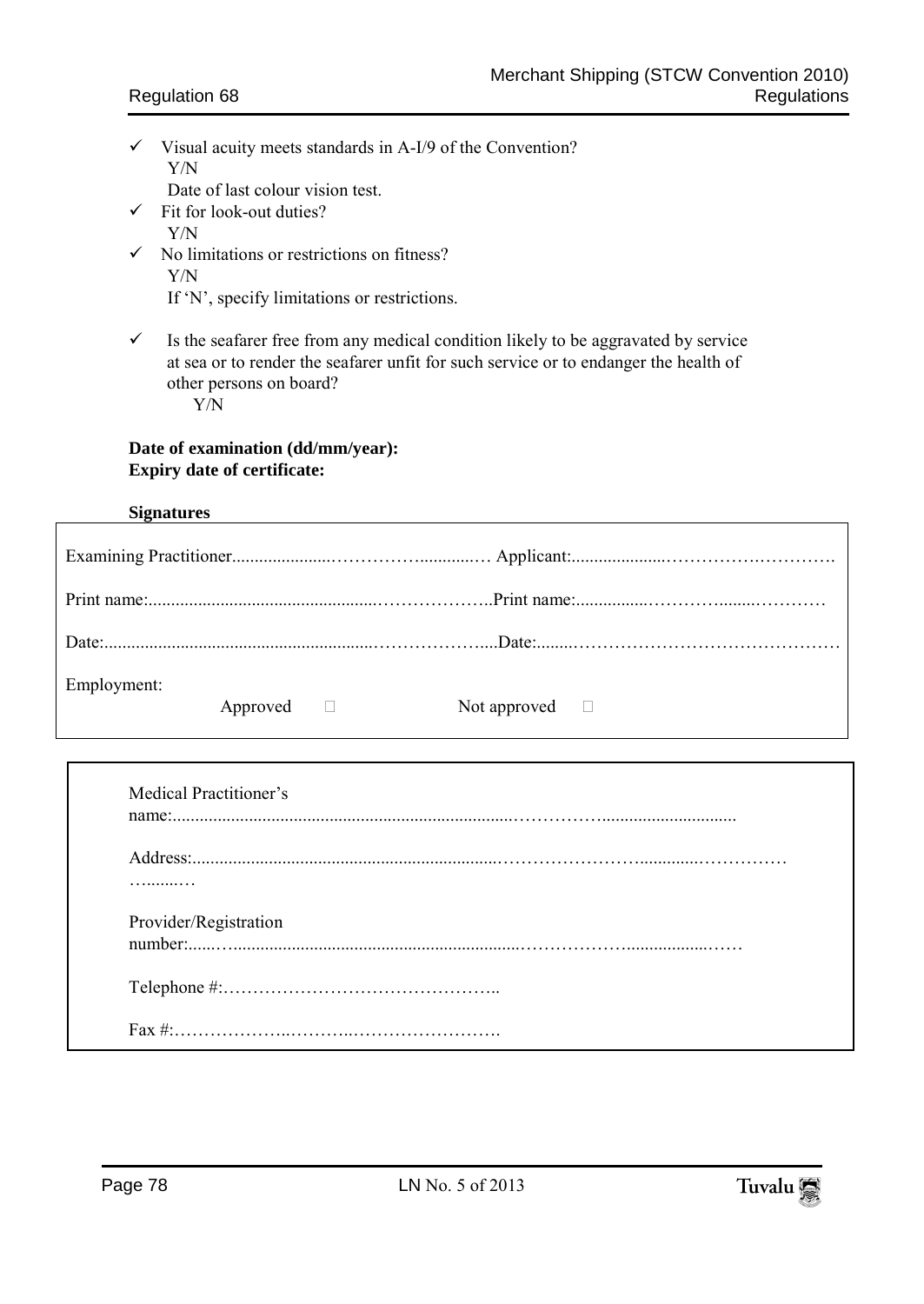- ✓ Visual acuity meets standards in A-I/9 of the Convention?
  Y/N
  Date of last colour vision test.
- ✓ Fit for look-out duties?
  Y/N
- ✓ No limitations or restrictions on fitness?
  Y/N
  If 'N', specify limitations or restrictions.
- ✓ Is the seafarer free from any medical condition likely to be aggravated by service at sea or to render the seafarer unfit for such service or to endanger the health of other persons on board?
  Y/N

**Date of examination (dd/mm/year):**
**Expiry date of certificate:**

**Signatures**

Examining Practitioner.......................……………............… Applicant:.....................…………….………….

Print name:...................................................………………..Print name:................………….......…………

Date:...........................................................………………....Date:........………………………………………

Employment:
Approved ☐ Not approved ☐

Medical Practitioner's name:............................................................................……………..............................

Address:...................................................................…………………….............……………
…........…

Provider/Registration number:......….................................................................………………..................……

Telephone #:………………………………………..

Fax #:………………..………..…………………….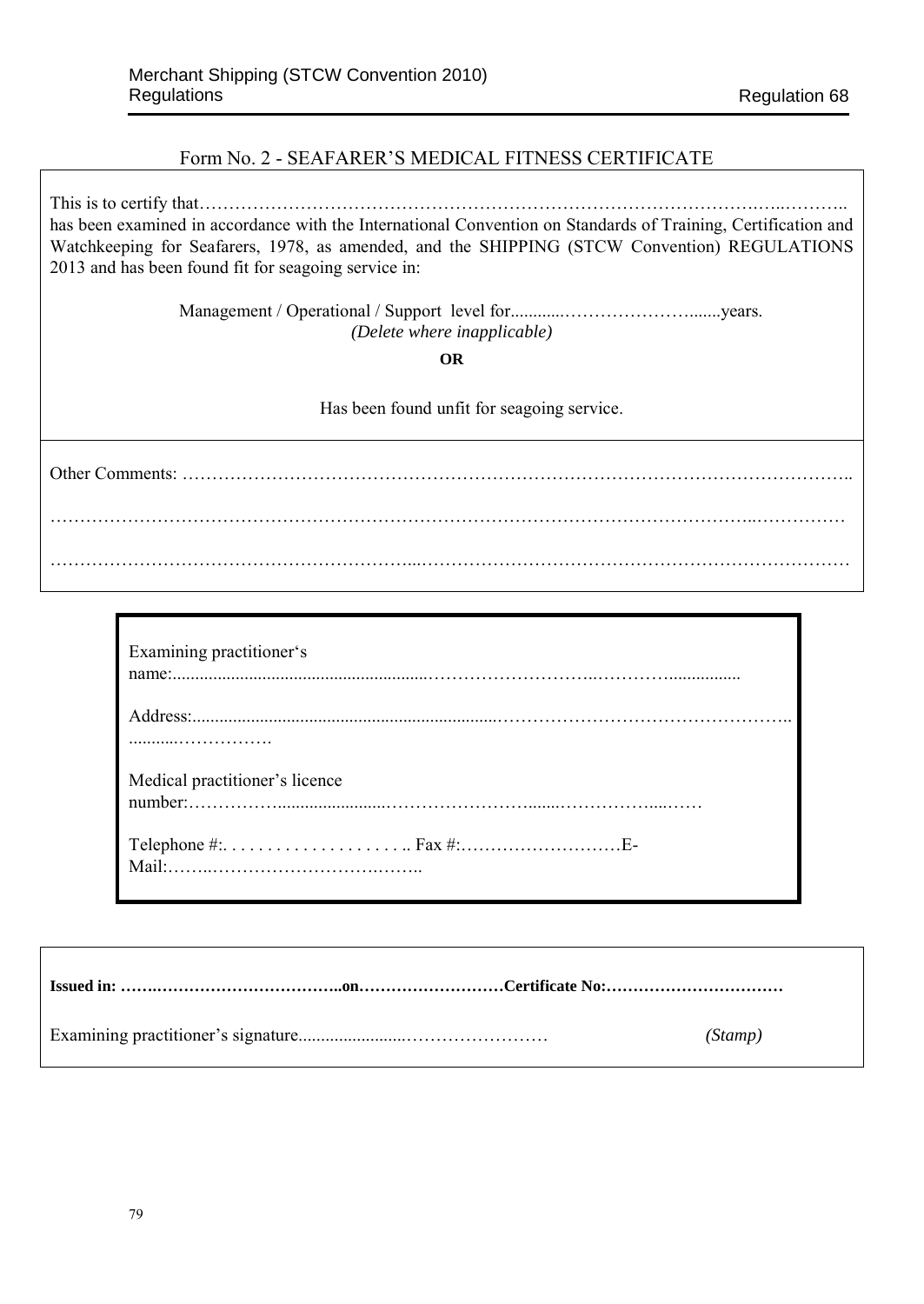## Form No. 2 - SEAFARER'S MEDICAL FITNESS CERTIFICATE

This is to certify that……………………………………………………………………………………….…..………..
has been examined in accordance with the International Convention on Standards of Training, Certification and Watchkeeping for Seafarers, 1978, as amended, and the SHIPPING (STCW Convention) REGULATIONS 2013 and has been found fit for seagoing service in:

Management / Operational / Support level for............……………………........years.
*(Delete where inapplicable)*

**OR**

Has been found unfit for seagoing service.

Other Comments: ………………………………………………………………………………………………..

……………………………………………………………………………………………………..……………

……………………………………………………...…………………………………………………………

Examining practitioner's name:........................................................………………………..…………................

Address:...................................................................…………………………………………..
...........…………….

Medical practitioner's licence number:……………........................……………………........………………...……

Telephone #:. . . . . . . . . . . . . . . . . . . . .. Fax #:………………………E-Mail:……..…………………………..……..

**Issued in: …….…………………………..on………………………Certificate No:……………………………**

Examining practitioner's signature.......................……………………  *(Stamp)*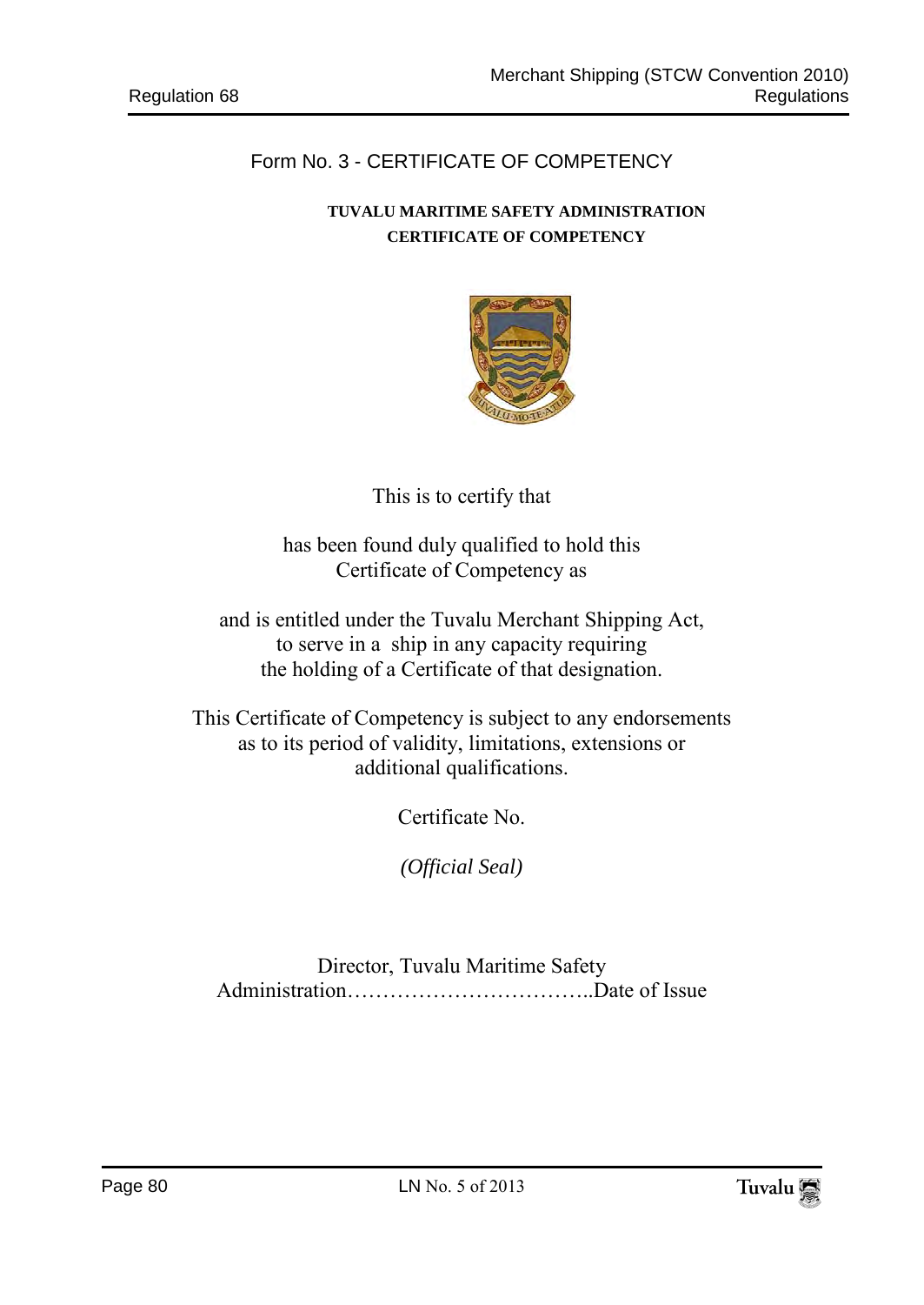## Form No. 3 - CERTIFICATE OF COMPETENCY

**TUVALU MARITIME SAFETY ADMINISTRATION**
**CERTIFICATE OF COMPETENCY**

This is to certify that

has been found duly qualified to hold this
Certificate of Competency as

and is entitled under the Tuvalu Merchant Shipping Act,
to serve in a ship in any capacity requiring
the holding of a Certificate of that designation.

This Certificate of Competency is subject to any endorsements
as to its period of validity, limitations, extensions or
additional qualifications.

Certificate No.

*(Official Seal)*

Director, Tuvalu Maritime Safety
Administration……………………………..Date of Issue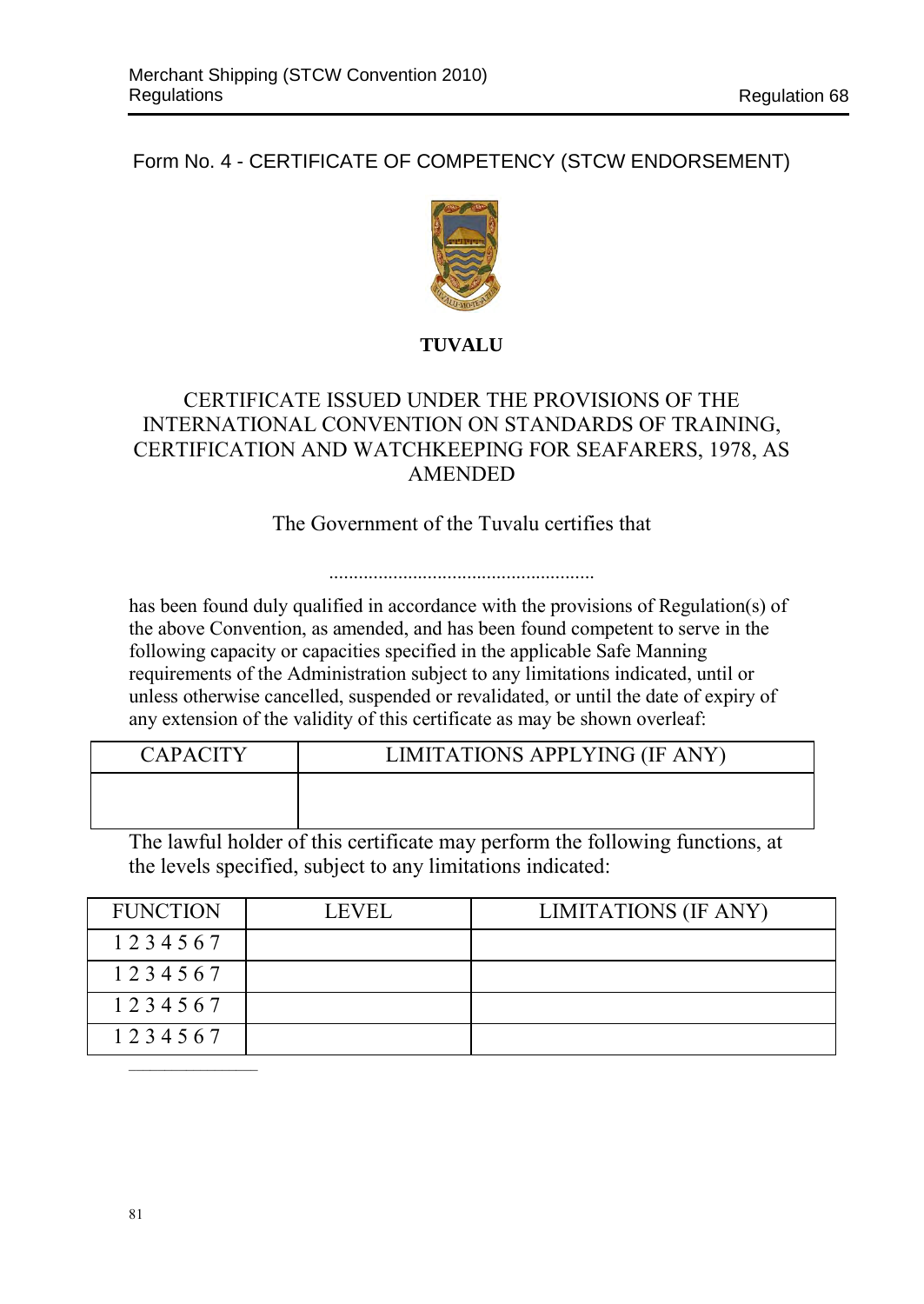## Form No. 4 - CERTIFICATE OF COMPETENCY (STCW ENDORSEMENT)

**TUVALU**

CERTIFICATE ISSUED UNDER THE PROVISIONS OF THE INTERNATIONAL CONVENTION ON STANDARDS OF TRAINING, CERTIFICATION AND WATCHKEEPING FOR SEAFARERS, 1978, AS AMENDED

The Government of the Tuvalu certifies that

......................................................

has been found duly qualified in accordance with the provisions of Regulation(s) of the above Convention, as amended, and has been found competent to serve in the following capacity or capacities specified in the applicable Safe Manning requirements of the Administration subject to any limitations indicated, until or unless otherwise cancelled, suspended or revalidated, or until the date of expiry of any extension of the validity of this certificate as may be shown overleaf:

| CAPACITY | LIMITATIONS APPLYING (IF ANY) |
|---|---|
| | |

The lawful holder of this certificate may perform the following functions, at the levels specified, subject to any limitations indicated:

| FUNCTION | LEVEL | LIMITATIONS (IF ANY) |
|---|---|---|
| 1 2 3 4 5 6 7 | | |
| 1 2 3 4 5 6 7 | | |
| 1 2 3 4 5 6 7 | | |
| 1 2 3 4 5 6 7 | | |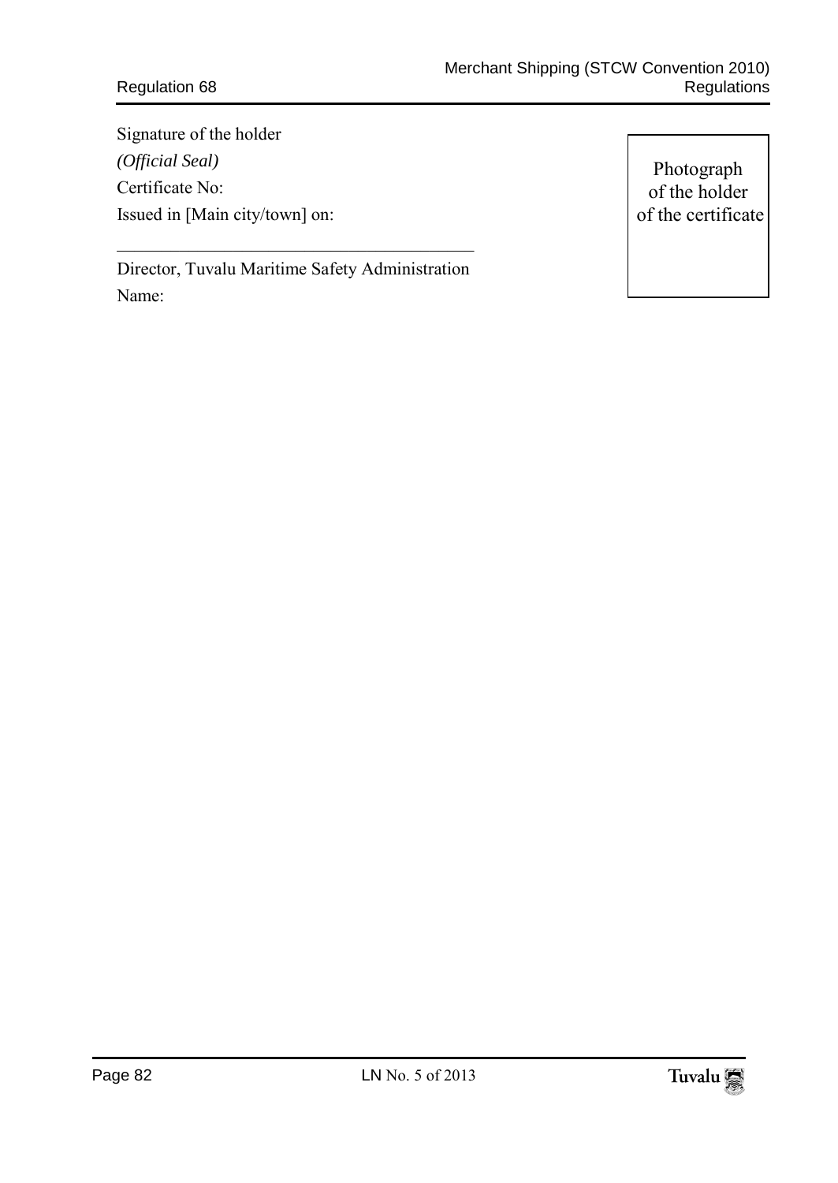Signature of the holder

*(Official Seal)*

Certificate No:

Issued in [Main city/town] on:

Photograph of the holder of the certificate

\_\_\_\_\_\_\_\_\_\_\_\_\_\_\_\_\_\_\_\_\_\_\_\_\_\_\_\_\_\_\_\_\_\_\_\_\_\_\_\_

Director, Tuvalu Maritime Safety Administration

Name: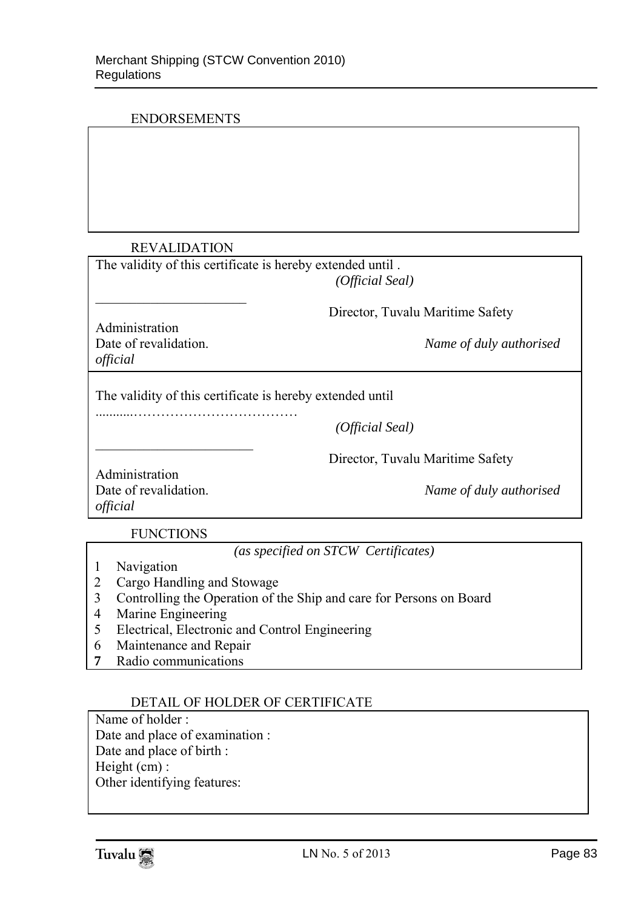ENDORSEMENTS

| |
|---|
| |

REVALIDATION

| | |
|---|---|
| The validity of this certificate is hereby extended until . | |
| | *(Official Seal)* |
| \_\_\_\_\_\_\_\_\_\_\_\_\_\_\_\_\_\_\_\_\_\_ | Director, Tuvalu Maritime Safety Administration |
| Date of revalidation. | *Name of duly authorised official* |
| The validity of this certificate is hereby extended until ..........……………………………… | |
| | *(Official Seal)* |
| \_\_\_\_\_\_\_\_\_\_\_\_\_\_\_\_\_\_\_\_\_\_ | Director, Tuvalu Maritime Safety Administration |
| Date of revalidation. | *Name of duly authorised official* |

FUNCTIONS

*(as specified on STCW Certificates)*

1 Navigation
2 Cargo Handling and Stowage
3 Controlling the Operation of the Ship and care for Persons on Board
4 Marine Engineering
5 Electrical, Electronic and Control Engineering
6 Maintenance and Repair
**7** Radio communications

DETAIL OF HOLDER OF CERTIFICATE

Name of holder :
Date and place of examination :
Date and place of birth :
Height (cm) :
Other identifying features: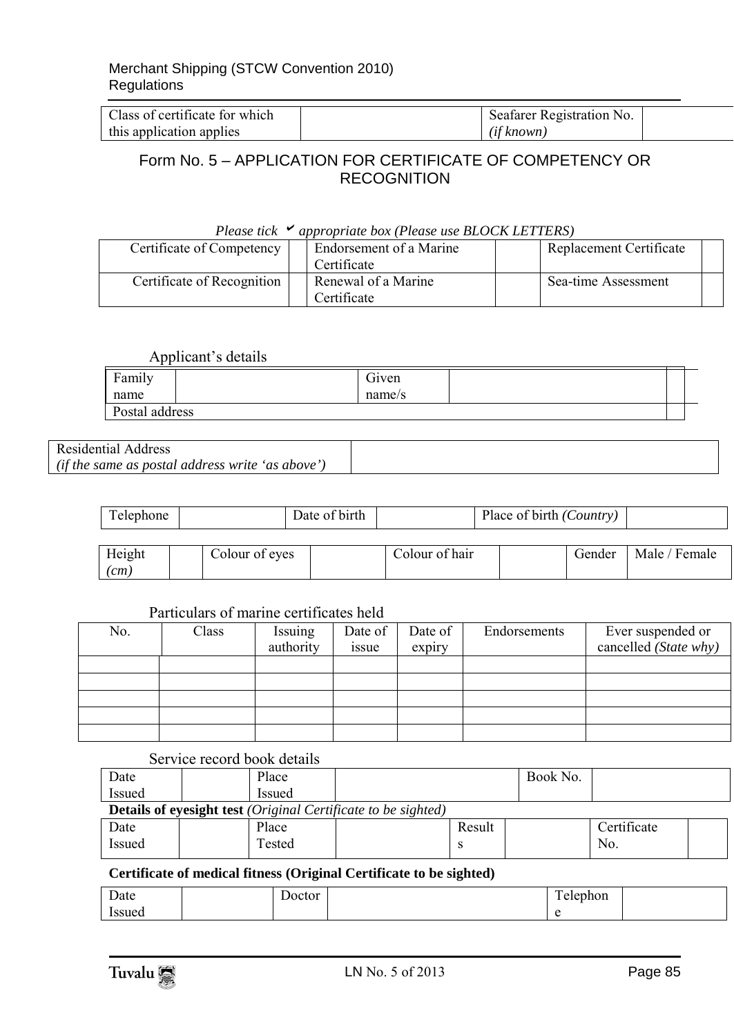| Class of certificate for which this application applies | | Seafarer Registration No. *(if known)* | |
|---|---|---|---|

## Form No. 5 – APPLICATION FOR CERTIFICATE OF COMPETENCY OR RECOGNITION

*Please tick ✔ appropriate box (Please use BLOCK LETTERS)*

| Certificate of Competency | | Endorsement of a Marine Certificate | | Replacement Certificate | |
|---|---|---|---|---|---|
| Certificate of Recognition | | Renewal of a Marine Certificate | | Sea-time Assessment | |

Applicant's details

| Family name | | Given name/s | | |
|---|---|---|---|---|
| Postal address | | | | |

| Residential Address *(if the same as postal address write 'as above')* | |
|---|---|

| Telephone | | Date of birth | | Place of birth *(Country)* | |
|---|---|---|---|---|---|

| Height *(cm)* | | Colour of eyes | | Colour of hair | | Gender | Male / Female |
|---|---|---|---|---|---|---|---|

Particulars of marine certificates held

| No. | Class | Issuing authority | Date of issue | Date of expiry | Endorsements | Ever suspended or cancelled *(State why)* |
|---|---|---|---|---|---|---|
| | | | | | | |
| | | | | | | |
| | | | | | | |
| | | | | | | |
| | | | | | | |

Service record book details

| Date Issued | | Place Issued | | Book No. | |
|---|---|---|---|---|---|

**Details of eyesight test** *(Original Certificate to be sighted)*

| Date Issued | | Place Tested | | Results | | Certificate No. | |
|---|---|---|---|---|---|---|---|

**Certificate of medical fitness (Original Certificate to be sighted)**

| Date Issued | | Doctor | | Telephone | |
|---|---|---|---|---|---|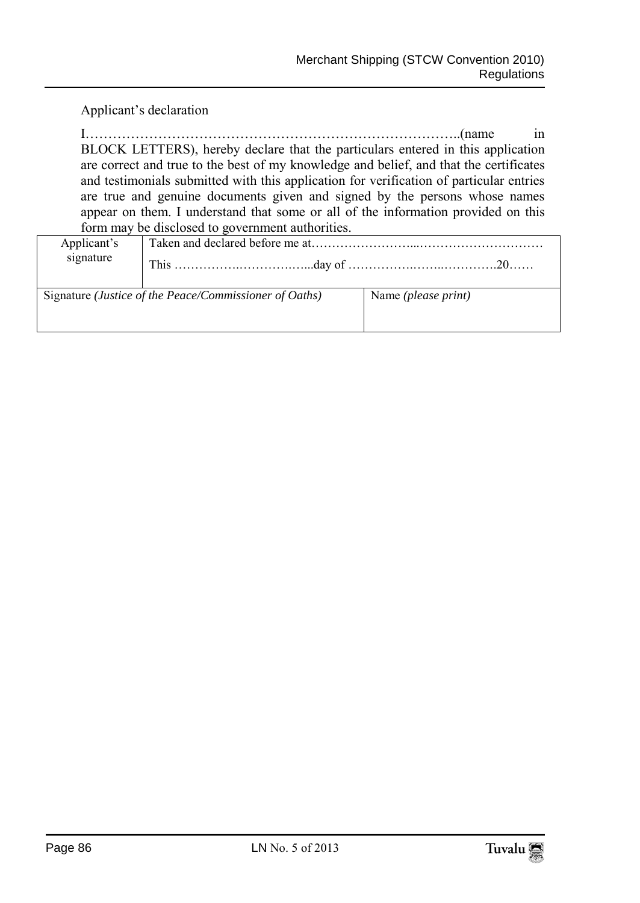Applicant's declaration

I……………………………………………………………………..(name in BLOCK LETTERS), hereby declare that the particulars entered in this application are correct and true to the best of my knowledge and belief, and that the certificates and testimonials submitted with this application for verification of particular entries are true and genuine documents given and signed by the persons whose names appear on them. I understand that some or all of the information provided on this form may be disclosed to government authorities.

| Applicant's signature | Taken and declared before me at……………………...………………………… This ………….…………….…...day of …………….……..………….20…… | |
|---|---|---|
| Signature *(Justice of the Peace/Commissioner of Oaths)* | | Name *(please print)* |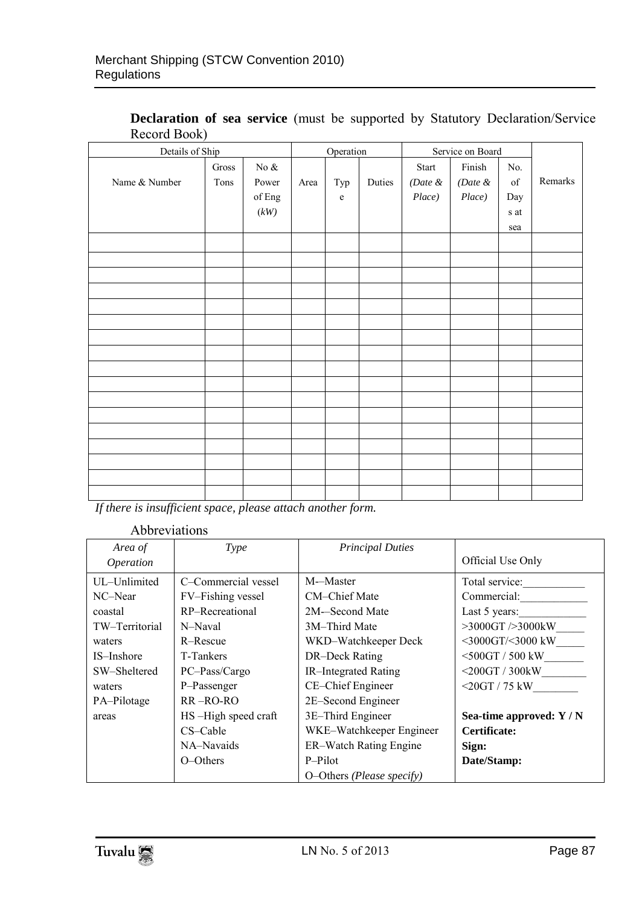**Declaration of sea service** (must be supported by Statutory Declaration/Service Record Book)

| Details of Ship | | | Operation | | | Service on Board | | | Remarks |
|---|---|---|---|---|---|---|---|---|---|
| Name & Number | Gross Tons | No & Power of Eng (*kW*) | Area | Type | Duties | Start *(Date & Place)* | Finish *(Date & Place)* | No. of Days at sea | |
| | | | | | | | | | |
| | | | | | | | | | |
| | | | | | | | | | |
| | | | | | | | | | |
| | | | | | | | | | |
| | | | | | | | | | |
| | | | | | | | | | |
| | | | | | | | | | |
| | | | | | | | | | |
| | | | | | | | | | |
| | | | | | | | | | |
| | | | | | | | | | |
| | | | | | | | | | |
| | | | | | | | | | |
| | | | | | | | | | |
| | | | | | | | | | |
| | | | | | | | | | |

*If there is insufficient space, please attach another form.*

Abbreviations

| *Area of Operation* | *Type* | *Principal Duties* | Official Use Only |
|---|---|---|---|
| UL–Unlimited<br>NC–Near coastal<br>TW–Territorial waters<br>IS–Inshore<br>SW–Sheltered waters<br>PA–Pilotage areas | C–Commercial vessel<br>FV–Fishing vessel<br>RP–Recreational<br>N–Naval<br>R–Rescue<br>T-Tankers<br>PC–Pass/Cargo<br>P–Passenger<br>RR –RO-RO<br>HS –High speed craft<br>CS–Cable<br>NA–Navaids<br>O–Others | M-–Master<br>CM–Chief Mate<br>2M-–Second Mate<br>3M–Third Mate<br>WKD–Watchkeeper Deck<br>DR–Deck Rating<br>IR–Integrated Rating<br>CE–Chief Engineer<br>2E–Second Engineer<br>3E–Third Engineer<br>WKE–Watchkeeper Engineer<br>ER–Watch Rating Engine<br>P–Pilot<br>O–Others *(Please specify)* | Total service:___________<br>Commercial:____________<br>Last 5 years:____________<br>>3000GT />3000kW_____<br><3000GT/<3000 kW_____<br><500GT / 500 kW_______<br><200GT / 300kW________<br><20GT / 75 kW________<br><br>**Sea-time approved: Y / N**<br>**Certificate:**<br>**Sign:**<br>**Date/Stamp:** |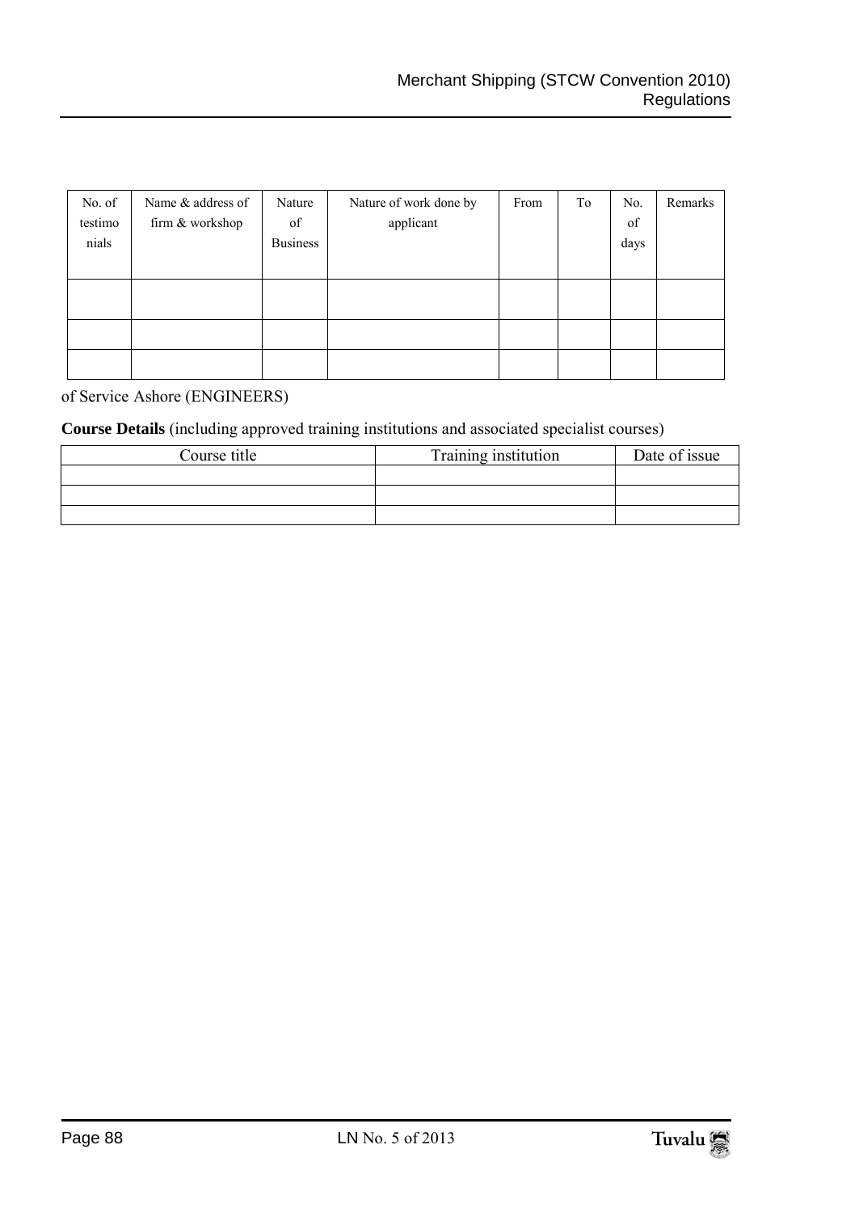| No. of testimonials | Name & address of firm & workshop | Nature of Business | Nature of work done by applicant | From | To | No. of days | Remarks |
|---|---|---|---|---|---|---|---|
| | | | | | | | |
| | | | | | | | |
| | | | | | | | |

of Service Ashore (ENGINEERS)

**Course Details** (including approved training institutions and associated specialist courses)

| Course title | Training institution | Date of issue |
|---|---|---|
| | | |
| | | |
| | | |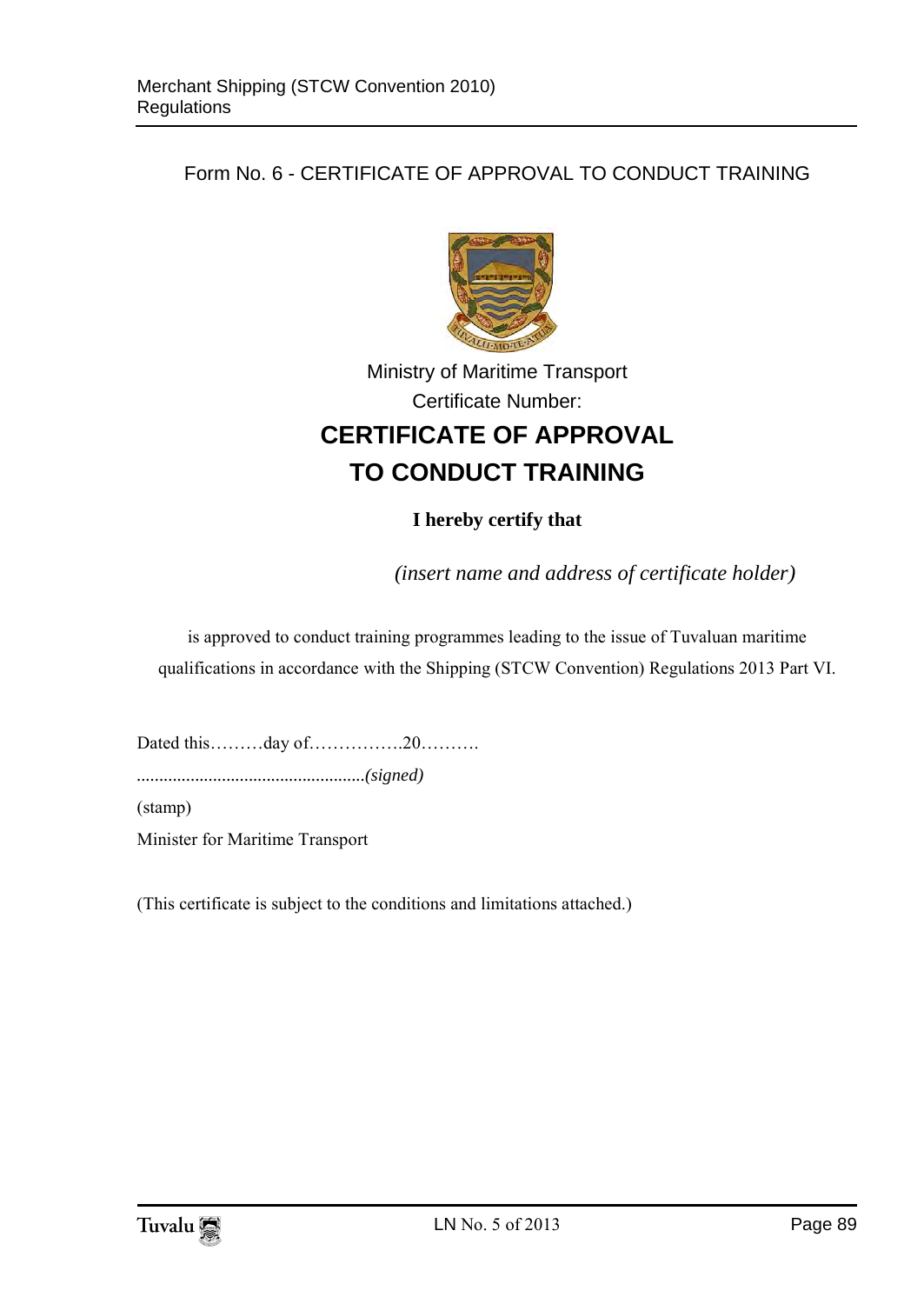## Form No. 6 - CERTIFICATE OF APPROVAL TO CONDUCT TRAINING

Ministry of Maritime Transport

Certificate Number:

# CERTIFICATE OF APPROVAL TO CONDUCT TRAINING

**I hereby certify that**

*(insert name and address of certificate holder)*

is approved to conduct training programmes leading to the issue of Tuvaluan maritime qualifications in accordance with the Shipping (STCW Convention) Regulations 2013 Part VI.

Dated this………day of…………….20……….

...................................................*(signed)*

(stamp)

Minister for Maritime Transport

(This certificate is subject to the conditions and limitations attached.)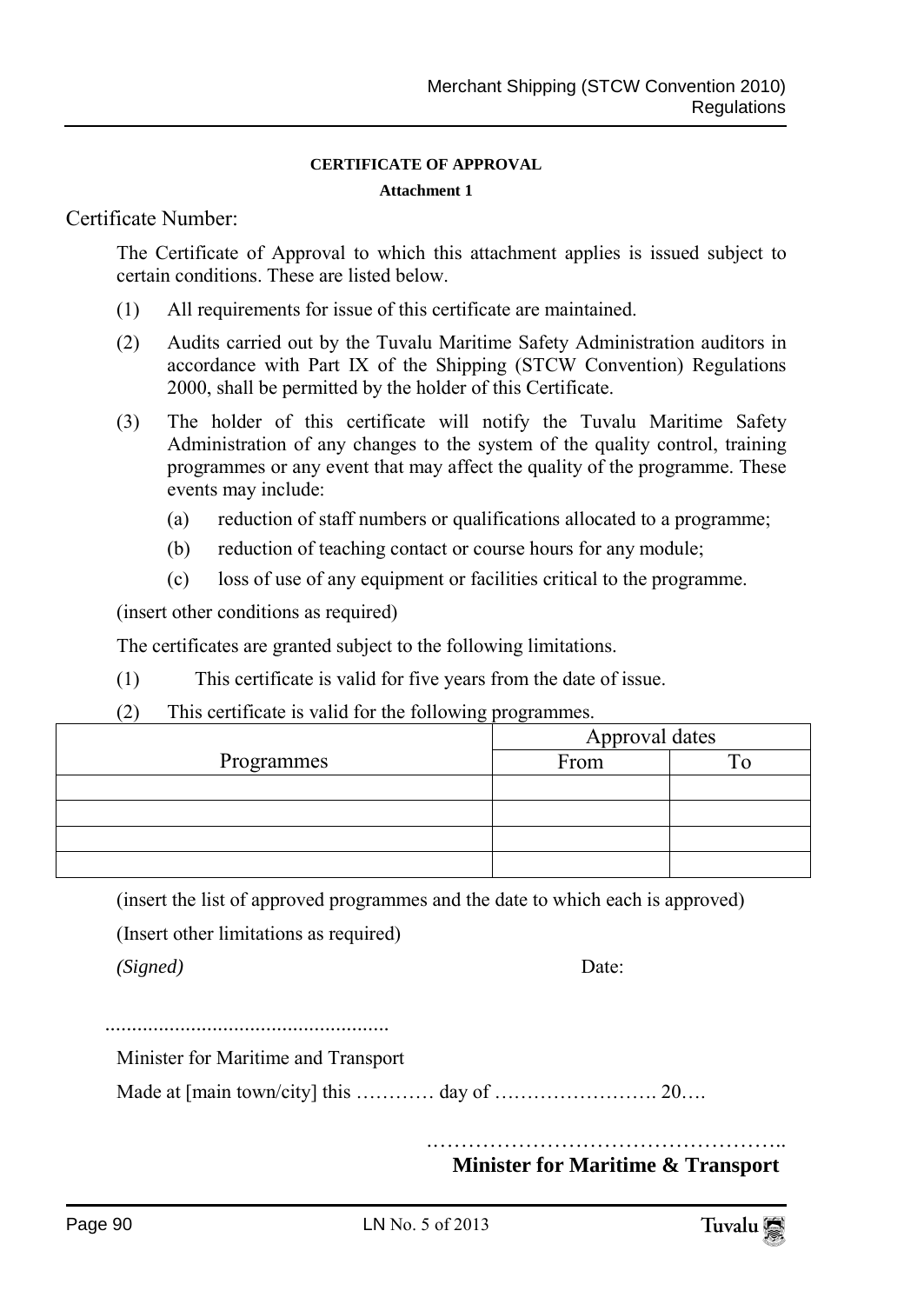**CERTIFICATE OF APPROVAL**

**Attachment 1**

Certificate Number:

The Certificate of Approval to which this attachment applies is issued subject to certain conditions. These are listed below.

(1) All requirements for issue of this certificate are maintained.

(2) Audits carried out by the Tuvalu Maritime Safety Administration auditors in accordance with Part IX of the Shipping (STCW Convention) Regulations 2000, shall be permitted by the holder of this Certificate.

(3) The holder of this certificate will notify the Tuvalu Maritime Safety Administration of any changes to the system of the quality control, training programmes or any event that may affect the quality of the programme. These events may include:

(a) reduction of staff numbers or qualifications allocated to a programme;

(b) reduction of teaching contact or course hours for any module;

(c) loss of use of any equipment or facilities critical to the programme.

(insert other conditions as required)

The certificates are granted subject to the following limitations.

(1) This certificate is valid for five years from the date of issue.

(2) This certificate is valid for the following programmes.

| Programmes | Approval dates | |
|---|---|---|
| | From | To |
| | | |
| | | |
| | | |
| | | |

(insert the list of approved programmes and the date to which each is approved)

(Insert other limitations as required)

*(Signed)* Date:

....................................................

Minister for Maritime and Transport

Made at [main town/city] this ………… day of ……………………. 20….

…………………………………………..

**Minister for Maritime & Transport**